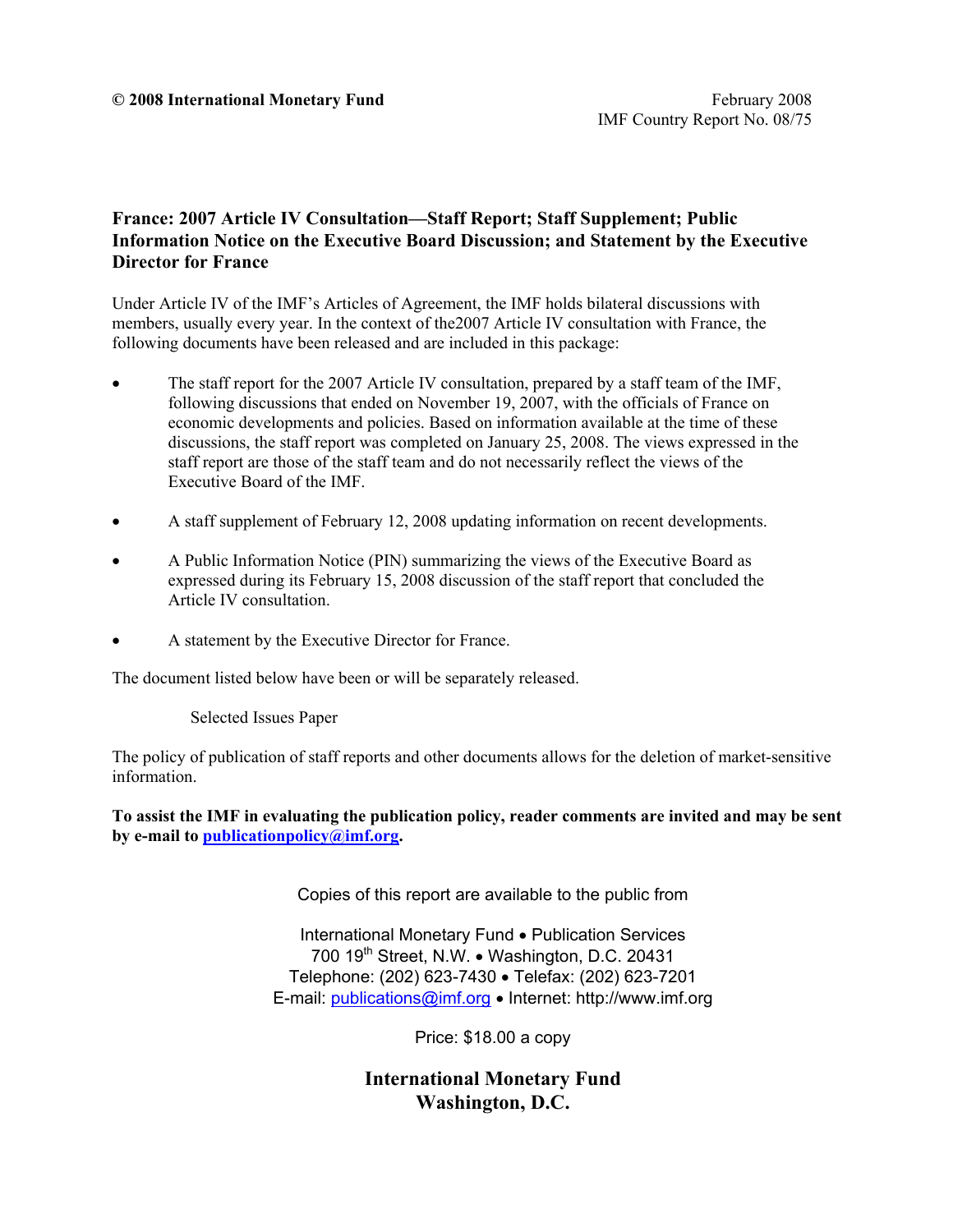**© 2008 International Monetary Fund**

February 2008
IMF Country Report No. 08/75

# France: 2007 Article IV Consultation—Staff Report; Staff Supplement; Public Information Notice on the Executive Board Discussion; and Statement by the Executive Director for France

Under Article IV of the IMF's Articles of Agreement, the IMF holds bilateral discussions with members, usually every year. In the context of the2007 Article IV consultation with France, the following documents have been released and are included in this package:

- The staff report for the 2007 Article IV consultation, prepared by a staff team of the IMF, following discussions that ended on November 19, 2007, with the officials of France on economic developments and policies. Based on information available at the time of these discussions, the staff report was completed on January 25, 2008. The views expressed in the staff report are those of the staff team and do not necessarily reflect the views of the Executive Board of the IMF.
- A staff supplement of February 12, 2008 updating information on recent developments.
- A Public Information Notice (PIN) summarizing the views of the Executive Board as expressed during its February 15, 2008 discussion of the staff report that concluded the Article IV consultation.
- A statement by the Executive Director for France.

The document listed below have been or will be separately released.

Selected Issues Paper

The policy of publication of staff reports and other documents allows for the deletion of market-sensitive information.

**To assist the IMF in evaluating the publication policy, reader comments are invited and may be sent by e-mail to publicationpolicy@imf.org.**

Copies of this report are available to the public from

International Monetary Fund • Publication Services
700 19th Street, N.W. • Washington, D.C. 20431
Telephone: (202) 623-7430 • Telefax: (202) 623-7201
E-mail: publications@imf.org • Internet: http://www.imf.org

Price: $18.00 a copy

**International Monetary Fund**
**Washington, D.C.**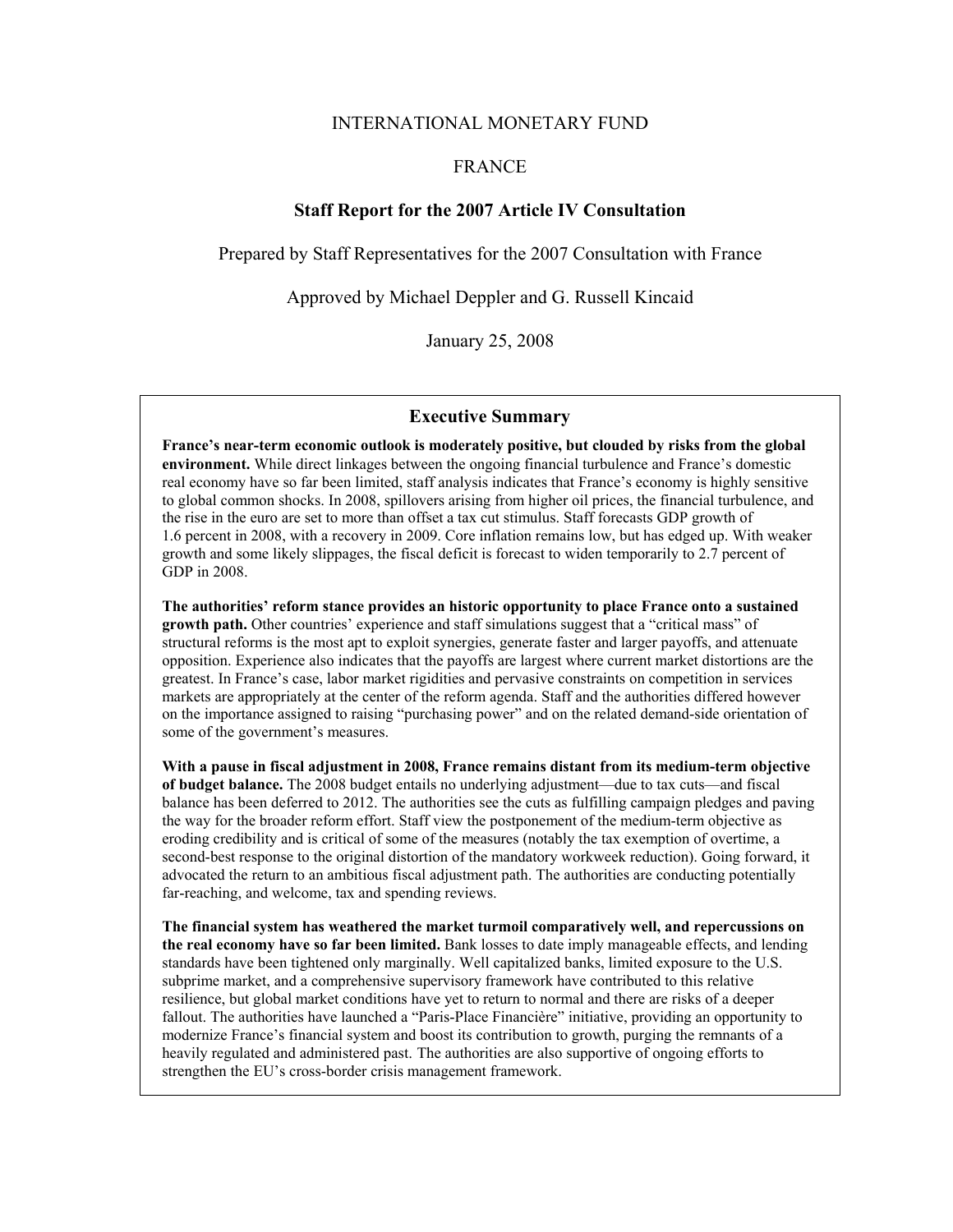INTERNATIONAL MONETARY FUND

FRANCE

# Staff Report for the 2007 Article IV Consultation

Prepared by Staff Representatives for the 2007 Consultation with France

Approved by Michael Deppler and G. Russell Kincaid

January 25, 2008

## Executive Summary

**France's near-term economic outlook is moderately positive, but clouded by risks from the global environment.** While direct linkages between the ongoing financial turbulence and France's domestic real economy have so far been limited, staff analysis indicates that France's economy is highly sensitive to global common shocks. In 2008, spillovers arising from higher oil prices, the financial turbulence, and the rise in the euro are set to more than offset a tax cut stimulus. Staff forecasts GDP growth of 1.6 percent in 2008, with a recovery in 2009. Core inflation remains low, but has edged up. With weaker growth and some likely slippages, the fiscal deficit is forecast to widen temporarily to 2.7 percent of GDP in 2008.

**The authorities' reform stance provides an historic opportunity to place France onto a sustained growth path.** Other countries' experience and staff simulations suggest that a "critical mass" of structural reforms is the most apt to exploit synergies, generate faster and larger payoffs, and attenuate opposition. Experience also indicates that the payoffs are largest where current market distortions are the greatest. In France's case, labor market rigidities and pervasive constraints on competition in services markets are appropriately at the center of the reform agenda. Staff and the authorities differed however on the importance assigned to raising "purchasing power" and on the related demand-side orientation of some of the government's measures.

**With a pause in fiscal adjustment in 2008, France remains distant from its medium-term objective of budget balance.** The 2008 budget entails no underlying adjustment—due to tax cuts—and fiscal balance has been deferred to 2012. The authorities see the cuts as fulfilling campaign pledges and paving the way for the broader reform effort. Staff view the postponement of the medium-term objective as eroding credibility and is critical of some of the measures (notably the tax exemption of overtime, a second-best response to the original distortion of the mandatory workweek reduction). Going forward, it advocated the return to an ambitious fiscal adjustment path. The authorities are conducting potentially far-reaching, and welcome, tax and spending reviews.

**The financial system has weathered the market turmoil comparatively well, and repercussions on the real economy have so far been limited.** Bank losses to date imply manageable effects, and lending standards have been tightened only marginally. Well capitalized banks, limited exposure to the U.S. subprime market, and a comprehensive supervisory framework have contributed to this relative resilience, but global market conditions have yet to return to normal and there are risks of a deeper fallout. The authorities have launched a "Paris-Place Financière" initiative, providing an opportunity to modernize France's financial system and boost its contribution to growth, purging the remnants of a heavily regulated and administered past. The authorities are also supportive of ongoing efforts to strengthen the EU's cross-border crisis management framework.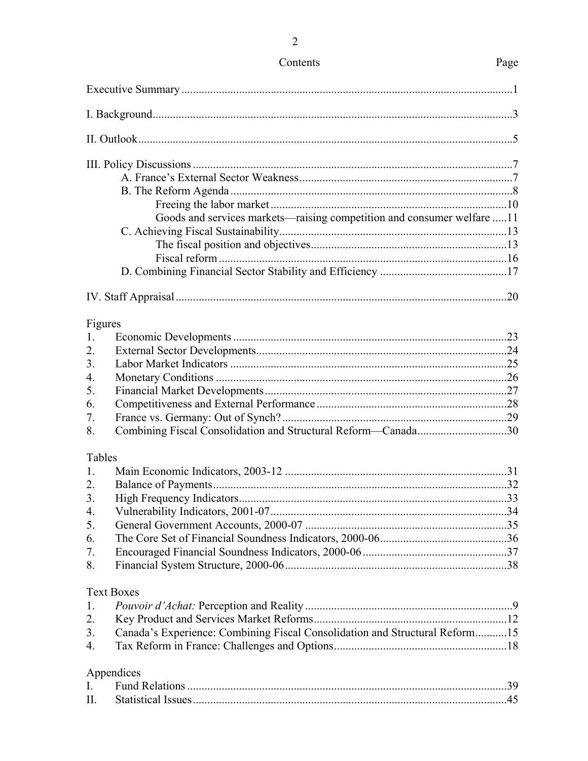# Contents

| | Page |
|---|---|
| Executive Summary | 1 |
| I. Background | 3 |
| II. Outlook | 5 |
| III. Policy Discussions | 7 |
| A. France's External Sector Weakness | 7 |
| B. The Reform Agenda | 8 |
| Freeing the labor market | 10 |
| Goods and services markets—raising competition and consumer welfare | 11 |
| C. Achieving Fiscal Sustainability | 13 |
| The fiscal position and objectives | 13 |
| Fiscal reform | 16 |
| D. Combining Financial Sector Stability and Efficiency | 17 |
| IV. Staff Appraisal | 20 |

**Figures**

| | | |
|---|---|---|
| 1. | Economic Developments | 23 |
| 2. | External Sector Developments | 24 |
| 3. | Labor Market Indicators | 25 |
| 4. | Monetary Conditions | 26 |
| 5. | Financial Market Developments | 27 |
| 6. | Competitiveness and External Performance | 28 |
| 7. | France vs. Germany: Out of Synch? | 29 |
| 8. | Combining Fiscal Consolidation and Structural Reform—Canada | 30 |

**Tables**

| | | |
|---|---|---|
| 1. | Main Economic Indicators, 2003-12 | 31 |
| 2. | Balance of Payments | 32 |
| 3. | High Frequency Indicators | 33 |
| 4. | Vulnerability Indicators, 2001-07 | 34 |
| 5. | General Government Accounts, 2000-07 | 35 |
| 6. | The Core Set of Financial Soundness Indicators, 2000-06 | 36 |
| 7. | Encouraged Financial Soundness Indicators, 2000-06 | 37 |
| 8. | Financial System Structure, 2000-06 | 38 |

**Text Boxes**

| | | |
|---|---|---|
| 1. | *Pouvoir d'Achat:* Perception and Reality | 9 |
| 2. | Key Product and Services Market Reforms | 12 |
| 3. | Canada's Experience: Combining Fiscal Consolidation and Structural Reform | 15 |
| 4. | Tax Reform in France: Challenges and Options | 18 |

**Appendices**

| | | |
|---|---|---|
| I. | Fund Relations | 39 |
| II. | Statistical Issues | 45 |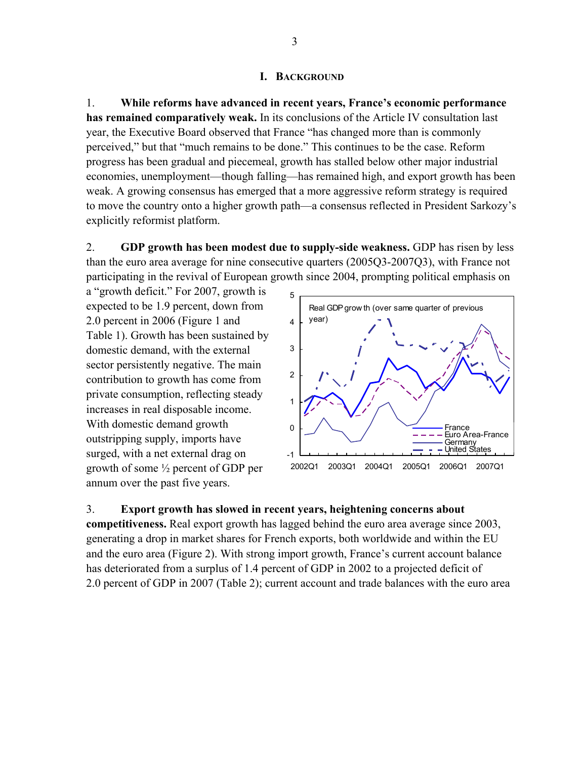## I. Background

1. **While reforms have advanced in recent years, France's economic performance has remained comparatively weak.** In its conclusions of the Article IV consultation last year, the Executive Board observed that France "has changed more than is commonly perceived," but that "much remains to be done." This continues to be the case. Reform progress has been gradual and piecemeal, growth has stalled below other major industrial economies, unemployment—though falling—has remained high, and export growth has been weak. A growing consensus has emerged that a more aggressive reform strategy is required to move the country onto a higher growth path—a consensus reflected in President Sarkozy's explicitly reformist platform.

2. **GDP growth has been modest due to supply-side weakness.** GDP has risen by less than the euro area average for nine consecutive quarters (2005Q3-2007Q3), with France not participating in the revival of European growth since 2004, prompting political emphasis on a "growth deficit." For 2007, growth is expected to be 1.9 percent, down from 2.0 percent in 2006 (Figure 1 and Table 1). Growth has been sustained by domestic demand, with the external sector persistently negative. The main contribution to growth has come from private consumption, reflecting steady increases in real disposable income. With domestic demand growth outstripping supply, imports have surged, with a net external drag on growth of some ½ percent of GDP per annum over the past five years.

3. **Export growth has slowed in recent years, heightening concerns about competitiveness.** Real export growth has lagged behind the euro area average since 2003, generating a drop in market shares for French exports, both worldwide and within the EU and the euro area (Figure 2). With strong import growth, France's current account balance has deteriorated from a surplus of 1.4 percent of GDP in 2002 to a projected deficit of 2.0 percent of GDP in 2007 (Table 2); current account and trade balances with the euro area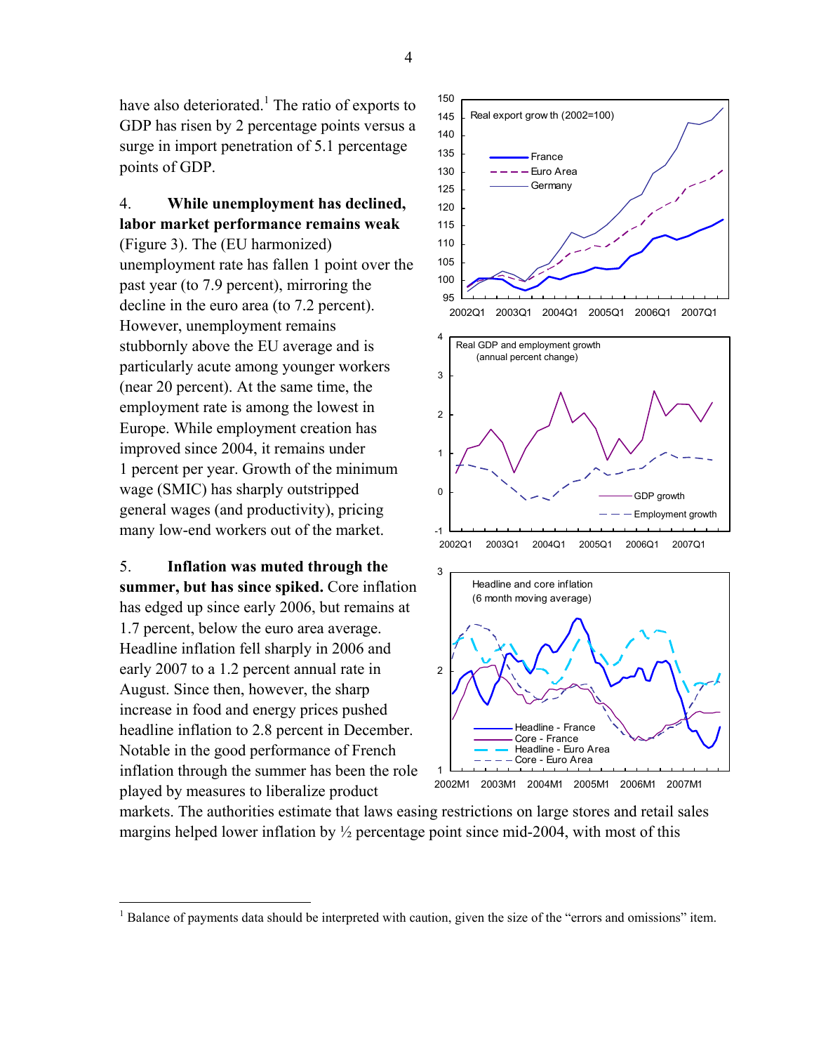have also deteriorated.[1] The ratio of exports to GDP has risen by 2 percentage points versus a surge in import penetration of 5.1 percentage points of GDP.

4. **While unemployment has declined, labor market performance remains weak** (Figure 3). The (EU harmonized) unemployment rate has fallen 1 point over the past year (to 7.9 percent), mirroring the decline in the euro area (to 7.2 percent). However, unemployment remains stubbornly above the EU average and is particularly acute among younger workers (near 20 percent). At the same time, the employment rate is among the lowest in Europe. While employment creation has improved since 2004, it remains under 1 percent per year. Growth of the minimum wage (SMIC) has sharply outstripped general wages (and productivity), pricing many low-end workers out of the market.

5. **Inflation was muted through the summer, but has since spiked.** Core inflation has edged up since early 2006, but remains at 1.7 percent, below the euro area average. Headline inflation fell sharply in 2006 and early 2007 to a 1.2 percent annual rate in August. Since then, however, the sharp increase in food and energy prices pushed headline inflation to 2.8 percent in December. Notable in the good performance of French inflation through the summer has been the role played by measures to liberalize product markets. The authorities estimate that laws easing restrictions on large stores and retail sales margins helped lower inflation by ½ percentage point since mid-2004, with most of this

---

[1] Balance of payments data should be interpreted with caution, given the size of the "errors and omissions" item.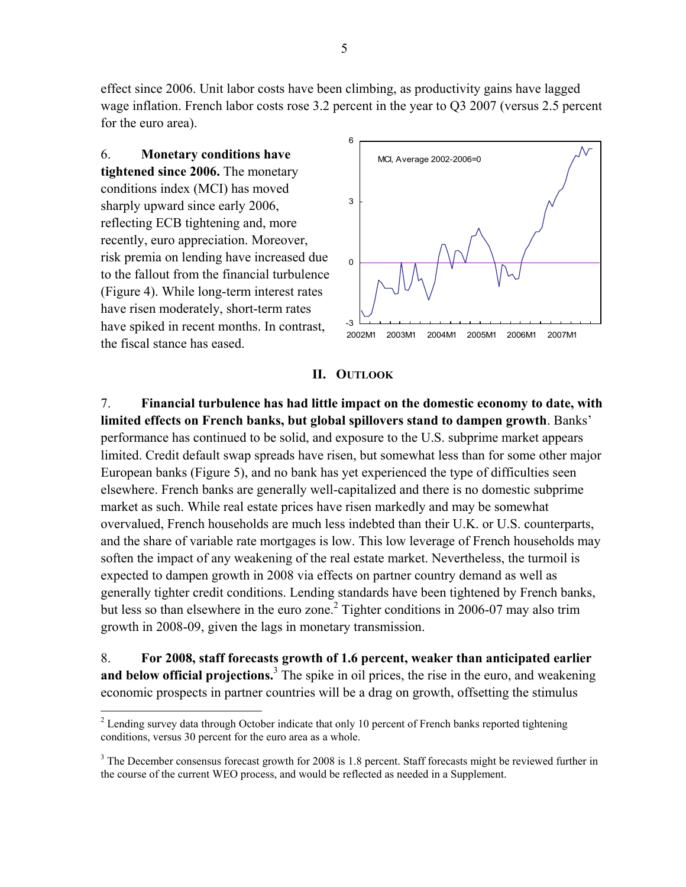effect since 2006. Unit labor costs have been climbing, as productivity gains have lagged wage inflation. French labor costs rose 3.2 percent in the year to Q3 2007 (versus 2.5 percent for the euro area).

6. **Monetary conditions have tightened since 2006.** The monetary conditions index (MCI) has moved sharply upward since early 2006, reflecting ECB tightening and, more recently, euro appreciation. Moreover, risk premia on lending have increased due to the fallout from the financial turbulence (Figure 4). While long-term interest rates have risen moderately, short-term rates have spiked in recent months. In contrast, the fiscal stance has eased.

## II. Outlook

7. **Financial turbulence has had little impact on the domestic economy to date, with limited effects on French banks, but global spillovers stand to dampen growth**. Banks' performance has continued to be solid, and exposure to the U.S. subprime market appears limited. Credit default swap spreads have risen, but somewhat less than for some other major European banks (Figure 5), and no bank has yet experienced the type of difficulties seen elsewhere. French banks are generally well-capitalized and there is no domestic subprime market as such. While real estate prices have risen markedly and may be somewhat overvalued, French households are much less indebted than their U.K. or U.S. counterparts, and the share of variable rate mortgages is low. This low leverage of French households may soften the impact of any weakening of the real estate market. Nevertheless, the turmoil is expected to dampen growth in 2008 via effects on partner country demand as well as generally tighter credit conditions. Lending standards have been tightened by French banks, but less so than elsewhere in the euro zone.[2] Tighter conditions in 2006-07 may also trim growth in 2008-09, given the lags in monetary transmission.

8. **For 2008, staff forecasts growth of 1.6 percent, weaker than anticipated earlier and below official projections.**[3] The spike in oil prices, the rise in the euro, and weakening economic prospects in partner countries will be a drag on growth, offsetting the stimulus

[2] Lending survey data through October indicate that only 10 percent of French banks reported tightening conditions, versus 30 percent for the euro area as a whole.

[3] The December consensus forecast growth for 2008 is 1.8 percent. Staff forecasts might be reviewed further in the course of the current WEO process, and would be reflected as needed in a Supplement.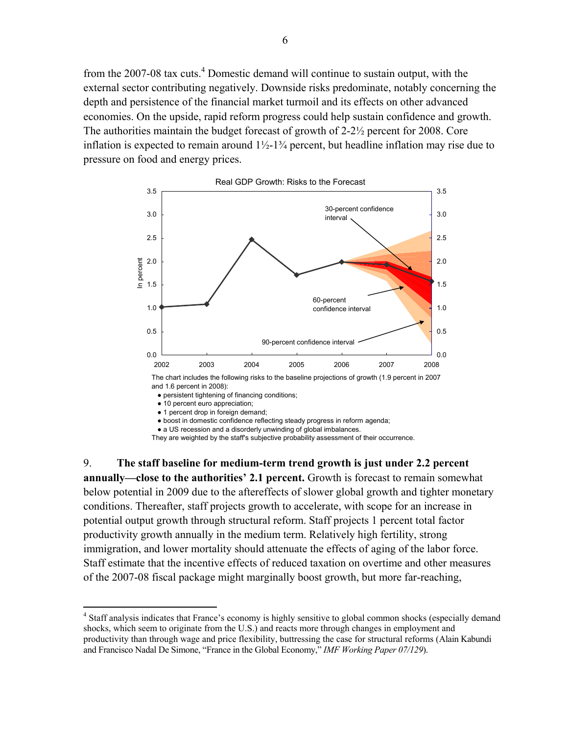from the 2007-08 tax cuts.[4] Domestic demand will continue to sustain output, with the external sector contributing negatively. Downside risks predominate, notably concerning the depth and persistence of the financial market turmoil and its effects on other advanced economies. On the upside, rapid reform progress could help sustain confidence and growth. The authorities maintain the budget forecast of growth of 2-2½ percent for 2008. Core inflation is expected to remain around 1½-1¾ percent, but headline inflation may rise due to pressure on food and energy prices.

Real GDP Growth: Risks to the Forecast

The chart includes the following risks to the baseline projections of growth (1.9 percent in 2007 and 1.6 percent in 2008):

- persistent tightening of financing conditions;
- 10 percent euro appreciation;
- 1 percent drop in foreign demand;
- boost in domestic confidence reflecting steady progress in reform agenda;
- a US recession and a disorderly unwinding of global imbalances.

They are weighted by the staff's subjective probability assessment of their occurrence.

9. **The staff baseline for medium-term trend growth is just under 2.2 percent annually—close to the authorities' 2.1 percent.** Growth is forecast to remain somewhat below potential in 2009 due to the aftereffects of slower global growth and tighter monetary conditions. Thereafter, staff projects growth to accelerate, with scope for an increase in potential output growth through structural reform. Staff projects 1 percent total factor productivity growth annually in the medium term. Relatively high fertility, strong immigration, and lower mortality should attenuate the effects of aging of the labor force. Staff estimate that the incentive effects of reduced taxation on overtime and other measures of the 2007-08 fiscal package might marginally boost growth, but more far-reaching,

[4] Staff analysis indicates that France's economy is highly sensitive to global common shocks (especially demand shocks, which seem to originate from the U.S.) and reacts more through changes in employment and productivity than through wage and price flexibility, buttressing the case for structural reforms (Alain Kabundi and Francisco Nadal De Simone, "France in the Global Economy," *IMF Working Paper 07/129*).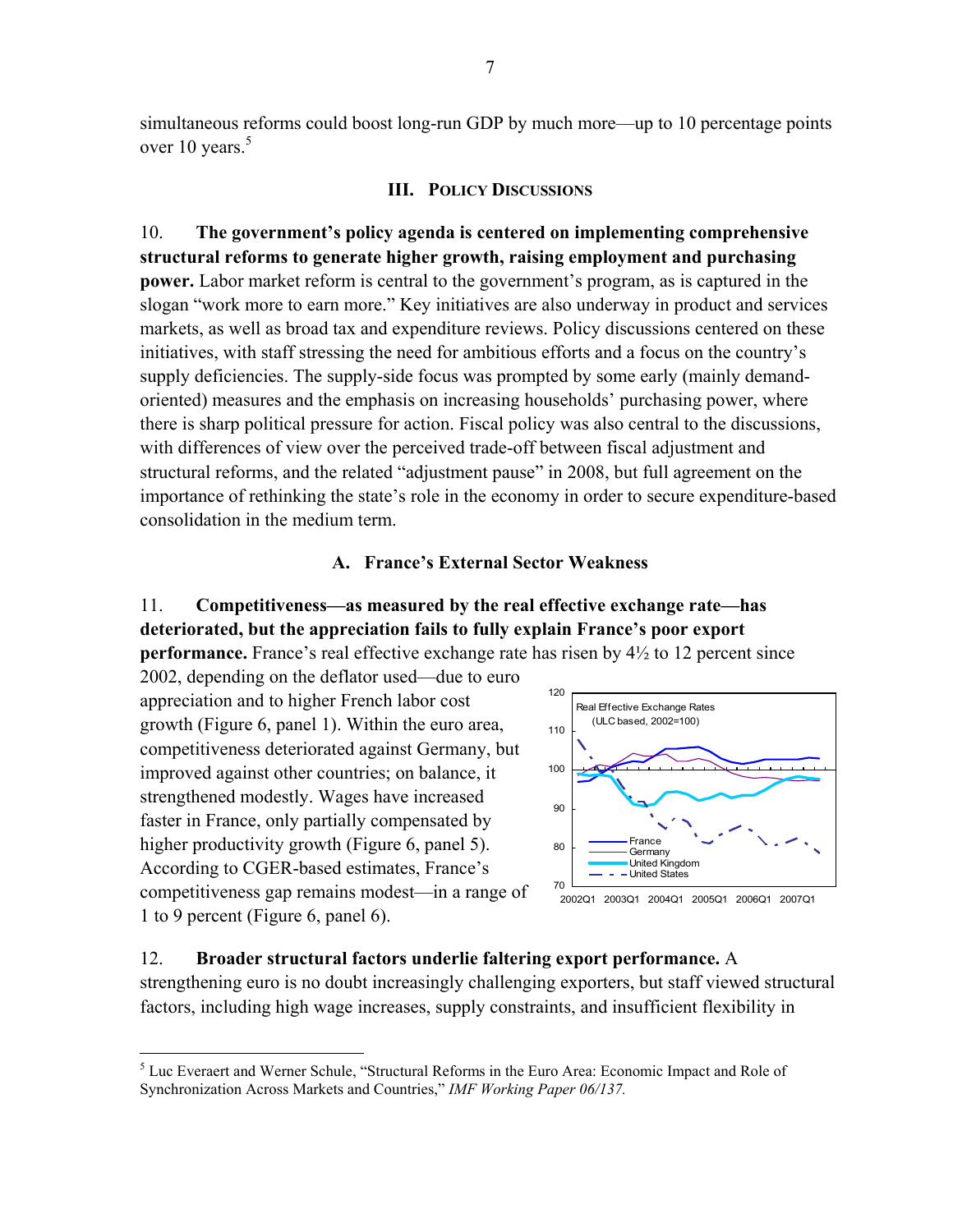simultaneous reforms could boost long-run GDP by much more—up to 10 percentage points over 10 years.[5]

## III. Policy Discussions

10. **The government's policy agenda is centered on implementing comprehensive structural reforms to generate higher growth, raising employment and purchasing power.** Labor market reform is central to the government's program, as is captured in the slogan "work more to earn more." Key initiatives are also underway in product and services markets, as well as broad tax and expenditure reviews. Policy discussions centered on these initiatives, with staff stressing the need for ambitious efforts and a focus on the country's supply deficiencies. The supply-side focus was prompted by some early (mainly demand-oriented) measures and the emphasis on increasing households' purchasing power, where there is sharp political pressure for action. Fiscal policy was also central to the discussions, with differences of view over the perceived trade-off between fiscal adjustment and structural reforms, and the related "adjustment pause" in 2008, but full agreement on the importance of rethinking the state's role in the economy in order to secure expenditure-based consolidation in the medium term.

### A. France's External Sector Weakness

11. **Competitiveness—as measured by the real effective exchange rate—has deteriorated, but the appreciation fails to fully explain France's poor export performance.** France's real effective exchange rate has risen by 4½ to 12 percent since 2002, depending on the deflator used—due to euro appreciation and to higher French labor cost growth (Figure 6, panel 1). Within the euro area, competitiveness deteriorated against Germany, but improved against other countries; on balance, it strengthened modestly. Wages have increased faster in France, only partially compensated by higher productivity growth (Figure 6, panel 5). According to CGER-based estimates, France's competitiveness gap remains modest—in a range of 1 to 9 percent (Figure 6, panel 6).

Real Effective Exchange Rates (ULC based, 2002=100)

12. **Broader structural factors underlie faltering export performance.** A strengthening euro is no doubt increasingly challenging exporters, but staff viewed structural factors, including high wage increases, supply constraints, and insufficient flexibility in

[5] Luc Everaert and Werner Schule, "Structural Reforms in the Euro Area: Economic Impact and Role of Synchronization Across Markets and Countries," *IMF Working Paper 06/137.*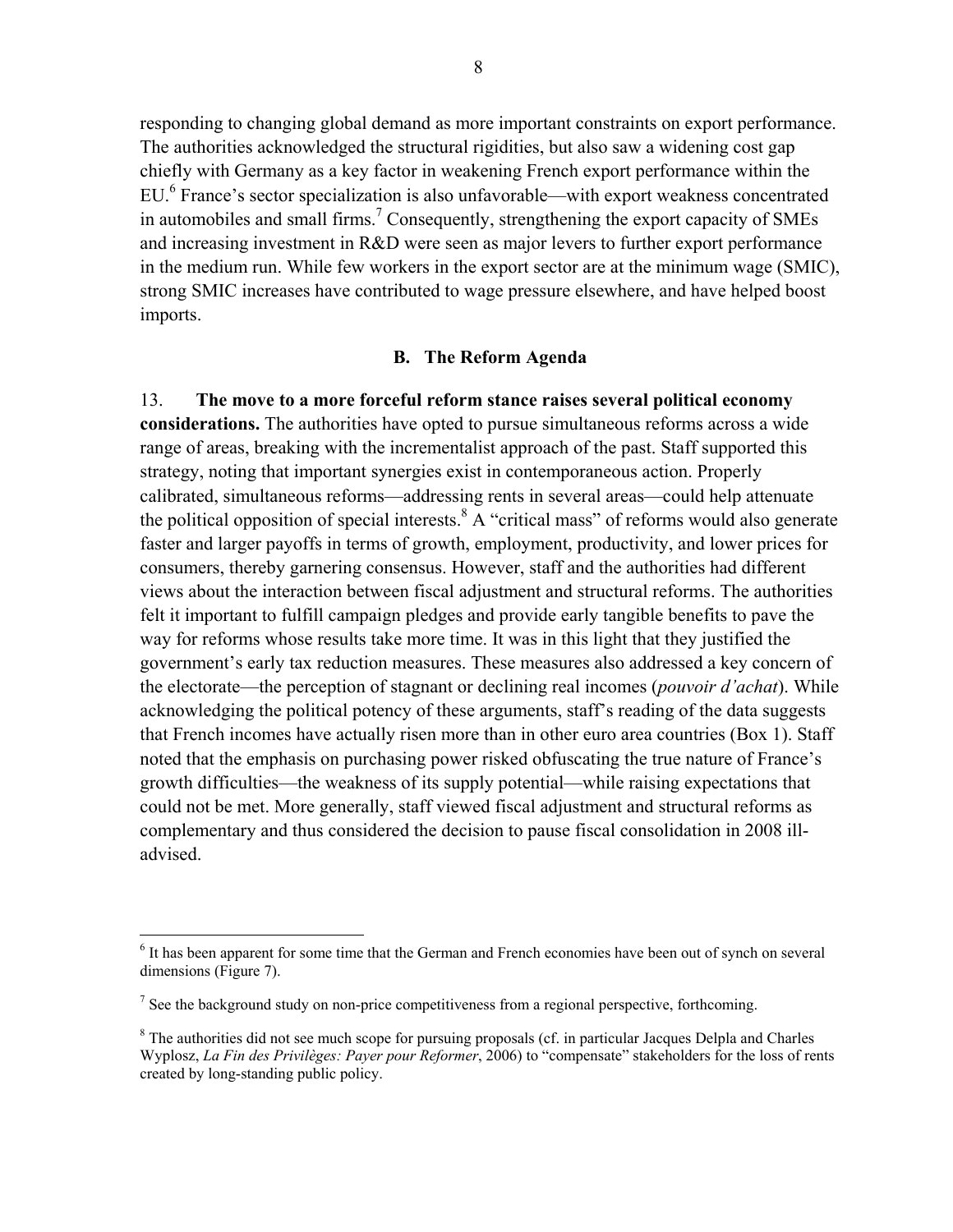responding to changing global demand as more important constraints on export performance. The authorities acknowledged the structural rigidities, but also saw a widening cost gap chiefly with Germany as a key factor in weakening French export performance within the EU.[6] France's sector specialization is also unfavorable—with export weakness concentrated in automobiles and small firms.[7] Consequently, strengthening the export capacity of SMEs and increasing investment in R&D were seen as major levers to further export performance in the medium run. While few workers in the export sector are at the minimum wage (SMIC), strong SMIC increases have contributed to wage pressure elsewhere, and have helped boost imports.

### B. The Reform Agenda

13. **The move to a more forceful reform stance raises several political economy considerations.** The authorities have opted to pursue simultaneous reforms across a wide range of areas, breaking with the incrementalist approach of the past. Staff supported this strategy, noting that important synergies exist in contemporaneous action. Properly calibrated, simultaneous reforms—addressing rents in several areas—could help attenuate the political opposition of special interests.[8] A "critical mass" of reforms would also generate faster and larger payoffs in terms of growth, employment, productivity, and lower prices for consumers, thereby garnering consensus. However, staff and the authorities had different views about the interaction between fiscal adjustment and structural reforms. The authorities felt it important to fulfill campaign pledges and provide early tangible benefits to pave the way for reforms whose results take more time. It was in this light that they justified the government's early tax reduction measures. These measures also addressed a key concern of the electorate—the perception of stagnant or declining real incomes (*pouvoir d'achat*). While acknowledging the political potency of these arguments, staff's reading of the data suggests that French incomes have actually risen more than in other euro area countries (Box 1). Staff noted that the emphasis on purchasing power risked obfuscating the true nature of France's growth difficulties—the weakness of its supply potential—while raising expectations that could not be met. More generally, staff viewed fiscal adjustment and structural reforms as complementary and thus considered the decision to pause fiscal consolidation in 2008 ill-advised.

---

[6] It has been apparent for some time that the German and French economies have been out of synch on several dimensions (Figure 7).

[7] See the background study on non-price competitiveness from a regional perspective, forthcoming.

[8] The authorities did not see much scope for pursuing proposals (cf. in particular Jacques Delpla and Charles Wyplosz, *La Fin des Privilèges: Payer pour Reformer*, 2006) to "compensate" stakeholders for the loss of rents created by long-standing public policy.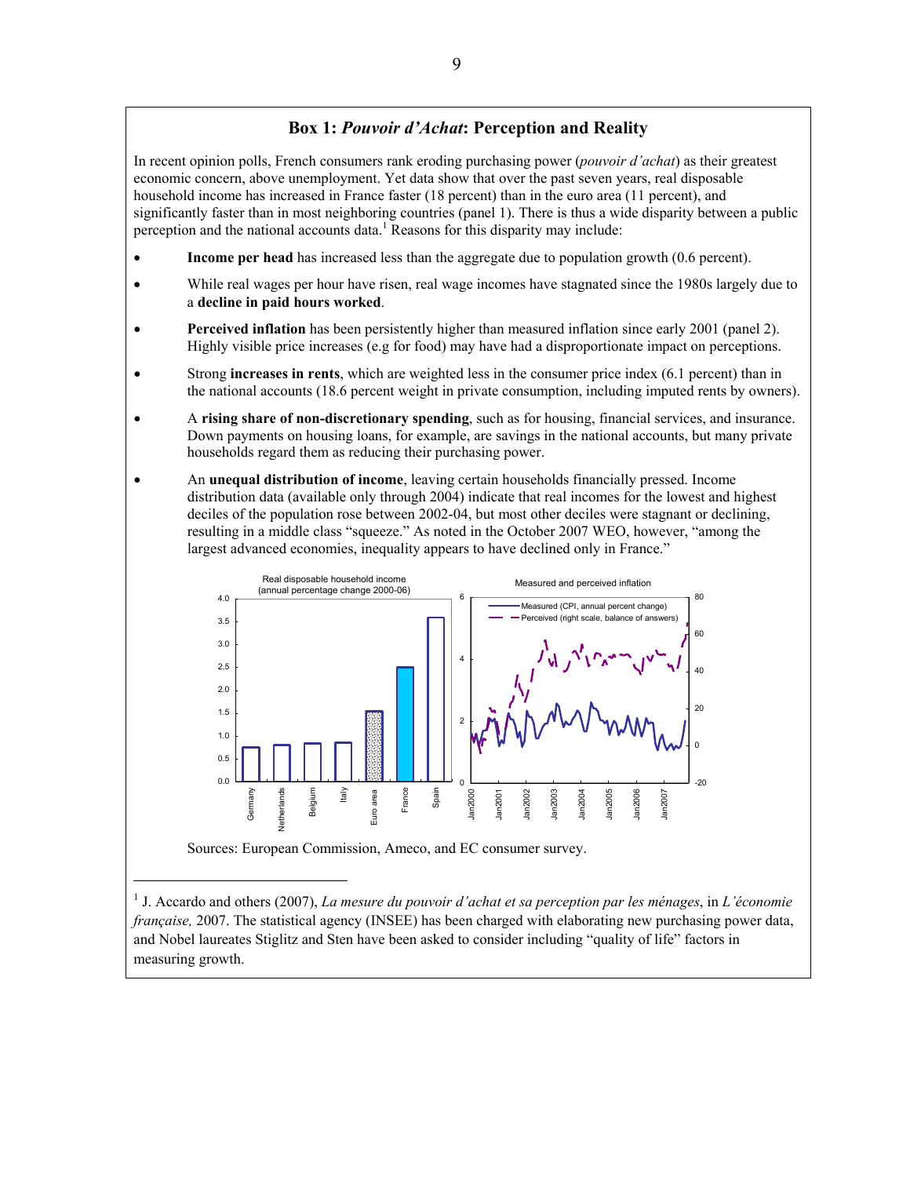## Box 1: *Pouvoir d'Achat*: Perception and Reality

In recent opinion polls, French consumers rank eroding purchasing power (*pouvoir d'achat*) as their greatest economic concern, above unemployment. Yet data show that over the past seven years, real disposable household income has increased in France faster (18 percent) than in the euro area (11 percent), and significantly faster than in most neighboring countries (panel 1). There is thus a wide disparity between a public perception and the national accounts data.[1] Reasons for this disparity may include:

- **Income per head** has increased less than the aggregate due to population growth (0.6 percent).
- While real wages per hour have risen, real wage incomes have stagnated since the 1980s largely due to a **decline in paid hours worked**.
- **Perceived inflation** has been persistently higher than measured inflation since early 2001 (panel 2). Highly visible price increases (e.g for food) may have had a disproportionate impact on perceptions.
- Strong **increases in rents**, which are weighted less in the consumer price index (6.1 percent) than in the national accounts (18.6 percent weight in private consumption, including imputed rents by owners).
- A **rising share of non-discretionary spending**, such as for housing, financial services, and insurance. Down payments on housing loans, for example, are savings in the national accounts, but many private households regard them as reducing their purchasing power.
- An **unequal distribution of income**, leaving certain households financially pressed. Income distribution data (available only through 2004) indicate that real incomes for the lowest and highest deciles of the population rose between 2002-04, but most other deciles were stagnant or declining, resulting in a middle class "squeeze." As noted in the October 2007 WEO, however, "among the largest advanced economies, inequality appears to have declined only in France."

Real disposable household income (annual percentage change 2000-06)

Measured and perceived inflation

Sources: European Commission, Ameco, and EC consumer survey.

[1] J. Accardo and others (2007), *La mesure du pouvoir d'achat et sa perception par les ménages*, in *L'économie française,* 2007. The statistical agency (INSEE) has been charged with elaborating new purchasing power data, and Nobel laureates Stiglitz and Sten have been asked to consider including "quality of life" factors in measuring growth.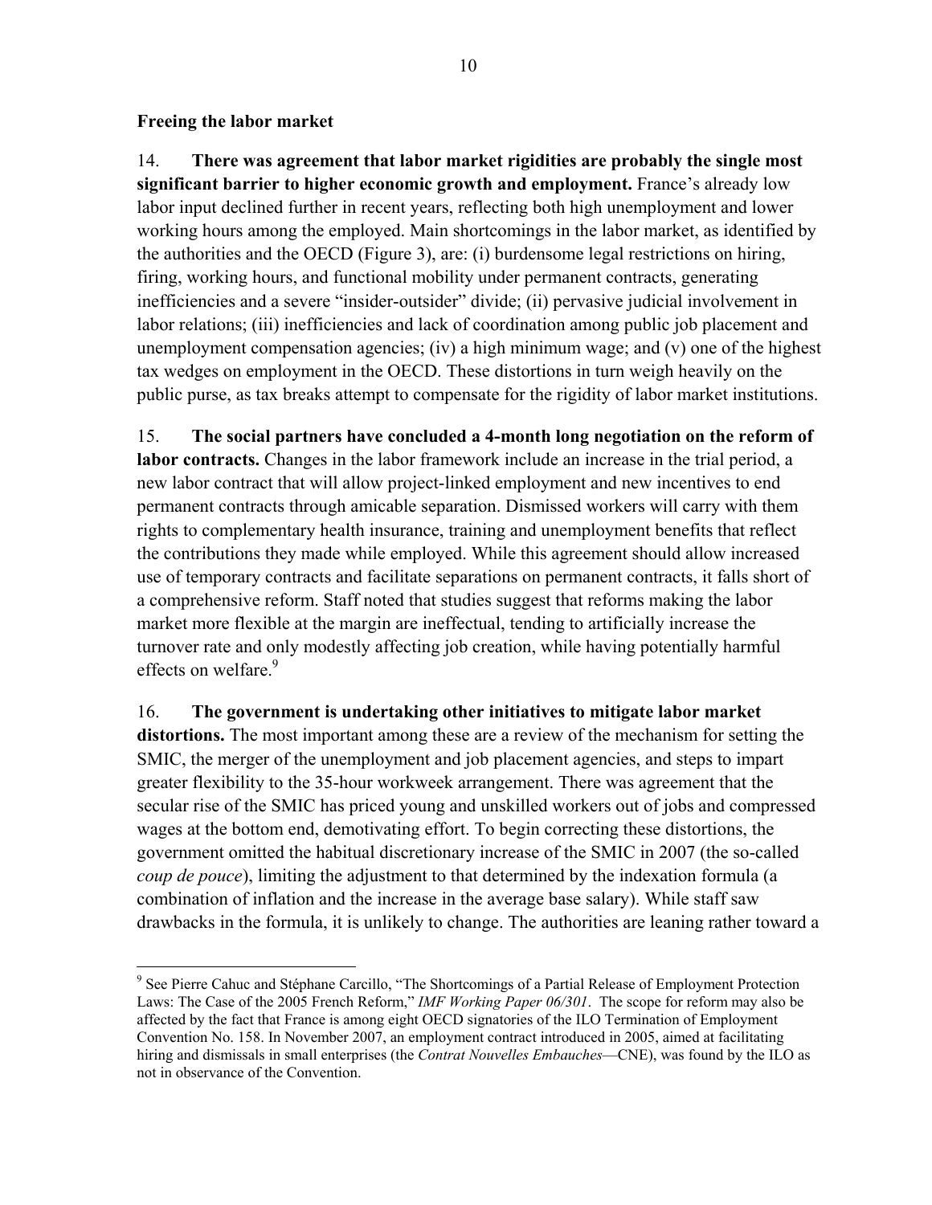**Freeing the labor market**

14. **There was agreement that labor market rigidities are probably the single most significant barrier to higher economic growth and employment.** France's already low labor input declined further in recent years, reflecting both high unemployment and lower working hours among the employed. Main shortcomings in the labor market, as identified by the authorities and the OECD (Figure 3), are: (i) burdensome legal restrictions on hiring, firing, working hours, and functional mobility under permanent contracts, generating inefficiencies and a severe "insider-outsider" divide; (ii) pervasive judicial involvement in labor relations; (iii) inefficiencies and lack of coordination among public job placement and unemployment compensation agencies; (iv) a high minimum wage; and (v) one of the highest tax wedges on employment in the OECD. These distortions in turn weigh heavily on the public purse, as tax breaks attempt to compensate for the rigidity of labor market institutions.

15. **The social partners have concluded a 4-month long negotiation on the reform of labor contracts.** Changes in the labor framework include an increase in the trial period, a new labor contract that will allow project-linked employment and new incentives to end permanent contracts through amicable separation. Dismissed workers will carry with them rights to complementary health insurance, training and unemployment benefits that reflect the contributions they made while employed. While this agreement should allow increased use of temporary contracts and facilitate separations on permanent contracts, it falls short of a comprehensive reform. Staff noted that studies suggest that reforms making the labor market more flexible at the margin are ineffectual, tending to artificially increase the turnover rate and only modestly affecting job creation, while having potentially harmful effects on welfare.[9]

16. **The government is undertaking other initiatives to mitigate labor market distortions.** The most important among these are a review of the mechanism for setting the SMIC, the merger of the unemployment and job placement agencies, and steps to impart greater flexibility to the 35-hour workweek arrangement. There was agreement that the secular rise of the SMIC has priced young and unskilled workers out of jobs and compressed wages at the bottom end, demotivating effort. To begin correcting these distortions, the government omitted the habitual discretionary increase of the SMIC in 2007 (the so-called *coup de pouce*), limiting the adjustment to that determined by the indexation formula (a combination of inflation and the increase in the average base salary). While staff saw drawbacks in the formula, it is unlikely to change. The authorities are leaning rather toward a

---

[9] See Pierre Cahuc and Stéphane Carcillo, "The Shortcomings of a Partial Release of Employment Protection Laws: The Case of the 2005 French Reform," *IMF Working Paper 06/301*. The scope for reform may also be affected by the fact that France is among eight OECD signatories of the ILO Termination of Employment Convention No. 158. In November 2007, an employment contract introduced in 2005, aimed at facilitating hiring and dismissals in small enterprises (the *Contrat Nouvelles Embauches*—CNE), was found by the ILO as not in observance of the Convention.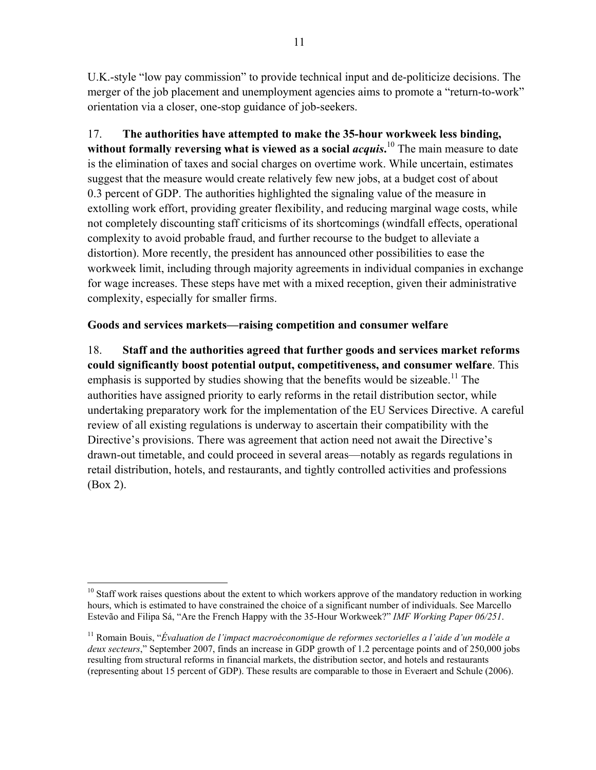U.K.-style "low pay commission" to provide technical input and de-politicize decisions. The merger of the job placement and unemployment agencies aims to promote a "return-to-work" orientation via a closer, one-stop guidance of job-seekers.

17. **The authorities have attempted to make the 35-hour workweek less binding, without formally reversing what is viewed as a social *acquis*.**[10] The main measure to date is the elimination of taxes and social charges on overtime work. While uncertain, estimates suggest that the measure would create relatively few new jobs, at a budget cost of about 0.3 percent of GDP. The authorities highlighted the signaling value of the measure in extolling work effort, providing greater flexibility, and reducing marginal wage costs, while not completely discounting staff criticisms of its shortcomings (windfall effects, operational complexity to avoid probable fraud, and further recourse to the budget to alleviate a distortion). More recently, the president has announced other possibilities to ease the workweek limit, including through majority agreements in individual companies in exchange for wage increases. These steps have met with a mixed reception, given their administrative complexity, especially for smaller firms.

**Goods and services markets—raising competition and consumer welfare**

18. **Staff and the authorities agreed that further goods and services market reforms could significantly boost potential output, competitiveness, and consumer welfare**. This emphasis is supported by studies showing that the benefits would be sizeable.[11] The authorities have assigned priority to early reforms in the retail distribution sector, while undertaking preparatory work for the implementation of the EU Services Directive. A careful review of all existing regulations is underway to ascertain their compatibility with the Directive's provisions. There was agreement that action need not await the Directive's drawn-out timetable, and could proceed in several areas—notably as regards regulations in retail distribution, hotels, and restaurants, and tightly controlled activities and professions (Box 2).

---

[10] Staff work raises questions about the extent to which workers approve of the mandatory reduction in working hours, which is estimated to have constrained the choice of a significant number of individuals. See Marcello Estevão and Filipa Sá, "Are the French Happy with the 35-Hour Workweek?" *IMF Working Paper 06/251*.

[11] Romain Bouis, "*Évaluation de l'impact macroéconomique de reformes sectorielles a l'aide d'un modèle a deux secteurs*," September 2007, finds an increase in GDP growth of 1.2 percentage points and of 250,000 jobs resulting from structural reforms in financial markets, the distribution sector, and hotels and restaurants (representing about 15 percent of GDP). These results are comparable to those in Everaert and Schule (2006).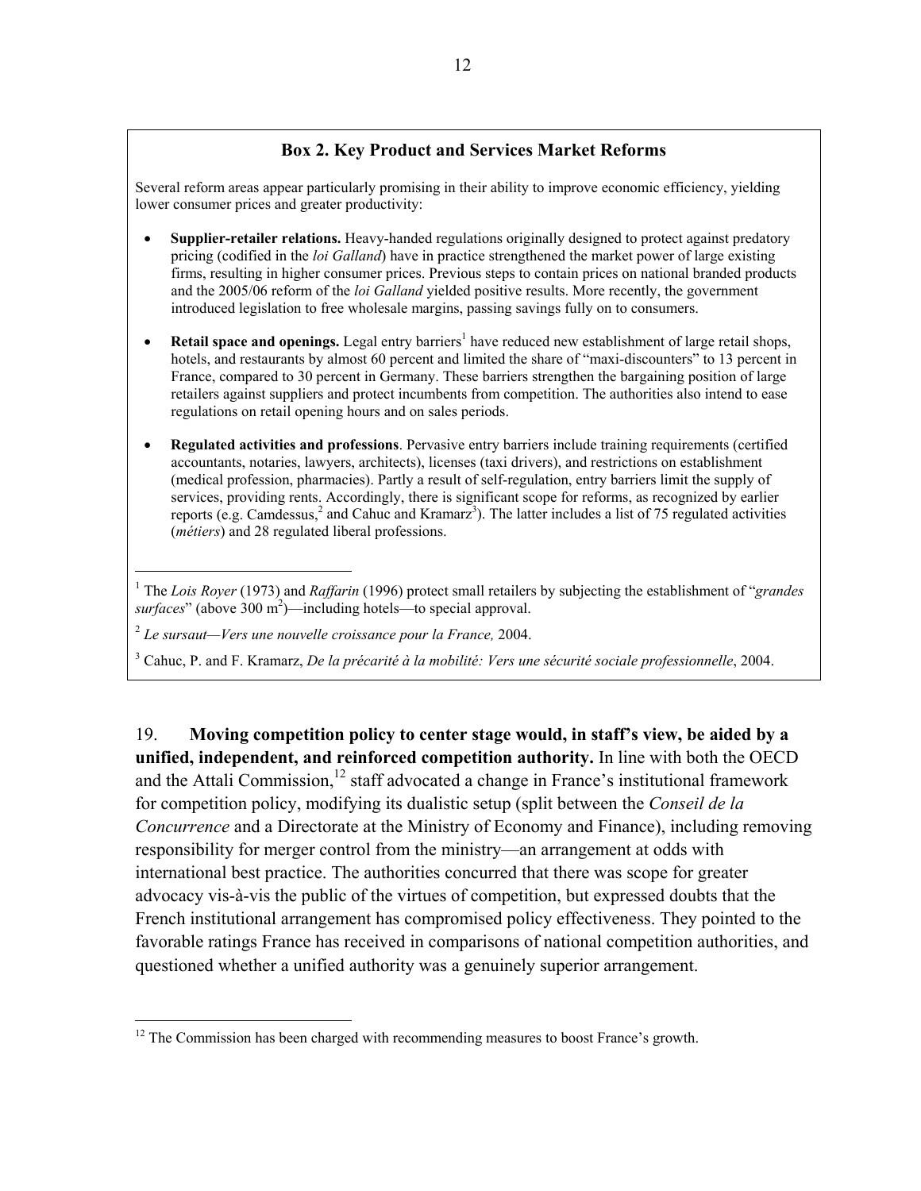### Box 2. Key Product and Services Market Reforms

Several reform areas appear particularly promising in their ability to improve economic efficiency, yielding lower consumer prices and greater productivity:

- **Supplier-retailer relations.** Heavy-handed regulations originally designed to protect against predatory pricing (codified in the *loi Galland*) have in practice strengthened the market power of large existing firms, resulting in higher consumer prices. Previous steps to contain prices on national branded products and the 2005/06 reform of the *loi Galland* yielded positive results. More recently, the government introduced legislation to free wholesale margins, passing savings fully on to consumers.
- **Retail space and openings.** Legal entry barriers[1] have reduced new establishment of large retail shops, hotels, and restaurants by almost 60 percent and limited the share of "maxi-discounters" to 13 percent in France, compared to 30 percent in Germany. These barriers strengthen the bargaining position of large retailers against suppliers and protect incumbents from competition. The authorities also intend to ease regulations on retail opening hours and on sales periods.
- **Regulated activities and professions**. Pervasive entry barriers include training requirements (certified accountants, notaries, lawyers, architects), licenses (taxi drivers), and restrictions on establishment (medical profession, pharmacies). Partly a result of self-regulation, entry barriers limit the supply of services, providing rents. Accordingly, there is significant scope for reforms, as recognized by earlier reports (e.g. Camdessus,[2] and Cahuc and Kramarz[3]). The latter includes a list of 75 regulated activities (*métiers*) and 28 regulated liberal professions.

[1] The *Lois Royer* (1973) and *Raffarin* (1996) protect small retailers by subjecting the establishment of "*grandes surfaces*" (above 300 $m^2$)—including hotels—to special approval.

[2] *Le sursaut—Vers une nouvelle croissance pour la France,* 2004.

[3] Cahuc, P. and F. Kramarz, *De la précarité à la mobilité: Vers une sécurité sociale professionnelle*, 2004.

19. **Moving competition policy to center stage would, in staff's view, be aided by a unified, independent, and reinforced competition authority.** In line with both the OECD and the Attali Commission,[12] staff advocated a change in France's institutional framework for competition policy, modifying its dualistic setup (split between the *Conseil de la Concurrence* and a Directorate at the Ministry of Economy and Finance), including removing responsibility for merger control from the ministry—an arrangement at odds with international best practice. The authorities concurred that there was scope for greater advocacy vis-à-vis the public of the virtues of competition, but expressed doubts that the French institutional arrangement has compromised policy effectiveness. They pointed to the favorable ratings France has received in comparisons of national competition authorities, and questioned whether a unified authority was a genuinely superior arrangement.

[12] The Commission has been charged with recommending measures to boost France's growth.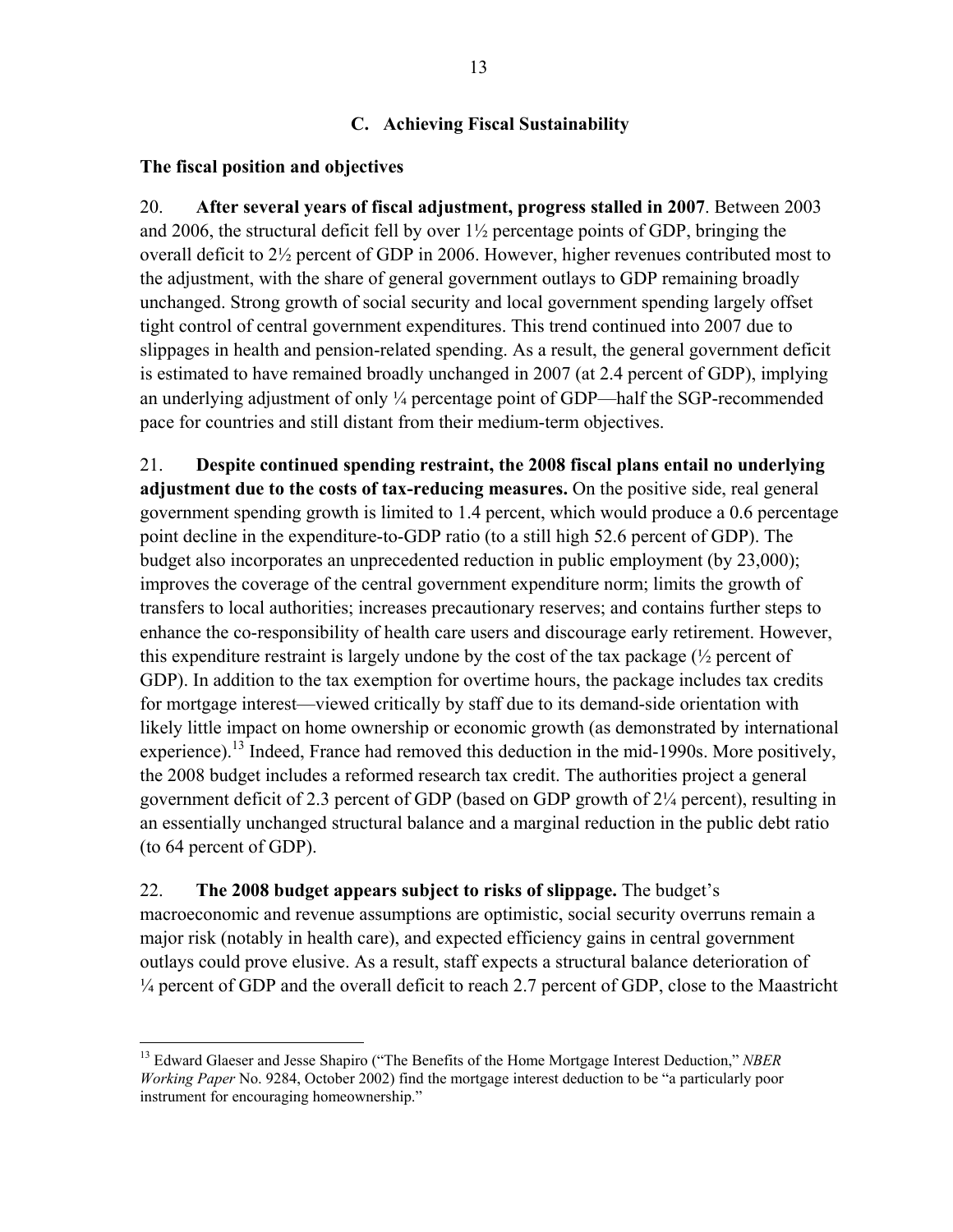## C. Achieving Fiscal Sustainability

### The fiscal position and objectives

20. **After several years of fiscal adjustment, progress stalled in 2007**. Between 2003 and 2006, the structural deficit fell by over 1½ percentage points of GDP, bringing the overall deficit to 2½ percent of GDP in 2006. However, higher revenues contributed most to the adjustment, with the share of general government outlays to GDP remaining broadly unchanged. Strong growth of social security and local government spending largely offset tight control of central government expenditures. This trend continued into 2007 due to slippages in health and pension-related spending. As a result, the general government deficit is estimated to have remained broadly unchanged in 2007 (at 2.4 percent of GDP), implying an underlying adjustment of only ¼ percentage point of GDP—half the SGP-recommended pace for countries and still distant from their medium-term objectives.

21. **Despite continued spending restraint, the 2008 fiscal plans entail no underlying adjustment due to the costs of tax-reducing measures.** On the positive side, real general government spending growth is limited to 1.4 percent, which would produce a 0.6 percentage point decline in the expenditure-to-GDP ratio (to a still high 52.6 percent of GDP). The budget also incorporates an unprecedented reduction in public employment (by 23,000); improves the coverage of the central government expenditure norm; limits the growth of transfers to local authorities; increases precautionary reserves; and contains further steps to enhance the co-responsibility of health care users and discourage early retirement. However, this expenditure restraint is largely undone by the cost of the tax package (½ percent of GDP). In addition to the tax exemption for overtime hours, the package includes tax credits for mortgage interest—viewed critically by staff due to its demand-side orientation with likely little impact on home ownership or economic growth (as demonstrated by international experience).[13] Indeed, France had removed this deduction in the mid-1990s. More positively, the 2008 budget includes a reformed research tax credit. The authorities project a general government deficit of 2.3 percent of GDP (based on GDP growth of 2¼ percent), resulting in an essentially unchanged structural balance and a marginal reduction in the public debt ratio (to 64 percent of GDP).

22. **The 2008 budget appears subject to risks of slippage.** The budget's macroeconomic and revenue assumptions are optimistic, social security overruns remain a major risk (notably in health care), and expected efficiency gains in central government outlays could prove elusive. As a result, staff expects a structural balance deterioration of ¼ percent of GDP and the overall deficit to reach 2.7 percent of GDP, close to the Maastricht

---

[13] Edward Glaeser and Jesse Shapiro ("The Benefits of the Home Mortgage Interest Deduction," *NBER Working Paper* No. 9284, October 2002) find the mortgage interest deduction to be "a particularly poor instrument for encouraging homeownership."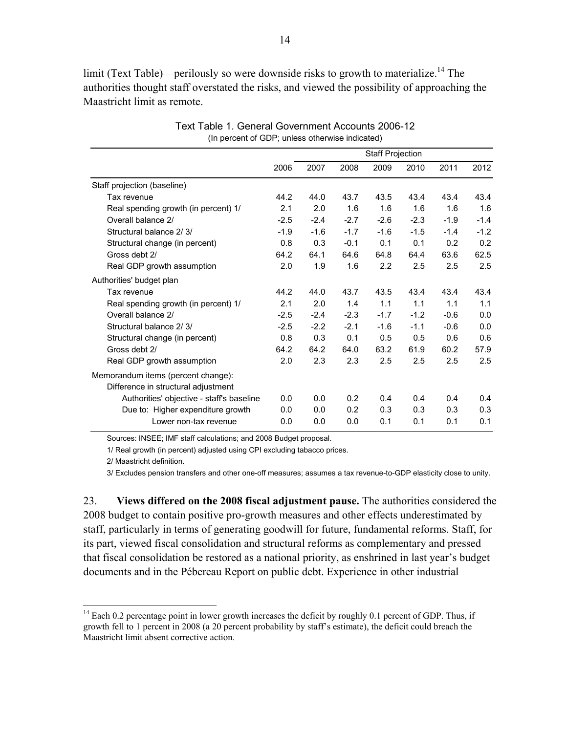limit (Text Table)—perilously so were downside risks to growth to materialize.[14] The authorities thought staff overstated the risks, and viewed the possibility of approaching the Maastricht limit as remote.

Text Table 1. General Government Accounts 2006-12
(In percent of GDP; unless otherwise indicated)

| | 2006 | Staff Projection 2007 | 2008 | 2009 | 2010 | 2011 | 2012 |
|---|---|---|---|---|---|---|---|
| Staff projection (baseline) | | | | | | | |
| Tax revenue | 44.2 | 44.0 | 43.7 | 43.5 | 43.4 | 43.4 | 43.4 |
| Real spending growth (in percent) 1/ | 2.1 | 2.0 | 1.6 | 1.6 | 1.6 | 1.6 | 1.6 |
| Overall balance 2/ | -2.5 | -2.4 | -2.7 | -2.6 | -2.3 | -1.9 | -1.4 |
| Structural balance 2/ 3/ | -1.9 | -1.6 | -1.7 | -1.6 | -1.5 | -1.4 | -1.2 |
| Structural change (in percent) | 0.8 | 0.3 | -0.1 | 0.1 | 0.1 | 0.2 | 0.2 |
| Gross debt 2/ | 64.2 | 64.1 | 64.6 | 64.8 | 64.4 | 63.6 | 62.5 |
| Real GDP growth assumption | 2.0 | 1.9 | 1.6 | 2.2 | 2.5 | 2.5 | 2.5 |
| Authorities' budget plan | | | | | | | |
| Tax revenue | 44.2 | 44.0 | 43.7 | 43.5 | 43.4 | 43.4 | 43.4 |
| Real spending growth (in percent) 1/ | 2.1 | 2.0 | 1.4 | 1.1 | 1.1 | 1.1 | 1.1 |
| Overall balance 2/ | -2.5 | -2.4 | -2.3 | -1.7 | -1.2 | -0.6 | 0.0 |
| Structural balance 2/ 3/ | -2.5 | -2.2 | -2.1 | -1.6 | -1.1 | -0.6 | 0.0 |
| Structural change (in percent) | 0.8 | 0.3 | 0.1 | 0.5 | 0.5 | 0.6 | 0.6 |
| Gross debt 2/ | 64.2 | 64.2 | 64.0 | 63.2 | 61.9 | 60.2 | 57.9 |
| Real GDP growth assumption | 2.0 | 2.3 | 2.3 | 2.5 | 2.5 | 2.5 | 2.5 |
| Memorandum items (percent change): | | | | | | | |
| Difference in structural adjustment | | | | | | | |
| Authorities' objective - staff's baseline | 0.0 | 0.0 | 0.2 | 0.4 | 0.4 | 0.4 | 0.4 |
| Due to: Higher expenditure growth | 0.0 | 0.0 | 0.2 | 0.3 | 0.3 | 0.3 | 0.3 |
| Lower non-tax revenue | 0.0 | 0.0 | 0.0 | 0.1 | 0.1 | 0.1 | 0.1 |

Sources: INSEE; IMF staff calculations; and 2008 Budget proposal.

1/ Real growth (in percent) adjusted using CPI excluding tabacco prices.

2/ Maastricht definition.

3/ Excludes pension transfers and other one-off measures; assumes a tax revenue-to-GDP elasticity close to unity.

23. **Views differed on the 2008 fiscal adjustment pause.** The authorities considered the 2008 budget to contain positive pro-growth measures and other effects underestimated by staff, particularly in terms of generating goodwill for future, fundamental reforms. Staff, for its part, viewed fiscal consolidation and structural reforms as complementary and pressed that fiscal consolidation be restored as a national priority, as enshrined in last year's budget documents and in the Pébereau Report on public debt. Experience in other industrial

[14] Each 0.2 percentage point in lower growth increases the deficit by roughly 0.1 percent of GDP. Thus, if growth fell to 1 percent in 2008 (a 20 percent probability by staff's estimate), the deficit could breach the Maastricht limit absent corrective action.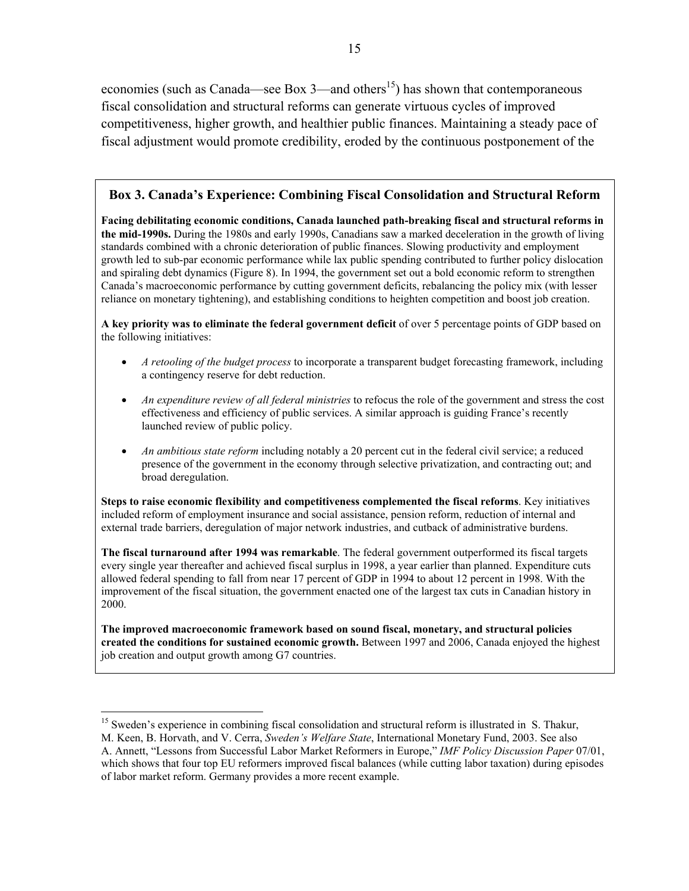economies (such as Canada—see Box 3—and others[15]) has shown that contemporaneous fiscal consolidation and structural reforms can generate virtuous cycles of improved competitiveness, higher growth, and healthier public finances. Maintaining a steady pace of fiscal adjustment would promote credibility, eroded by the continuous postponement of the

### Box 3. Canada's Experience: Combining Fiscal Consolidation and Structural Reform

**Facing debilitating economic conditions, Canada launched path-breaking fiscal and structural reforms in the mid-1990s.** During the 1980s and early 1990s, Canadians saw a marked deceleration in the growth of living standards combined with a chronic deterioration of public finances. Slowing productivity and employment growth led to sub-par economic performance while lax public spending contributed to further policy dislocation and spiraling debt dynamics (Figure 8). In 1994, the government set out a bold economic reform to strengthen Canada's macroeconomic performance by cutting government deficits, rebalancing the policy mix (with lesser reliance on monetary tightening), and establishing conditions to heighten competition and boost job creation.

**A key priority was to eliminate the federal government deficit** of over 5 percentage points of GDP based on the following initiatives:

- *A retooling of the budget process* to incorporate a transparent budget forecasting framework, including a contingency reserve for debt reduction.
- *An expenditure review of all federal ministries* to refocus the role of the government and stress the cost effectiveness and efficiency of public services. A similar approach is guiding France's recently launched review of public policy.
- *An ambitious state reform* including notably a 20 percent cut in the federal civil service; a reduced presence of the government in the economy through selective privatization, and contracting out; and broad deregulation.

**Steps to raise economic flexibility and competitiveness complemented the fiscal reforms**. Key initiatives included reform of employment insurance and social assistance, pension reform, reduction of internal and external trade barriers, deregulation of major network industries, and cutback of administrative burdens.

**The fiscal turnaround after 1994 was remarkable**. The federal government outperformed its fiscal targets every single year thereafter and achieved fiscal surplus in 1998, a year earlier than planned. Expenditure cuts allowed federal spending to fall from near 17 percent of GDP in 1994 to about 12 percent in 1998. With the improvement of the fiscal situation, the government enacted one of the largest tax cuts in Canadian history in 2000.

**The improved macroeconomic framework based on sound fiscal, monetary, and structural policies created the conditions for sustained economic growth.** Between 1997 and 2006, Canada enjoyed the highest job creation and output growth among G7 countries.

---

[15] Sweden's experience in combining fiscal consolidation and structural reform is illustrated in S. Thakur, M. Keen, B. Horvath, and V. Cerra, *Sweden's Welfare State*, International Monetary Fund, 2003. See also A. Annett, "Lessons from Successful Labor Market Reformers in Europe," *IMF Policy Discussion Paper* 07/01, which shows that four top EU reformers improved fiscal balances (while cutting labor taxation) during episodes of labor market reform. Germany provides a more recent example.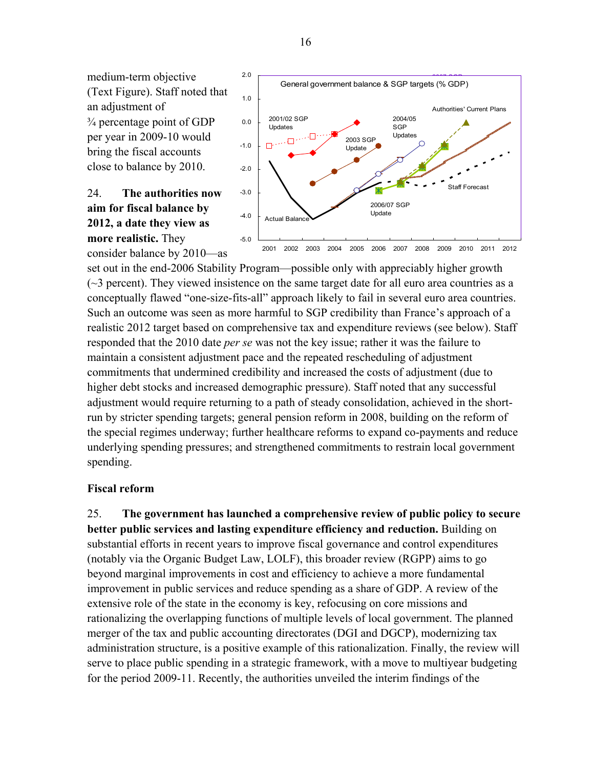medium-term objective (Text Figure). Staff noted that an adjustment of ¾ percentage point of GDP per year in 2009-10 would bring the fiscal accounts close to balance by 2010.

24. **The authorities now aim for fiscal balance by 2012, a date they view as more realistic.** They consider balance by 2010—as set out in the end-2006 Stability Program—possible only with appreciably higher growth (~3 percent). They viewed insistence on the same target date for all euro area countries as a conceptually flawed "one-size-fits-all" approach likely to fail in several euro area countries. Such an outcome was seen as more harmful to SGP credibility than France's approach of a realistic 2012 target based on comprehensive tax and expenditure reviews (see below). Staff responded that the 2010 date *per se* was not the key issue; rather it was the failure to maintain a consistent adjustment pace and the repeated rescheduling of adjustment commitments that undermined credibility and increased the costs of adjustment (due to higher debt stocks and increased demographic pressure). Staff noted that any successful adjustment would require returning to a path of steady consolidation, achieved in the short-run by stricter spending targets; general pension reform in 2008, building on the reform of the special regimes underway; further healthcare reforms to expand co-payments and reduce underlying spending pressures; and strengthened commitments to restrain local government spending.

## Fiscal reform

25. **The government has launched a comprehensive review of public policy to secure better public services and lasting expenditure efficiency and reduction.** Building on substantial efforts in recent years to improve fiscal governance and control expenditures (notably via the Organic Budget Law, LOLF), this broader review (RGPP) aims to go beyond marginal improvements in cost and efficiency to achieve a more fundamental improvement in public services and reduce spending as a share of GDP. A review of the extensive role of the state in the economy is key, refocusing on core missions and rationalizing the overlapping functions of multiple levels of local government. The planned merger of the tax and public accounting directorates (DGI and DGCP), modernizing tax administration structure, is a positive example of this rationalization. Finally, the review will serve to place public spending in a strategic framework, with a move to multiyear budgeting for the period 2009-11. Recently, the authorities unveiled the interim findings of the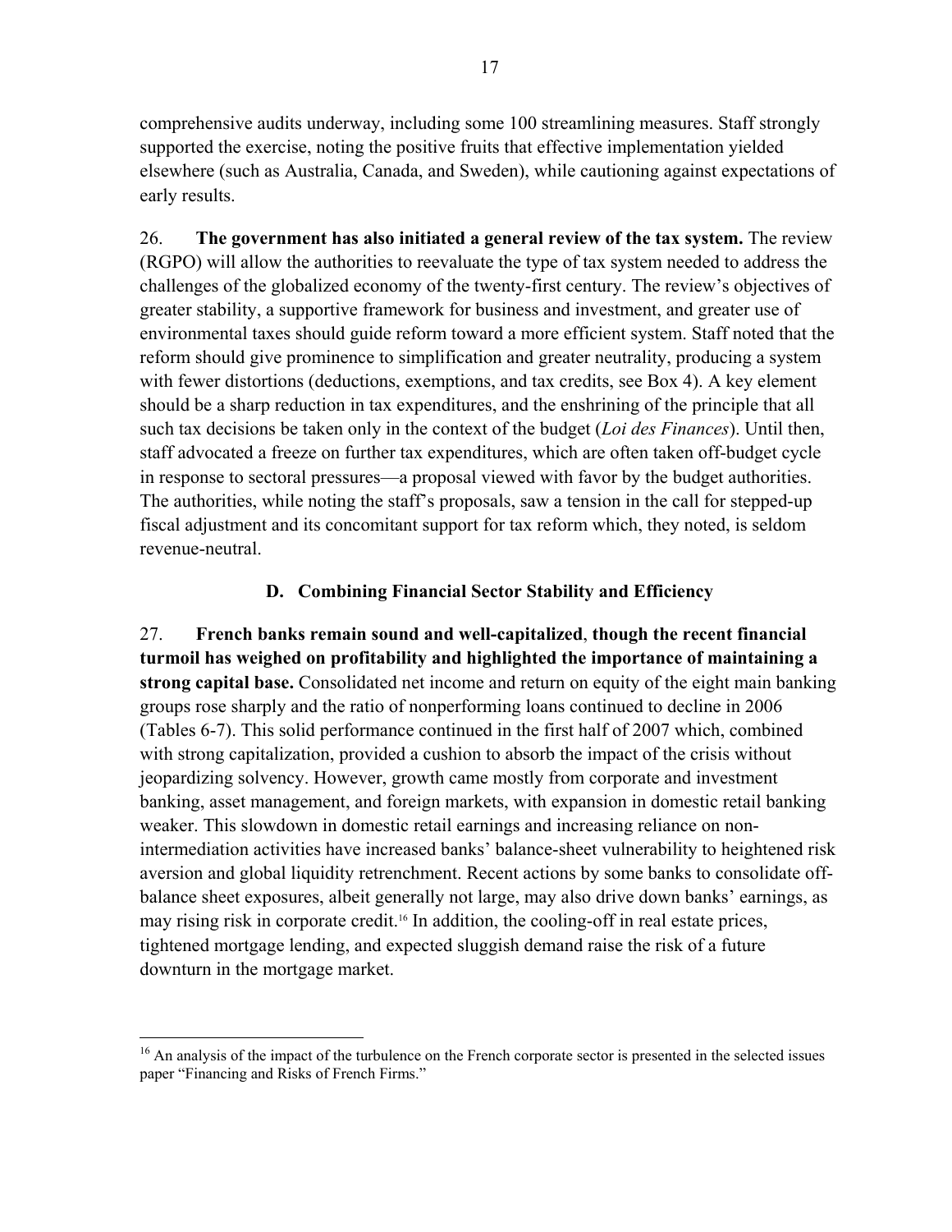comprehensive audits underway, including some 100 streamlining measures. Staff strongly supported the exercise, noting the positive fruits that effective implementation yielded elsewhere (such as Australia, Canada, and Sweden), while cautioning against expectations of early results.

26. **The government has also initiated a general review of the tax system.** The review (RGPO) will allow the authorities to reevaluate the type of tax system needed to address the challenges of the globalized economy of the twenty-first century. The review's objectives of greater stability, a supportive framework for business and investment, and greater use of environmental taxes should guide reform toward a more efficient system. Staff noted that the reform should give prominence to simplification and greater neutrality, producing a system with fewer distortions (deductions, exemptions, and tax credits, see Box 4). A key element should be a sharp reduction in tax expenditures, and the enshrining of the principle that all such tax decisions be taken only in the context of the budget (*Loi des Finances*). Until then, staff advocated a freeze on further tax expenditures, which are often taken off-budget cycle in response to sectoral pressures—a proposal viewed with favor by the budget authorities. The authorities, while noting the staff's proposals, saw a tension in the call for stepped-up fiscal adjustment and its concomitant support for tax reform which, they noted, is seldom revenue-neutral.

## D. Combining Financial Sector Stability and Efficiency

27. **French banks remain sound and well-capitalized, though the recent financial turmoil has weighed on profitability and highlighted the importance of maintaining a strong capital base.** Consolidated net income and return on equity of the eight main banking groups rose sharply and the ratio of nonperforming loans continued to decline in 2006 (Tables 6-7). This solid performance continued in the first half of 2007 which, combined with strong capitalization, provided a cushion to absorb the impact of the crisis without jeopardizing solvency. However, growth came mostly from corporate and investment banking, asset management, and foreign markets, with expansion in domestic retail banking weaker. This slowdown in domestic retail earnings and increasing reliance on non-intermediation activities have increased banks' balance-sheet vulnerability to heightened risk aversion and global liquidity retrenchment. Recent actions by some banks to consolidate off-balance sheet exposures, albeit generally not large, may also drive down banks' earnings, as may rising risk in corporate credit.[16] In addition, the cooling-off in real estate prices, tightened mortgage lending, and expected sluggish demand raise the risk of a future downturn in the mortgage market.

[16] An analysis of the impact of the turbulence on the French corporate sector is presented in the selected issues paper "Financing and Risks of French Firms."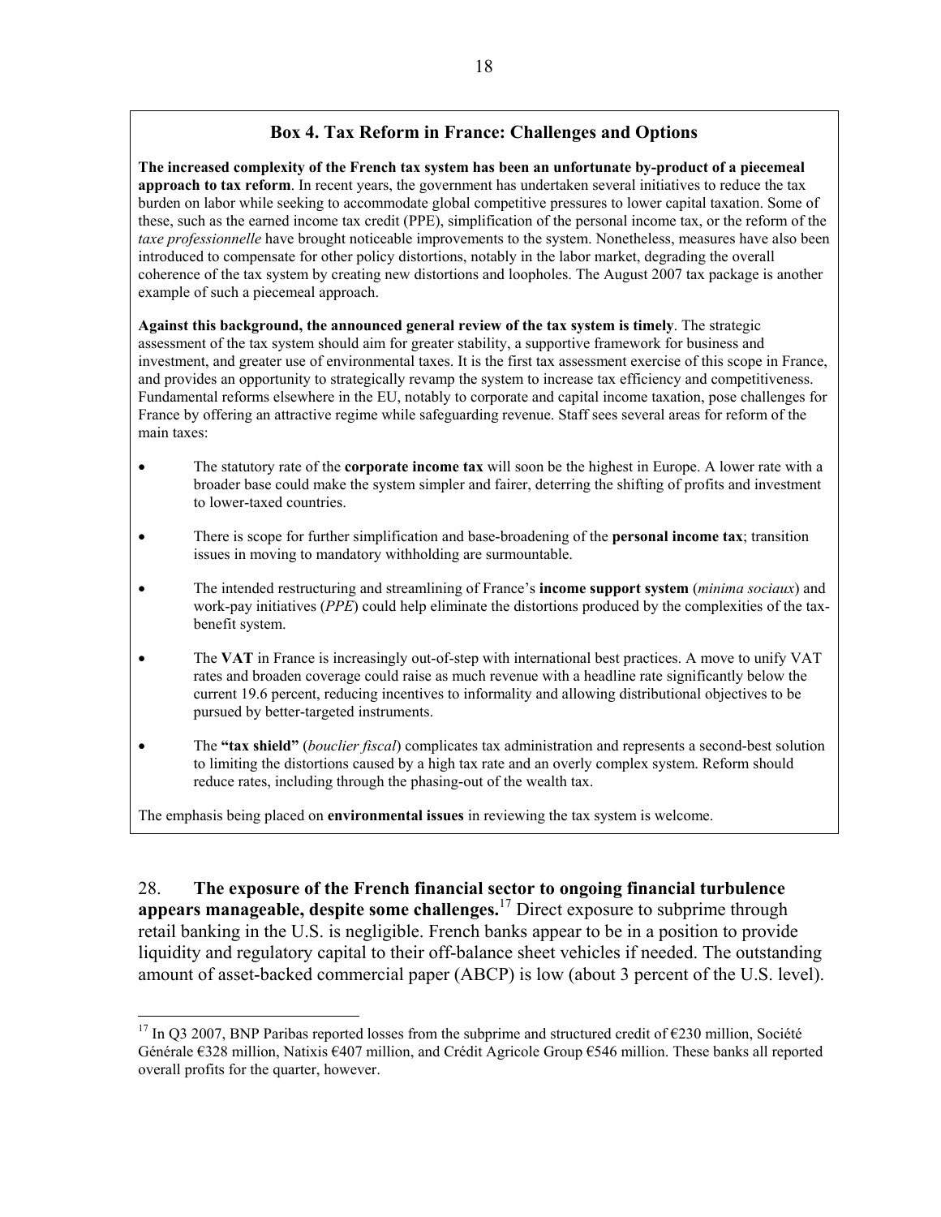### Box 4. Tax Reform in France: Challenges and Options

**The increased complexity of the French tax system has been an unfortunate by-product of a piecemeal approach to tax reform**. In recent years, the government has undertaken several initiatives to reduce the tax burden on labor while seeking to accommodate global competitive pressures to lower capital taxation. Some of these, such as the earned income tax credit (PPE), simplification of the personal income tax, or the reform of the *taxe professionnelle* have brought noticeable improvements to the system. Nonetheless, measures have also been introduced to compensate for other policy distortions, notably in the labor market, degrading the overall coherence of the tax system by creating new distortions and loopholes. The August 2007 tax package is another example of such a piecemeal approach.

**Against this background, the announced general review of the tax system is timely**. The strategic assessment of the tax system should aim for greater stability, a supportive framework for business and investment, and greater use of environmental taxes. It is the first tax assessment exercise of this scope in France, and provides an opportunity to strategically revamp the system to increase tax efficiency and competitiveness. Fundamental reforms elsewhere in the EU, notably to corporate and capital income taxation, pose challenges for France by offering an attractive regime while safeguarding revenue. Staff sees several areas for reform of the main taxes:

- The statutory rate of the **corporate income tax** will soon be the highest in Europe. A lower rate with a broader base could make the system simpler and fairer, deterring the shifting of profits and investment to lower-taxed countries.
- There is scope for further simplification and base-broadening of the **personal income tax**; transition issues in moving to mandatory withholding are surmountable.
- The intended restructuring and streamlining of France's **income support system** (*minima sociaux*) and work-pay initiatives (*PPE*) could help eliminate the distortions produced by the complexities of the tax-benefit system.
- The **VAT** in France is increasingly out-of-step with international best practices. A move to unify VAT rates and broaden coverage could raise as much revenue with a headline rate significantly below the current 19.6 percent, reducing incentives to informality and allowing distributional objectives to be pursued by better-targeted instruments.
- The **"tax shield"** (*bouclier fiscal*) complicates tax administration and represents a second-best solution to limiting the distortions caused by a high tax rate and an overly complex system. Reform should reduce rates, including through the phasing-out of the wealth tax.

The emphasis being placed on **environmental issues** in reviewing the tax system is welcome.

28. **The exposure of the French financial sector to ongoing financial turbulence appears manageable, despite some challenges.**[17] Direct exposure to subprime through retail banking in the U.S. is negligible. French banks appear to be in a position to provide liquidity and regulatory capital to their off-balance sheet vehicles if needed. The outstanding amount of asset-backed commercial paper (ABCP) is low (about 3 percent of the U.S. level).

[17] In Q3 2007, BNP Paribas reported losses from the subprime and structured credit of €230 million, Société Générale €328 million, Natixis €407 million, and Crédit Agricole Group €546 million. These banks all reported overall profits for the quarter, however.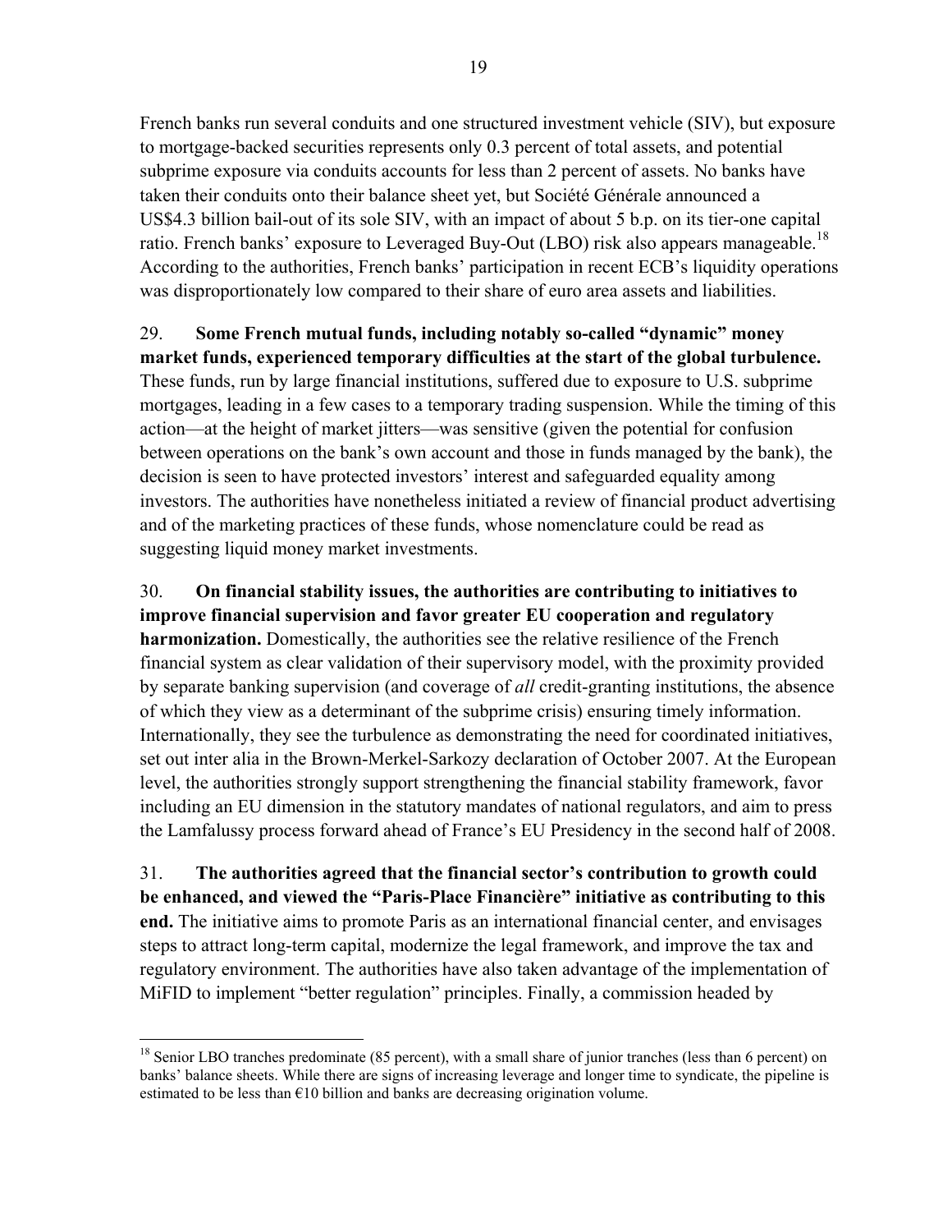French banks run several conduits and one structured investment vehicle (SIV), but exposure to mortgage-backed securities represents only 0.3 percent of total assets, and potential subprime exposure via conduits accounts for less than 2 percent of assets. No banks have taken their conduits onto their balance sheet yet, but Société Générale announced a US$4.3 billion bail-out of its sole SIV, with an impact of about 5 b.p. on its tier-one capital ratio. French banks' exposure to Leveraged Buy-Out (LBO) risk also appears manageable.[18] According to the authorities, French banks' participation in recent ECB's liquidity operations was disproportionately low compared to their share of euro area assets and liabilities.

29. **Some French mutual funds, including notably so-called "dynamic" money market funds, experienced temporary difficulties at the start of the global turbulence.** These funds, run by large financial institutions, suffered due to exposure to U.S. subprime mortgages, leading in a few cases to a temporary trading suspension. While the timing of this action—at the height of market jitters—was sensitive (given the potential for confusion between operations on the bank's own account and those in funds managed by the bank), the decision is seen to have protected investors' interest and safeguarded equality among investors. The authorities have nonetheless initiated a review of financial product advertising and of the marketing practices of these funds, whose nomenclature could be read as suggesting liquid money market investments.

30. **On financial stability issues, the authorities are contributing to initiatives to improve financial supervision and favor greater EU cooperation and regulatory harmonization.** Domestically, the authorities see the relative resilience of the French financial system as clear validation of their supervisory model, with the proximity provided by separate banking supervision (and coverage of *all* credit-granting institutions, the absence of which they view as a determinant of the subprime crisis) ensuring timely information. Internationally, they see the turbulence as demonstrating the need for coordinated initiatives, set out inter alia in the Brown-Merkel-Sarkozy declaration of October 2007. At the European level, the authorities strongly support strengthening the financial stability framework, favor including an EU dimension in the statutory mandates of national regulators, and aim to press the Lamfalussy process forward ahead of France's EU Presidency in the second half of 2008.

31. **The authorities agreed that the financial sector's contribution to growth could be enhanced, and viewed the "Paris-Place Financière" initiative as contributing to this end.** The initiative aims to promote Paris as an international financial center, and envisages steps to attract long-term capital, modernize the legal framework, and improve the tax and regulatory environment. The authorities have also taken advantage of the implementation of MiFID to implement "better regulation" principles. Finally, a commission headed by

---

[18] Senior LBO tranches predominate (85 percent), with a small share of junior tranches (less than 6 percent) on banks' balance sheets. While there are signs of increasing leverage and longer time to syndicate, the pipeline is estimated to be less than €10 billion and banks are decreasing origination volume.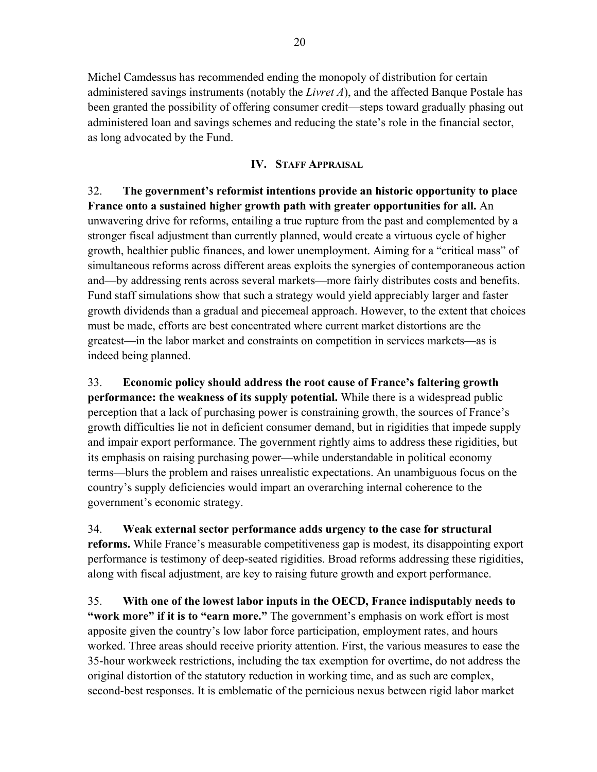Michel Camdessus has recommended ending the monopoly of distribution for certain administered savings instruments (notably the *Livret A*), and the affected Banque Postale has been granted the possibility of offering consumer credit—steps toward gradually phasing out administered loan and savings schemes and reducing the state's role in the financial sector, as long advocated by the Fund.

## IV. Staff Appraisal

32. **The government's reformist intentions provide an historic opportunity to place France onto a sustained higher growth path with greater opportunities for all.** An unwavering drive for reforms, entailing a true rupture from the past and complemented by a stronger fiscal adjustment than currently planned, would create a virtuous cycle of higher growth, healthier public finances, and lower unemployment. Aiming for a "critical mass" of simultaneous reforms across different areas exploits the synergies of contemporaneous action and—by addressing rents across several markets—more fairly distributes costs and benefits. Fund staff simulations show that such a strategy would yield appreciably larger and faster growth dividends than a gradual and piecemeal approach. However, to the extent that choices must be made, efforts are best concentrated where current market distortions are the greatest—in the labor market and constraints on competition in services markets—as is indeed being planned.

33. **Economic policy should address the root cause of France's faltering growth performance: the weakness of its supply potential.** While there is a widespread public perception that a lack of purchasing power is constraining growth, the sources of France's growth difficulties lie not in deficient consumer demand, but in rigidities that impede supply and impair export performance. The government rightly aims to address these rigidities, but its emphasis on raising purchasing power—while understandable in political economy terms—blurs the problem and raises unrealistic expectations. An unambiguous focus on the country's supply deficiencies would impart an overarching internal coherence to the government's economic strategy.

34. **Weak external sector performance adds urgency to the case for structural reforms.** While France's measurable competitiveness gap is modest, its disappointing export performance is testimony of deep-seated rigidities. Broad reforms addressing these rigidities, along with fiscal adjustment, are key to raising future growth and export performance.

35. **With one of the lowest labor inputs in the OECD, France indisputably needs to "work more" if it is to "earn more."** The government's emphasis on work effort is most apposite given the country's low labor force participation, employment rates, and hours worked. Three areas should receive priority attention. First, the various measures to ease the 35-hour workweek restrictions, including the tax exemption for overtime, do not address the original distortion of the statutory reduction in working time, and as such are complex, second-best responses. It is emblematic of the pernicious nexus between rigid labor market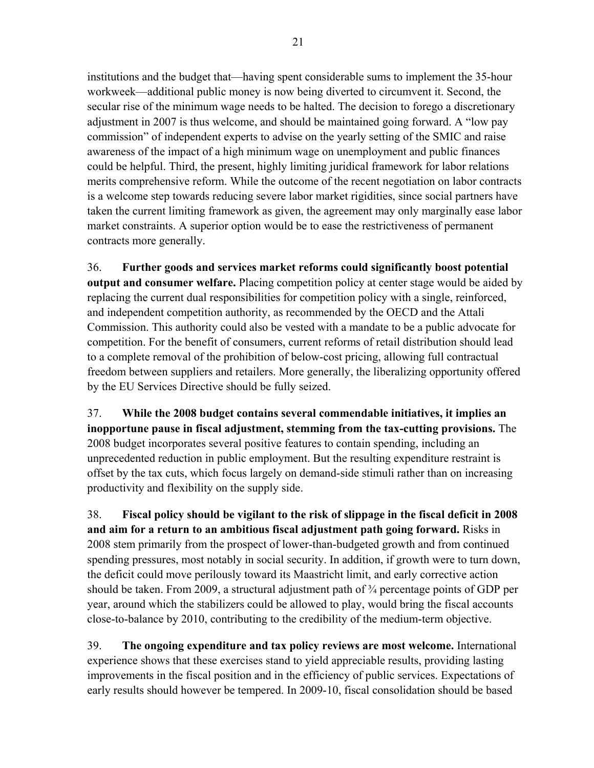institutions and the budget that—having spent considerable sums to implement the 35-hour workweek—additional public money is now being diverted to circumvent it. Second, the secular rise of the minimum wage needs to be halted. The decision to forego a discretionary adjustment in 2007 is thus welcome, and should be maintained going forward. A "low pay commission" of independent experts to advise on the yearly setting of the SMIC and raise awareness of the impact of a high minimum wage on unemployment and public finances could be helpful. Third, the present, highly limiting juridical framework for labor relations merits comprehensive reform. While the outcome of the recent negotiation on labor contracts is a welcome step towards reducing severe labor market rigidities, since social partners have taken the current limiting framework as given, the agreement may only marginally ease labor market constraints. A superior option would be to ease the restrictiveness of permanent contracts more generally.

36. **Further goods and services market reforms could significantly boost potential output and consumer welfare.** Placing competition policy at center stage would be aided by replacing the current dual responsibilities for competition policy with a single, reinforced, and independent competition authority, as recommended by the OECD and the Attali Commission. This authority could also be vested with a mandate to be a public advocate for competition. For the benefit of consumers, current reforms of retail distribution should lead to a complete removal of the prohibition of below-cost pricing, allowing full contractual freedom between suppliers and retailers. More generally, the liberalizing opportunity offered by the EU Services Directive should be fully seized.

37. **While the 2008 budget contains several commendable initiatives, it implies an inopportune pause in fiscal adjustment, stemming from the tax-cutting provisions.** The 2008 budget incorporates several positive features to contain spending, including an unprecedented reduction in public employment. But the resulting expenditure restraint is offset by the tax cuts, which focus largely on demand-side stimuli rather than on increasing productivity and flexibility on the supply side.

38. **Fiscal policy should be vigilant to the risk of slippage in the fiscal deficit in 2008 and aim for a return to an ambitious fiscal adjustment path going forward.** Risks in 2008 stem primarily from the prospect of lower-than-budgeted growth and from continued spending pressures, most notably in social security. In addition, if growth were to turn down, the deficit could move perilously toward its Maastricht limit, and early corrective action should be taken. From 2009, a structural adjustment path of ¾ percentage points of GDP per year, around which the stabilizers could be allowed to play, would bring the fiscal accounts close-to-balance by 2010, contributing to the credibility of the medium-term objective.

39. **The ongoing expenditure and tax policy reviews are most welcome.** International experience shows that these exercises stand to yield appreciable results, providing lasting improvements in the fiscal position and in the efficiency of public services. Expectations of early results should however be tempered. In 2009-10, fiscal consolidation should be based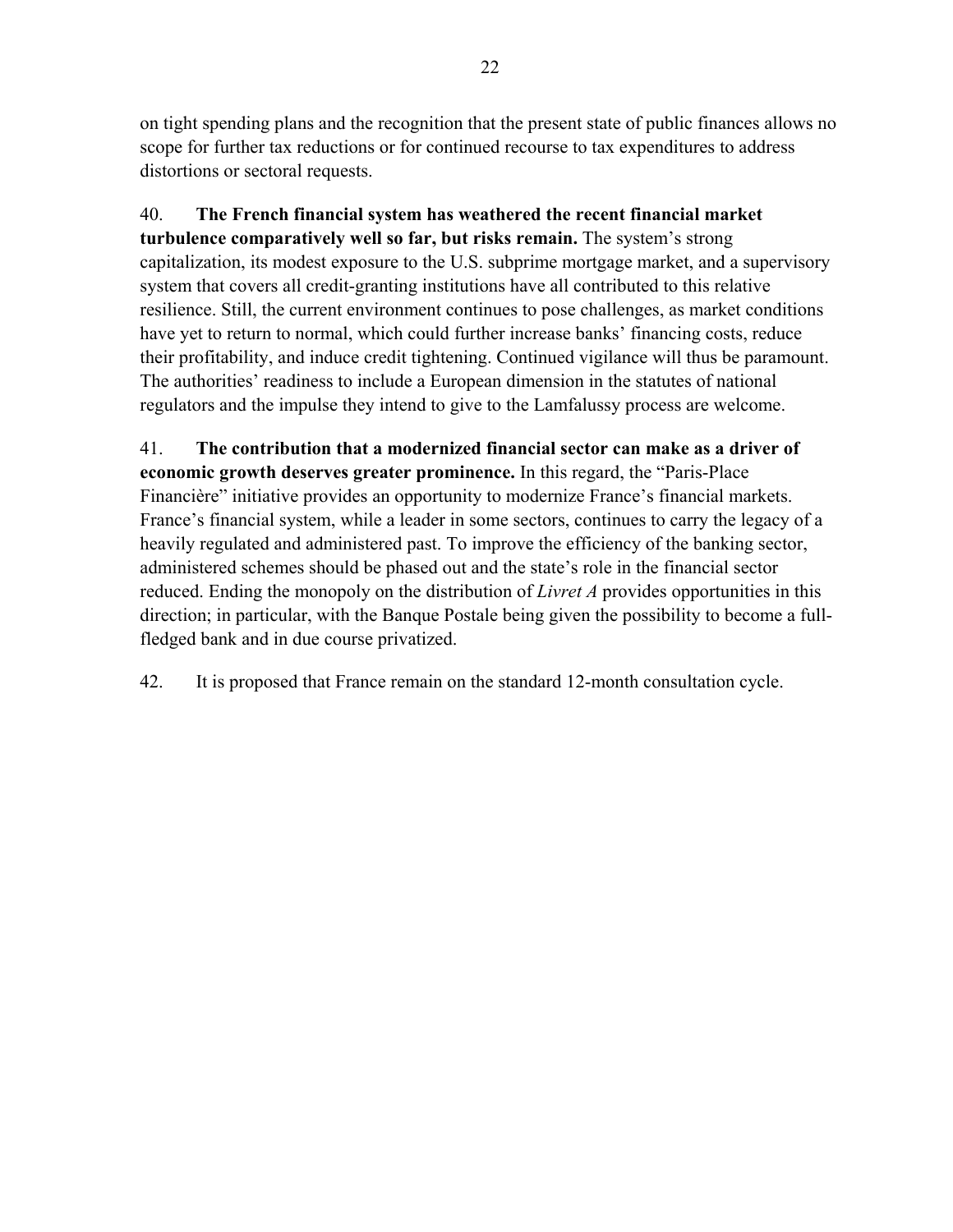on tight spending plans and the recognition that the present state of public finances allows no scope for further tax reductions or for continued recourse to tax expenditures to address distortions or sectoral requests.

40. **The French financial system has weathered the recent financial market turbulence comparatively well so far, but risks remain.** The system's strong capitalization, its modest exposure to the U.S. subprime mortgage market, and a supervisory system that covers all credit-granting institutions have all contributed to this relative resilience. Still, the current environment continues to pose challenges, as market conditions have yet to return to normal, which could further increase banks' financing costs, reduce their profitability, and induce credit tightening. Continued vigilance will thus be paramount. The authorities' readiness to include a European dimension in the statutes of national regulators and the impulse they intend to give to the Lamfalussy process are welcome.

41. **The contribution that a modernized financial sector can make as a driver of economic growth deserves greater prominence.** In this regard, the "Paris-Place Financière" initiative provides an opportunity to modernize France's financial markets. France's financial system, while a leader in some sectors, continues to carry the legacy of a heavily regulated and administered past. To improve the efficiency of the banking sector, administered schemes should be phased out and the state's role in the financial sector reduced. Ending the monopoly on the distribution of *Livret A* provides opportunities in this direction; in particular, with the Banque Postale being given the possibility to become a full-fledged bank and in due course privatized.

42. It is proposed that France remain on the standard 12-month consultation cycle.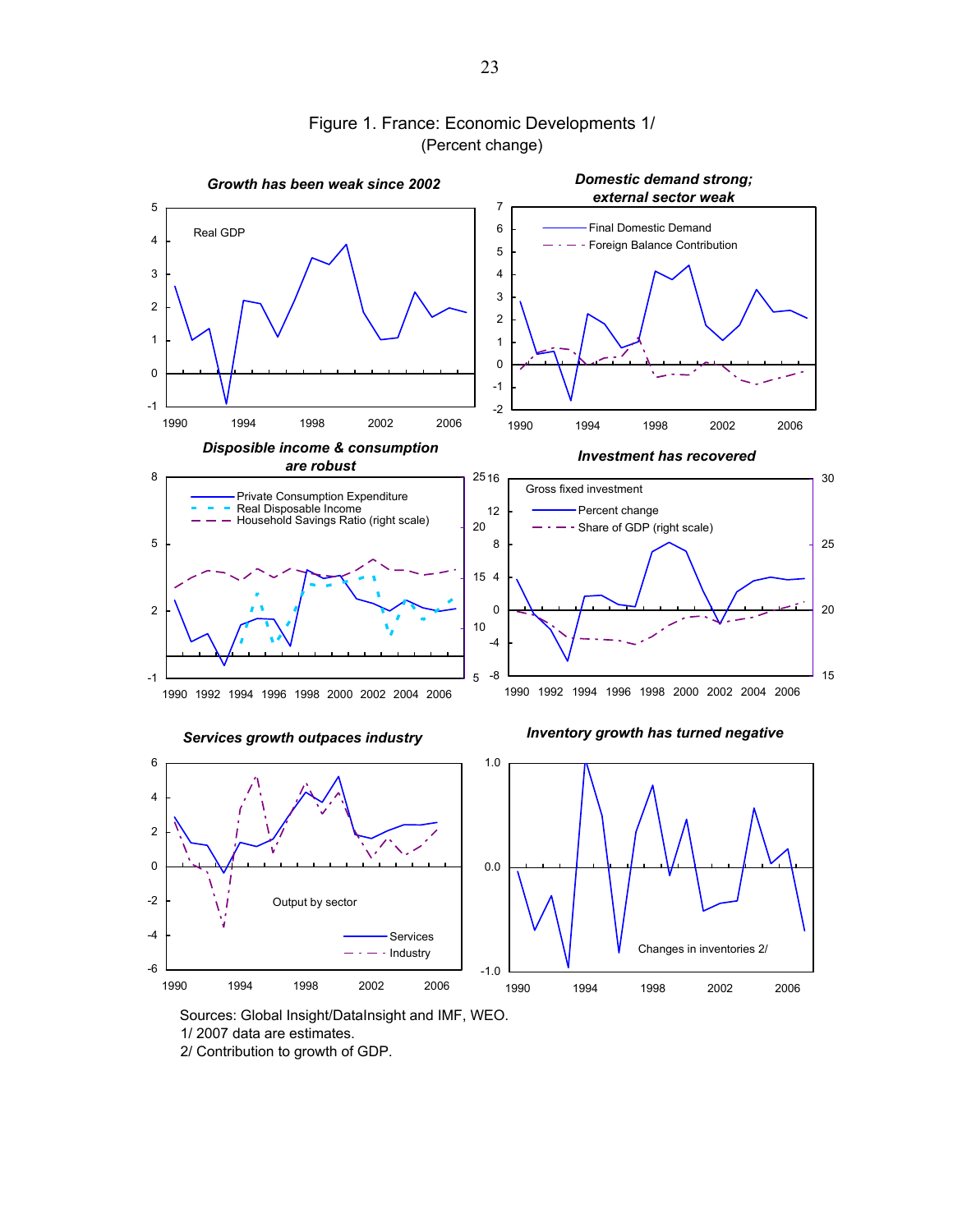# Figure 1. France: Economic Developments 1/
(Percent change)

***Growth has been weak since 2002***

***Domestic demand strong; external sector weak***

***Disposible income & consumption are robust***

***Investment has recovered***

***Services growth outpaces industry***

***Inventory growth has turned negative***

Sources: Global Insight/DataInsight and IMF, WEO.
1/ 2007 data are estimates.
2/ Contribution to growth of GDP.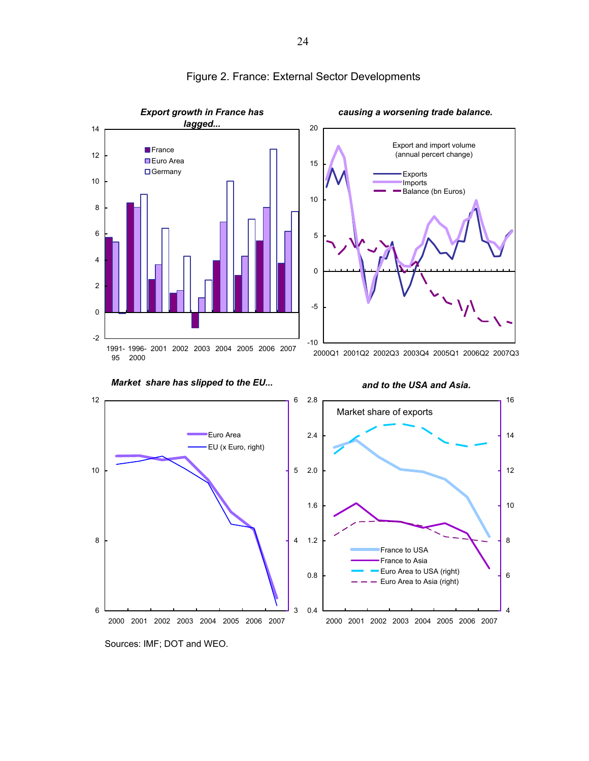# Figure 2. France: External Sector Developments

*Export growth in France has lagged...*

*causing a worsening trade balance.*

*Market share has slipped to the EU...*

*and to the USA and Asia.*

Sources: IMF; DOT and WEO.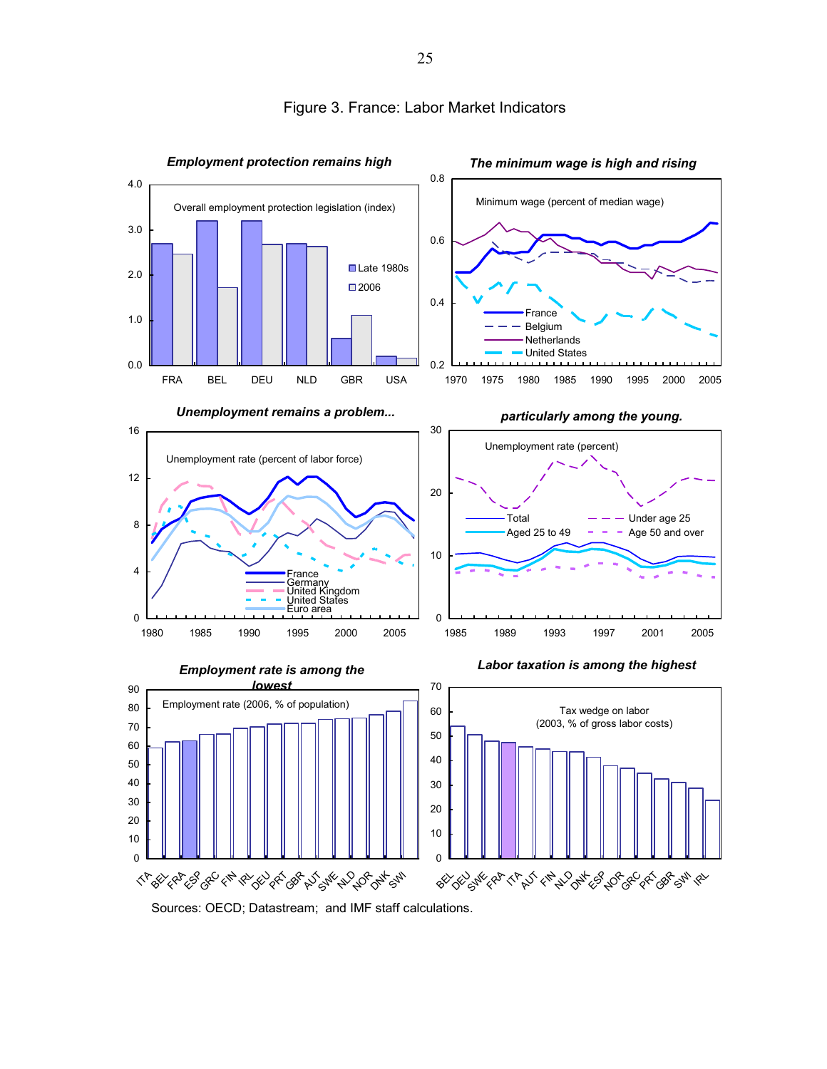# Figure 3. France: Labor Market Indicators

***Employment protection remains high***

Overall employment protection legislation (index)

***The minimum wage is high and rising***

Minimum wage (percent of median wage)

***Unemployment remains a problem...***

Unemployment rate (percent of labor force)

***particularly among the young.***

Unemployment rate (percent)

***Employment rate is among the lowest***

Employment rate (2006, % of population)

***Labor taxation is among the highest***

Tax wedge on labor (2003, % of gross labor costs)

Sources: OECD; Datastream; and IMF staff calculations.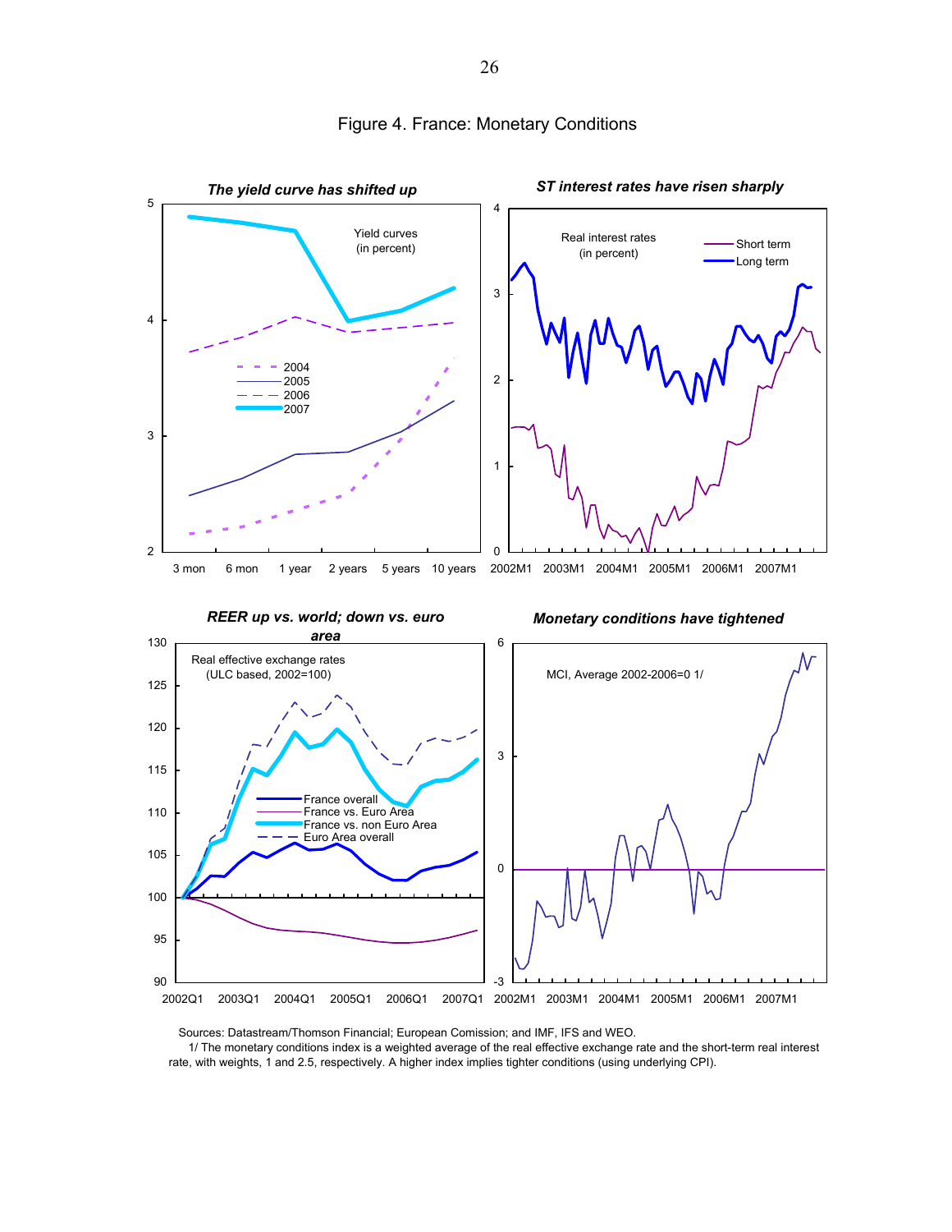# Figure 4. France: Monetary Conditions

***The yield curve has shifted up***

Yield curves (in percent)

2004, 2005, 2006, 2007

3 mon, 6 mon, 1 year, 2 years, 5 years, 10 years

***ST interest rates have risen sharply***

Real interest rates (in percent)

Short term, Long term

2002M1, 2003M1, 2004M1, 2005M1, 2006M1, 2007M1

***REER up vs. world; down vs. euro area***

Real effective exchange rates (ULC based, 2002=100)

France overall, France vs. Euro Area, France vs. non Euro Area, Euro Area overall

2002Q1, 2003Q1, 2004Q1, 2005Q1, 2006Q1, 2007Q1

***Monetary conditions have tightened***

MCI, Average 2002-2006=0 1/

2002M1, 2003M1, 2004M1, 2005M1, 2006M1, 2007M1

Sources: Datastream/Thomson Financial; European Comission; and IMF, IFS and WEO.

1/ The monetary conditions index is a weighted average of the real effective exchange rate and the short-term real interest rate, with weights, 1 and 2.5, respectively. A higher index implies tighter conditions (using underlying CPI).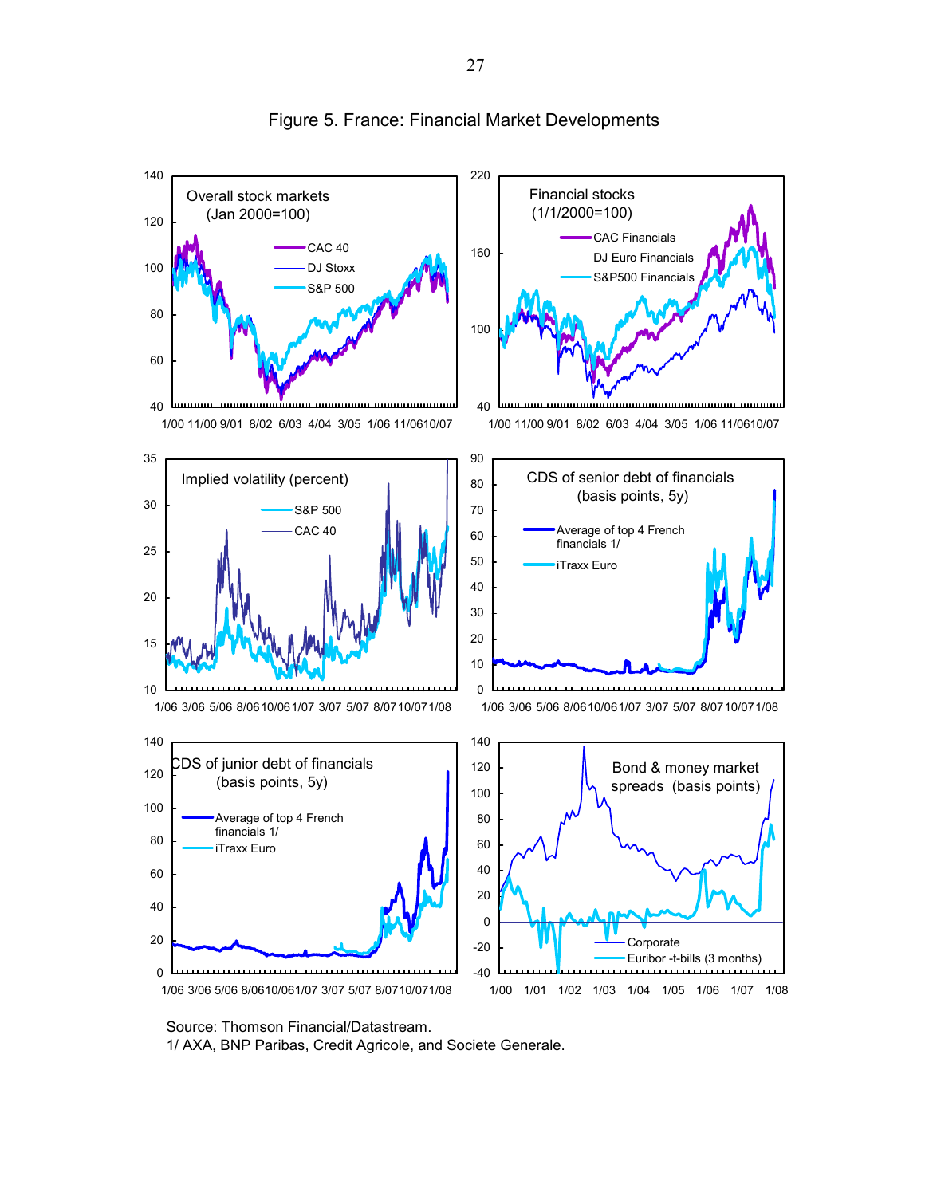Figure 5. France: Financial Market Developments

Source: Thomson Financial/Datastream.

1/ AXA, BNP Paribas, Credit Agricole, and Societe Generale.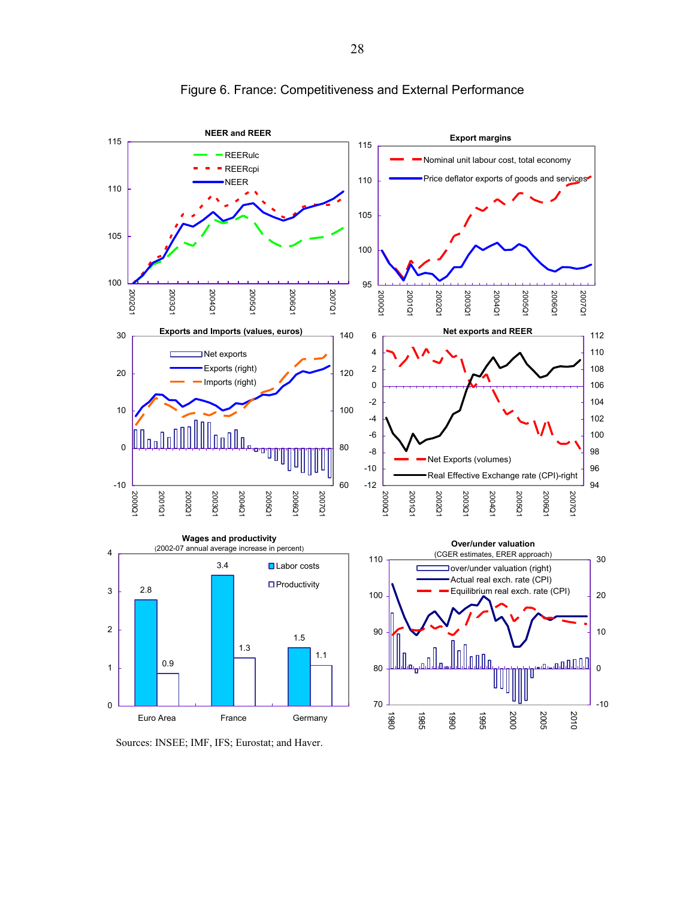# Figure 6. France: Competitiveness and External Performance

**NEER and REER**

**Export margins**

**Exports and Imports (values, euros)**

**Net exports and REER**

**Wages and productivity**
(2002-07 annual average increase in percent)

| | Labor costs | Productivity |
|---|---|---|
| Euro Area | 2.8 | 0.9 |
| France | 3.4 | 1.3 |
| Germany | 1.5 | 1.1 |

**Over/under valuation**
(CGER estimates, ERER approach)

Sources: INSEE; IMF, IFS; Eurostat; and Haver.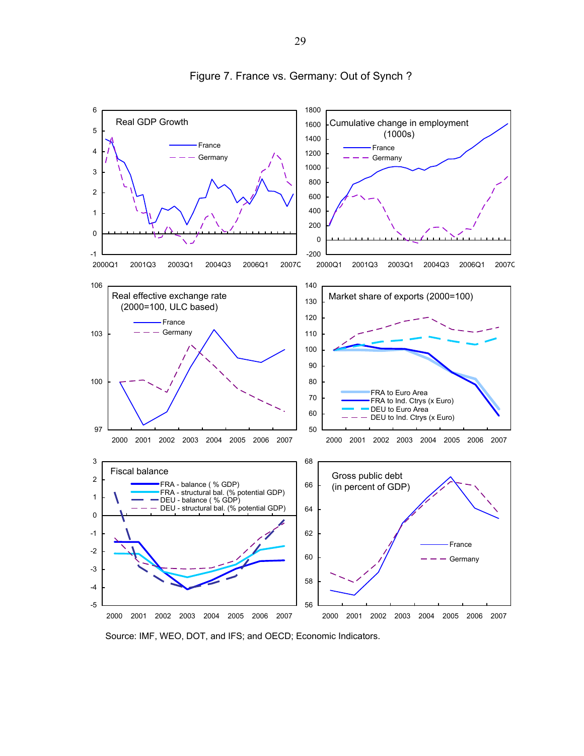Figure 7. France vs. Germany: Out of Synch ?

Source: IMF, WEO, DOT, and IFS; and OECD; Economic Indicators.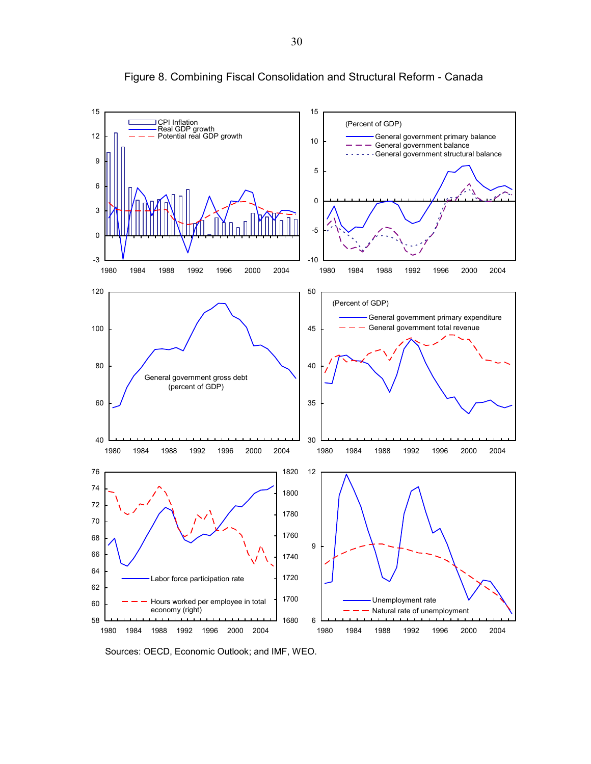Figure 8. Combining Fiscal Consolidation and Structural Reform - Canada

Sources: OECD, Economic Outlook; and IMF, WEO.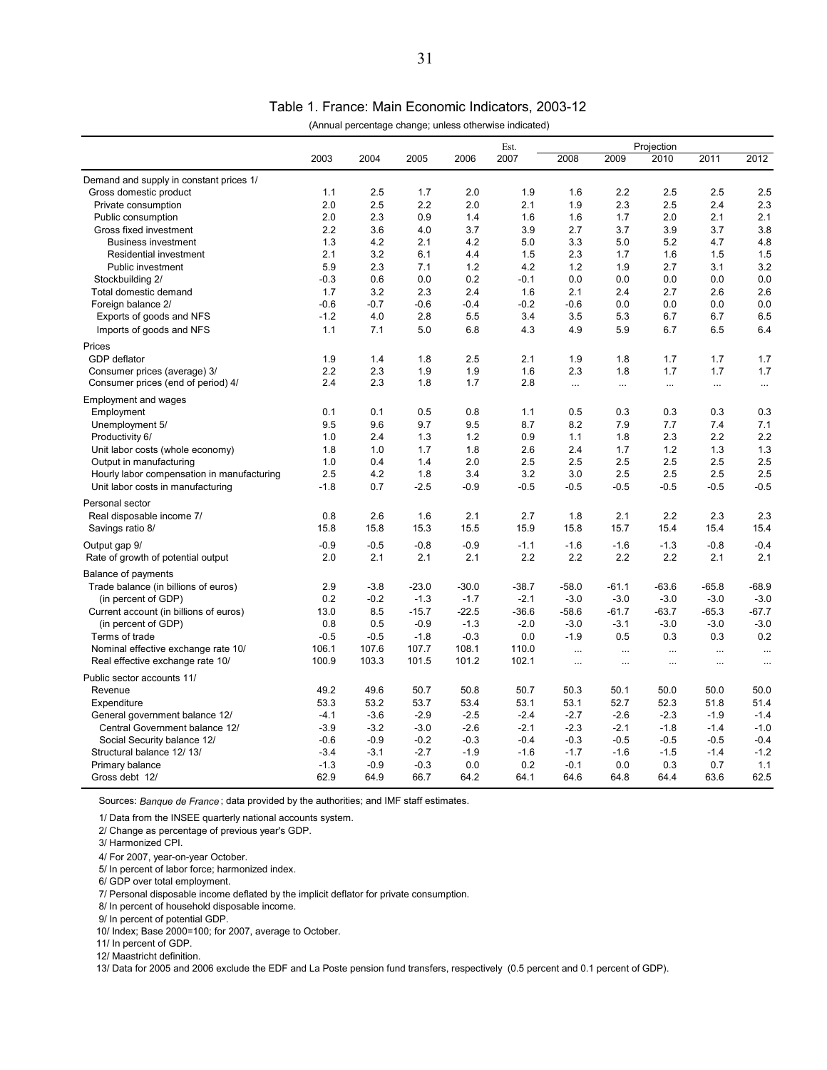# Table 1. France: Main Economic Indicators, 2003-12

(Annual percentage change; unless otherwise indicated)

| | 2003 | 2004 | 2005 | 2006 | Est. 2007 | Projection 2008 | 2009 | 2010 | 2011 | 2012 |
|---|---|---|---|---|---|---|---|---|---|---|
| Demand and supply in constant prices 1/ | | | | | | | | | | |
| Gross domestic product | 1.1 | 2.5 | 1.7 | 2.0 | 1.9 | 1.6 | 2.2 | 2.5 | 2.5 | 2.5 |
| Private consumption | 2.0 | 2.5 | 2.2 | 2.0 | 2.1 | 1.9 | 2.3 | 2.5 | 2.4 | 2.3 |
| Public consumption | 2.0 | 2.3 | 0.9 | 1.4 | 1.6 | 1.6 | 1.7 | 2.0 | 2.1 | 2.1 |
| Gross fixed investment | 2.2 | 3.6 | 4.0 | 3.7 | 3.9 | 2.7 | 3.7 | 3.9 | 3.7 | 3.8 |
| Business investment | 1.3 | 4.2 | 2.1 | 4.2 | 5.0 | 3.3 | 5.0 | 5.2 | 4.7 | 4.8 |
| Residential investment | 2.1 | 3.2 | 6.1 | 4.4 | 1.5 | 2.3 | 1.7 | 1.6 | 1.5 | 1.5 |
| Public investment | 5.9 | 2.3 | 7.1 | 1.2 | 4.2 | 1.2 | 1.9 | 2.7 | 3.1 | 3.2 |
| Stockbuilding 2/ | -0.3 | 0.6 | 0.0 | 0.2 | -0.1 | 0.0 | 0.0 | 0.0 | 0.0 | 0.0 |
| Total domestic demand | 1.7 | 3.2 | 2.3 | 2.4 | 1.6 | 2.1 | 2.4 | 2.7 | 2.6 | 2.6 |
| Foreign balance 2/ | -0.6 | -0.7 | -0.6 | -0.4 | -0.2 | -0.6 | 0.0 | 0.0 | 0.0 | 0.0 |
| Exports of goods and NFS | -1.2 | 4.0 | 2.8 | 5.5 | 3.4 | 3.5 | 5.3 | 6.7 | 6.7 | 6.5 |
| Imports of goods and NFS | 1.1 | 7.1 | 5.0 | 6.8 | 4.3 | 4.9 | 5.9 | 6.7 | 6.5 | 6.4 |
| Prices | | | | | | | | | | |
| GDP deflator | 1.9 | 1.4 | 1.8 | 2.5 | 2.1 | 1.9 | 1.8 | 1.7 | 1.7 | 1.7 |
| Consumer prices (average) 3/ | 2.2 | 2.3 | 1.9 | 1.9 | 1.6 | 2.3 | 1.8 | 1.7 | 1.7 | 1.7 |
| Consumer prices (end of period) 4/ | 2.4 | 2.3 | 1.8 | 1.7 | 2.8 | ... | ... | ... | ... | ... |
| Employment and wages | | | | | | | | | | |
| Employment | 0.1 | 0.1 | 0.5 | 0.8 | 1.1 | 0.5 | 0.3 | 0.3 | 0.3 | 0.3 |
| Unemployment 5/ | 9.5 | 9.6 | 9.7 | 9.5 | 8.7 | 8.2 | 7.9 | 7.7 | 7.4 | 7.1 |
| Productivity 6/ | 1.0 | 2.4 | 1.3 | 1.2 | 0.9 | 1.1 | 1.8 | 2.3 | 2.2 | 2.2 |
| Unit labor costs (whole economy) | 1.8 | 1.0 | 1.7 | 1.8 | 2.6 | 2.4 | 1.7 | 1.2 | 1.3 | 1.3 |
| Output in manufacturing | 1.0 | 0.4 | 1.4 | 2.0 | 2.5 | 2.5 | 2.5 | 2.5 | 2.5 | 2.5 |
| Hourly labor compensation in manufacturing | 2.5 | 4.2 | 1.8 | 3.4 | 3.2 | 3.0 | 2.5 | 2.5 | 2.5 | 2.5 |
| Unit labor costs in manufacturing | -1.8 | 0.7 | -2.5 | -0.9 | -0.5 | -0.5 | -0.5 | -0.5 | -0.5 | -0.5 |
| Personal sector | | | | | | | | | | |
| Real disposable income 7/ | 0.8 | 2.6 | 1.6 | 2.1 | 2.7 | 1.8 | 2.1 | 2.2 | 2.3 | 2.3 |
| Savings ratio 8/ | 15.8 | 15.8 | 15.3 | 15.5 | 15.9 | 15.8 | 15.7 | 15.4 | 15.4 | 15.4 |
| Output gap 9/ | -0.9 | -0.5 | -0.8 | -0.9 | -1.1 | -1.6 | -1.6 | -1.3 | -0.8 | -0.4 |
| Rate of growth of potential output | 2.0 | 2.1 | 2.1 | 2.1 | 2.2 | 2.2 | 2.2 | 2.2 | 2.1 | 2.1 |
| Balance of payments | | | | | | | | | | |
| Trade balance (in billions of euros) | 2.9 | -3.8 | -23.0 | -30.0 | -38.7 | -58.0 | -61.1 | -63.6 | -65.8 | -68.9 |
| (in percent of GDP) | 0.2 | -0.2 | -1.3 | -1.7 | -2.1 | -3.0 | -3.0 | -3.0 | -3.0 | -3.0 |
| Current account (in billions of euros) | 13.0 | 8.5 | -15.7 | -22.5 | -36.6 | -58.6 | -61.7 | -63.7 | -65.3 | -67.7 |
| (in percent of GDP) | 0.8 | 0.5 | -0.9 | -1.3 | -2.0 | -3.0 | -3.1 | -3.0 | -3.0 | -3.0 |
| Terms of trade | -0.5 | -0.5 | -1.8 | -0.3 | 0.0 | -1.9 | 0.5 | 0.3 | 0.3 | 0.2 |
| Nominal effective exchange rate 10/ | 106.1 | 107.6 | 107.7 | 108.1 | 110.0 | ... | ... | ... | ... | ... |
| Real effective exchange rate 10/ | 100.9 | 103.3 | 101.5 | 101.2 | 102.1 | ... | ... | ... | ... | ... |
| Public sector accounts 11/ | | | | | | | | | | |
| Revenue | 49.2 | 49.6 | 50.7 | 50.8 | 50.7 | 50.3 | 50.1 | 50.0 | 50.0 | 50.0 |
| Expenditure | 53.3 | 53.2 | 53.7 | 53.4 | 53.1 | 53.1 | 52.7 | 52.3 | 51.8 | 51.4 |
| General government balance 12/ | -4.1 | -3.6 | -2.9 | -2.5 | -2.4 | -2.7 | -2.6 | -2.3 | -1.9 | -1.4 |
| Central Government balance 12/ | -3.9 | -3.2 | -3.0 | -2.6 | -2.1 | -2.3 | -2.1 | -1.8 | -1.4 | -1.0 |
| Social Security balance 12/ | -0.6 | -0.9 | -0.2 | -0.3 | -0.4 | -0.3 | -0.5 | -0.5 | -0.5 | -0.4 |
| Structural balance 12/ 13/ | -3.4 | -3.1 | -2.7 | -1.9 | -1.6 | -1.7 | -1.6 | -1.5 | -1.4 | -1.2 |
| Primary balance | -1.3 | -0.9 | -0.3 | 0.0 | 0.2 | -0.1 | 0.0 | 0.3 | 0.7 | 1.1 |
| Gross debt 12/ | 62.9 | 64.9 | 66.7 | 64.2 | 64.1 | 64.6 | 64.8 | 64.4 | 63.6 | 62.5 |

Sources: *Banque de France*; data provided by the authorities; and IMF staff estimates.

1/ Data from the INSEE quarterly national accounts system.

2/ Change as percentage of previous year's GDP.

3/ Harmonized CPI.

4/ For 2007, year-on-year October.

5/ In percent of labor force; harmonized index.

6/ GDP over total employment.

7/ Personal disposable income deflated by the implicit deflator for private consumption.

8/ In percent of household disposable income.

9/ In percent of potential GDP.

10/ Index; Base 2000=100; for 2007, average to October.

11/ In percent of GDP.

12/ Maastricht definition.

13/ Data for 2005 and 2006 exclude the EDF and La Poste pension fund transfers, respectively (0.5 percent and 0.1 percent of GDP).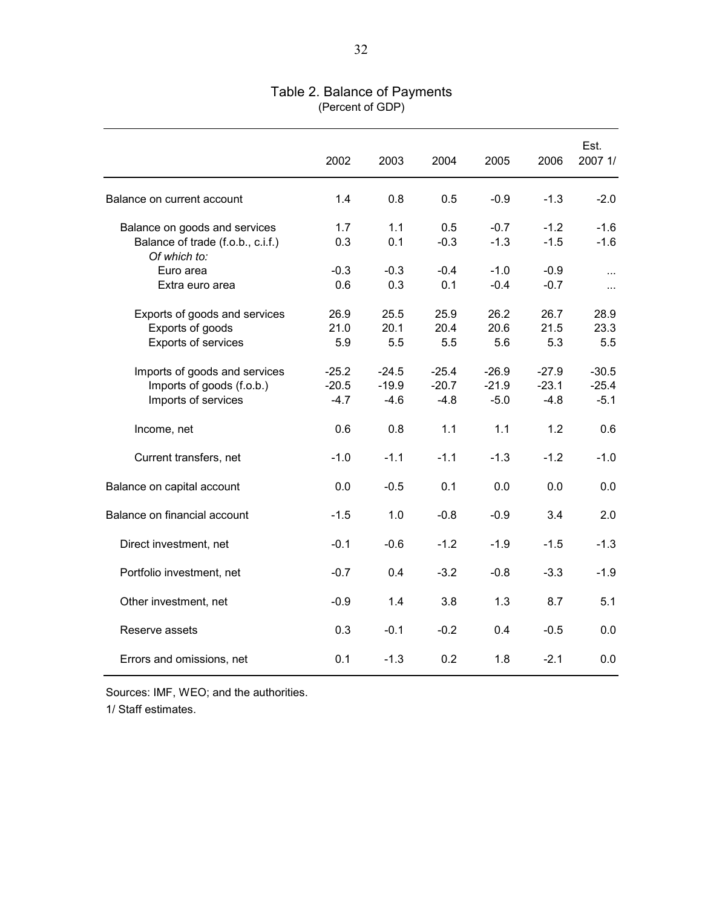# Table 2. Balance of Payments
(Percent of GDP)

| | 2002 | 2003 | 2004 | 2005 | 2006 | Est. 2007 1/ |
|---|---|---|---|---|---|---|
| Balance on current account | 1.4 | 0.8 | 0.5 | -0.9 | -1.3 | -2.0 |
| Balance on goods and services | 1.7 | 1.1 | 0.5 | -0.7 | -1.2 | -1.6 |
| Balance of trade (f.o.b., c.i.f.) | 0.3 | 0.1 | -0.3 | -1.3 | -1.5 | -1.6 |
| *Of which to:* | | | | | | |
| Euro area | -0.3 | -0.3 | -0.4 | -1.0 | -0.9 | ... |
| Extra euro area | 0.6 | 0.3 | 0.1 | -0.4 | -0.7 | ... |
| Exports of goods and services | 26.9 | 25.5 | 25.9 | 26.2 | 26.7 | 28.9 |
| Exports of goods | 21.0 | 20.1 | 20.4 | 20.6 | 21.5 | 23.3 |
| Exports of services | 5.9 | 5.5 | 5.5 | 5.6 | 5.3 | 5.5 |
| Imports of goods and services | -25.2 | -24.5 | -25.4 | -26.9 | -27.9 | -30.5 |
| Imports of goods (f.o.b.) | -20.5 | -19.9 | -20.7 | -21.9 | -23.1 | -25.4 |
| Imports of services | -4.7 | -4.6 | -4.8 | -5.0 | -4.8 | -5.1 |
| Income, net | 0.6 | 0.8 | 1.1 | 1.1 | 1.2 | 0.6 |
| Current transfers, net | -1.0 | -1.1 | -1.1 | -1.3 | -1.2 | -1.0 |
| Balance on capital account | 0.0 | -0.5 | 0.1 | 0.0 | 0.0 | 0.0 |
| Balance on financial account | -1.5 | 1.0 | -0.8 | -0.9 | 3.4 | 2.0 |
| Direct investment, net | -0.1 | -0.6 | -1.2 | -1.9 | -1.5 | -1.3 |
| Portfolio investment, net | -0.7 | 0.4 | -3.2 | -0.8 | -3.3 | -1.9 |
| Other investment, net | -0.9 | 1.4 | 3.8 | 1.3 | 8.7 | 5.1 |
| Reserve assets | 0.3 | -0.1 | -0.2 | 0.4 | -0.5 | 0.0 |
| Errors and omissions, net | 0.1 | -1.3 | 0.2 | 1.8 | -2.1 | 0.0 |

Sources: IMF, WEO; and the authorities.

1/ Staff estimates.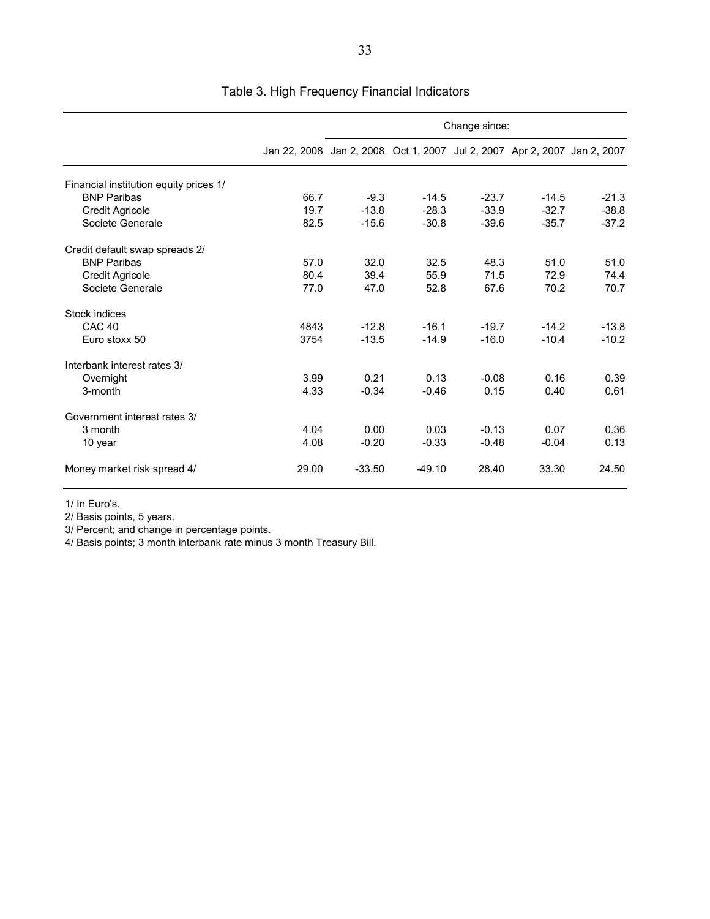## Table 3. High Frequency Financial Indicators

| | Jan 22, 2008 | Change since: Jan 2, 2008 | Oct 1, 2007 | Jul 2, 2007 | Apr 2, 2007 | Jan 2, 2007 |
|---|---|---|---|---|---|---|
| Financial institution equity prices 1/ | | | | | | |
| BNP Paribas | 66.7 | -9.3 | -14.5 | -23.7 | -14.5 | -21.3 |
| Credit Agricole | 19.7 | -13.8 | -28.3 | -33.9 | -32.7 | -38.8 |
| Societe Generale | 82.5 | -15.6 | -30.8 | -39.6 | -35.7 | -37.2 |
| Credit default swap spreads 2/ | | | | | | |
| BNP Paribas | 57.0 | 32.0 | 32.5 | 48.3 | 51.0 | 51.0 |
| Credit Agricole | 80.4 | 39.4 | 55.9 | 71.5 | 72.9 | 74.4 |
| Societe Generale | 77.0 | 47.0 | 52.8 | 67.6 | 70.2 | 70.7 |
| Stock indices | | | | | | |
| CAC 40 | 4843 | -12.8 | -16.1 | -19.7 | -14.2 | -13.8 |
| Euro stoxx 50 | 3754 | -13.5 | -14.9 | -16.0 | -10.4 | -10.2 |
| Interbank interest rates 3/ | | | | | | |
| Overnight | 3.99 | 0.21 | 0.13 | -0.08 | 0.16 | 0.39 |
| 3-month | 4.33 | -0.34 | -0.46 | 0.15 | 0.40 | 0.61 |
| Government interest rates 3/ | | | | | | |
| 3 month | 4.04 | 0.00 | 0.03 | -0.13 | 0.07 | 0.36 |
| 10 year | 4.08 | -0.20 | -0.33 | -0.48 | -0.04 | 0.13 |
| Money market risk spread 4/ | 29.00 | -33.50 | -49.10 | 28.40 | 33.30 | 24.50 |

1/ In Euro's.

2/ Basis points, 5 years.

3/ Percent; and change in percentage points.

4/ Basis points; 3 month interbank rate minus 3 month Treasury Bill.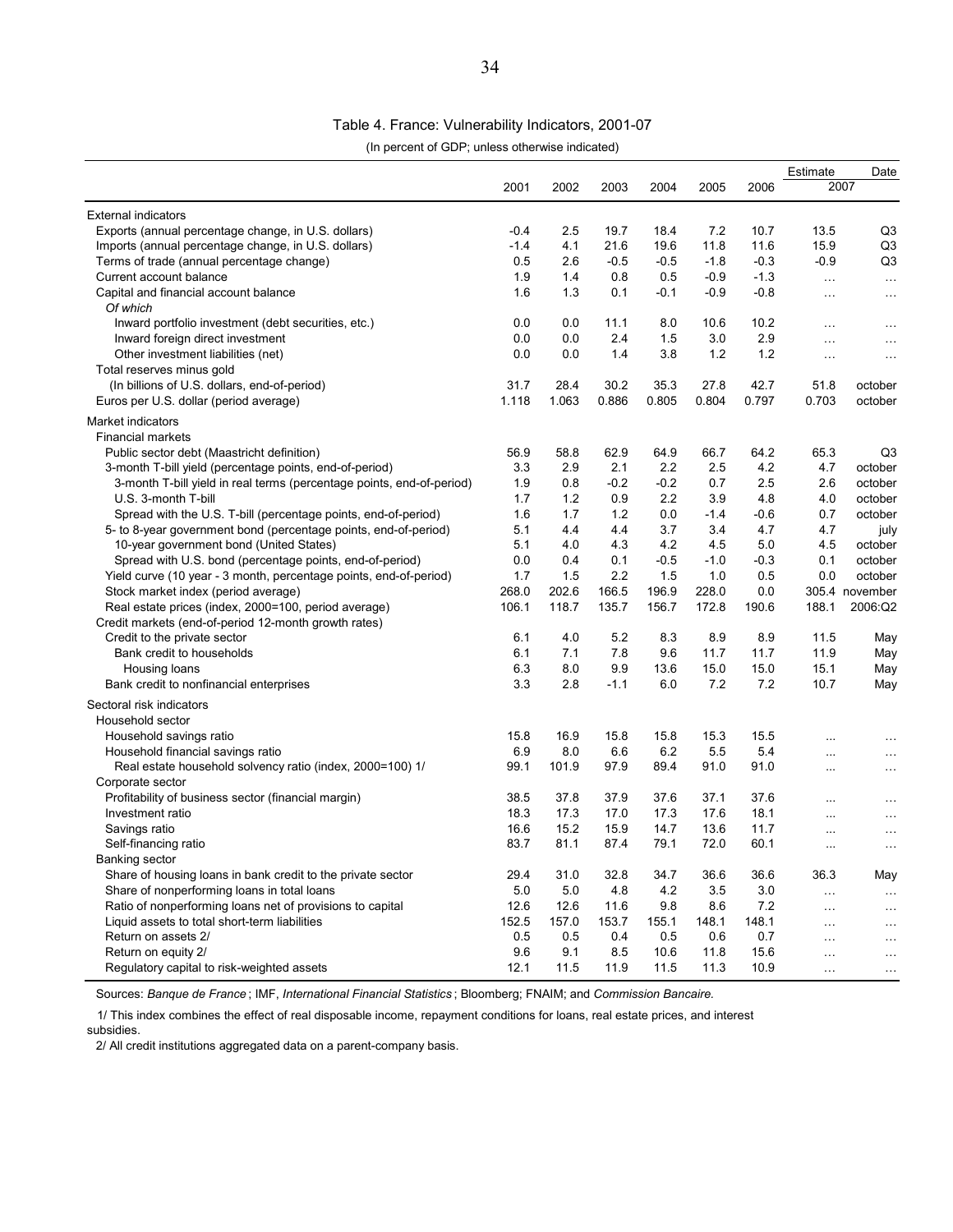Table 4. France: Vulnerability Indicators, 2001-07

(In percent of GDP; unless otherwise indicated)

| | 2001 | 2002 | 2003 | 2004 | 2005 | 2006 | Estimate 2007 | Date |
|---|---|---|---|---|---|---|---|---|
| External indicators | | | | | | | | |
| Exports (annual percentage change, in U.S. dollars) | -0.4 | 2.5 | 19.7 | 18.4 | 7.2 | 10.7 | 13.5 | Q3 |
| Imports (annual percentage change, in U.S. dollars) | -1.4 | 4.1 | 21.6 | 19.6 | 11.8 | 11.6 | 15.9 | Q3 |
| Terms of trade (annual percentage change) | 0.5 | 2.6 | -0.5 | -0.5 | -1.8 | -0.3 | -0.9 | Q3 |
| Current account balance | 1.9 | 1.4 | 0.8 | 0.5 | -0.9 | -1.3 | … | … |
| Capital and financial account balance | 1.6 | 1.3 | 0.1 | -0.1 | -0.9 | -0.8 | … | … |
| *Of which* | | | | | | | | |
| Inward portfolio investment (debt securities, etc.) | 0.0 | 0.0 | 11.1 | 8.0 | 10.6 | 10.2 | … | … |
| Inward foreign direct investment | 0.0 | 0.0 | 2.4 | 1.5 | 3.0 | 2.9 | … | … |
| Other investment liabilities (net) | 0.0 | 0.0 | 1.4 | 3.8 | 1.2 | 1.2 | … | … |
| Total reserves minus gold | | | | | | | | |
| (In billions of U.S. dollars, end-of-period) | 31.7 | 28.4 | 30.2 | 35.3 | 27.8 | 42.7 | 51.8 | october |
| Euros per U.S. dollar (period average) | 1.118 | 1.063 | 0.886 | 0.805 | 0.804 | 0.797 | 0.703 | october |
| Market indicators | | | | | | | | |
| Financial markets | | | | | | | | |
| Public sector debt (Maastricht definition) | 56.9 | 58.8 | 62.9 | 64.9 | 66.7 | 64.2 | 65.3 | Q3 |
| 3-month T-bill yield (percentage points, end-of-period) | 3.3 | 2.9 | 2.1 | 2.2 | 2.5 | 4.2 | 4.7 | october |
| 3-month T-bill yield in real terms (percentage points, end-of-period) | 1.9 | 0.8 | -0.2 | -0.2 | 0.7 | 2.5 | 2.6 | october |
| U.S. 3-month T-bill | 1.7 | 1.2 | 0.9 | 2.2 | 3.9 | 4.8 | 4.0 | october |
| Spread with the U.S. T-bill (percentage points, end-of-period) | 1.6 | 1.7 | 1.2 | 0.0 | -1.4 | -0.6 | 0.7 | october |
| 5- to 8-year government bond (percentage points, end-of-period) | 5.1 | 4.4 | 4.4 | 3.7 | 3.4 | 4.7 | 4.7 | july |
| 10-year government bond (United States) | 5.1 | 4.0 | 4.3 | 4.2 | 4.5 | 5.0 | 4.5 | october |
| Spread with U.S. bond (percentage points, end-of-period) | 0.0 | 0.4 | 0.1 | -0.5 | -1.0 | -0.3 | 0.1 | october |
| Yield curve (10 year - 3 month, percentage points, end-of-period) | 1.7 | 1.5 | 2.2 | 1.5 | 1.0 | 0.5 | 0.0 | october |
| Stock market index (period average) | 268.0 | 202.6 | 166.5 | 196.9 | 228.0 | 0.0 | 305.4 | november |
| Real estate prices (index, 2000=100, period average) | 106.1 | 118.7 | 135.7 | 156.7 | 172.8 | 190.6 | 188.1 | 2006:Q2 |
| Credit markets (end-of-period 12-month growth rates) | | | | | | | | |
| Credit to the private sector | 6.1 | 4.0 | 5.2 | 8.3 | 8.9 | 8.9 | 11.5 | May |
| Bank credit to households | 6.1 | 7.1 | 7.8 | 9.6 | 11.7 | 11.7 | 11.9 | May |
| Housing loans | 6.3 | 8.0 | 9.9 | 13.6 | 15.0 | 15.0 | 15.1 | May |
| Bank credit to nonfinancial enterprises | 3.3 | 2.8 | -1.1 | 6.0 | 7.2 | 7.2 | 10.7 | May |
| Sectoral risk indicators | | | | | | | | |
| Household sector | | | | | | | | |
| Household savings ratio | 15.8 | 16.9 | 15.8 | 15.8 | 15.3 | 15.5 | ... | … |
| Household financial savings ratio | 6.9 | 8.0 | 6.6 | 6.2 | 5.5 | 5.4 | ... | … |
| Real estate household solvency ratio (index, 2000=100) 1/ | 99.1 | 101.9 | 97.9 | 89.4 | 91.0 | 91.0 | ... | … |
| Corporate sector | | | | | | | | |
| Profitability of business sector (financial margin) | 38.5 | 37.8 | 37.9 | 37.6 | 37.1 | 37.6 | ... | … |
| Investment ratio | 18.3 | 17.3 | 17.0 | 17.3 | 17.6 | 18.1 | ... | … |
| Savings ratio | 16.6 | 15.2 | 15.9 | 14.7 | 13.6 | 11.7 | ... | … |
| Self-financing ratio | 83.7 | 81.1 | 87.4 | 79.1 | 72.0 | 60.1 | ... | … |
| Banking sector | | | | | | | | |
| Share of housing loans in bank credit to the private sector | 29.4 | 31.0 | 32.8 | 34.7 | 36.6 | 36.6 | 36.3 | May |
| Share of nonperforming loans in total loans | 5.0 | 5.0 | 4.8 | 4.2 | 3.5 | 3.0 | … | … |
| Ratio of nonperforming loans net of provisions to capital | 12.6 | 12.6 | 11.6 | 9.8 | 8.6 | 7.2 | … | … |
| Liquid assets to total short-term liabilities | 152.5 | 157.0 | 153.7 | 155.1 | 148.1 | 148.1 | … | … |
| Return on assets 2/ | 0.5 | 0.5 | 0.4 | 0.5 | 0.6 | 0.7 | … | … |
| Return on equity 2/ | 9.6 | 9.1 | 8.5 | 10.6 | 11.8 | 15.6 | … | … |
| Regulatory capital to risk-weighted assets | 12.1 | 11.5 | 11.9 | 11.5 | 11.3 | 10.9 | … | … |

Sources: *Banque de France*; IMF, *International Financial Statistics*; Bloomberg; FNAIM; and *Commission Bancaire.*

1/ This index combines the effect of real disposable income, repayment conditions for loans, real estate prices, and interest subsidies.

2/ All credit institutions aggregated data on a parent-company basis.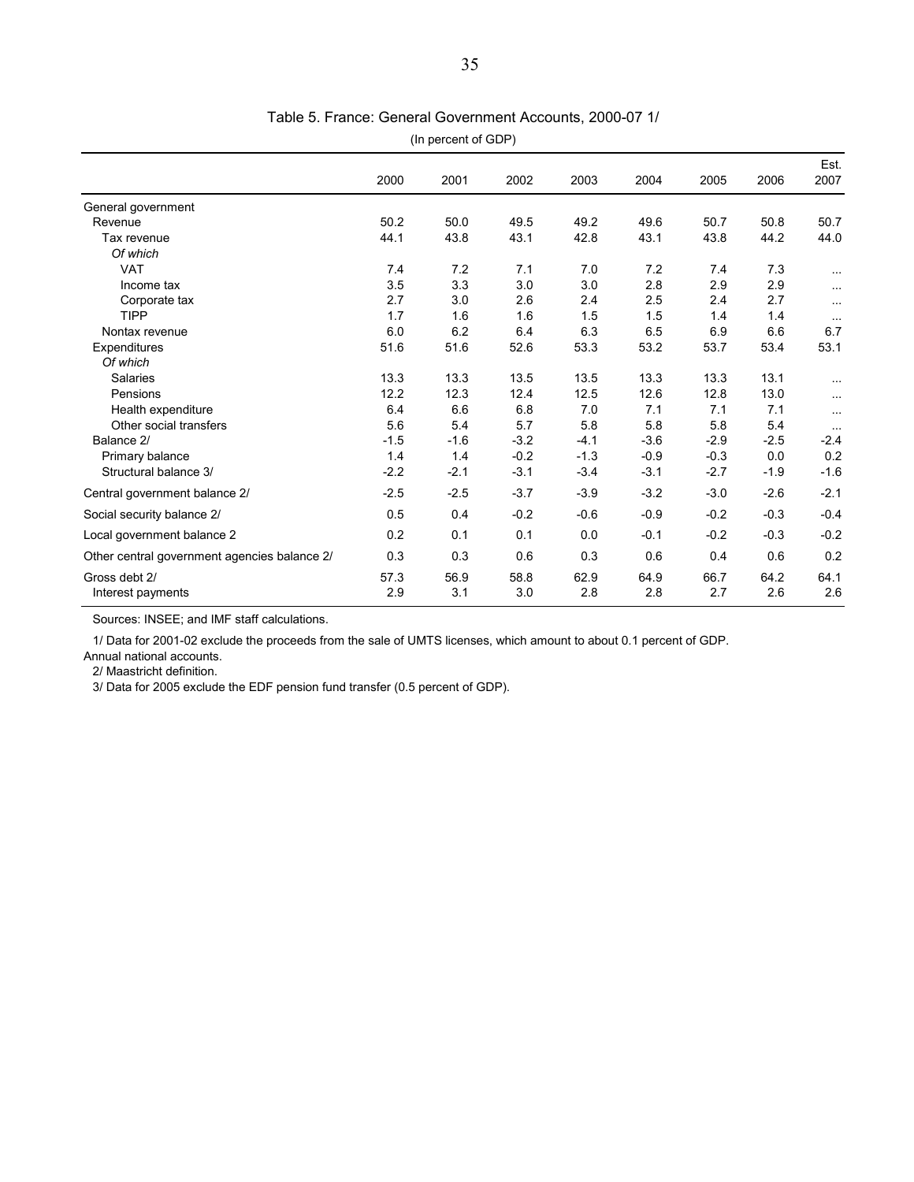Table 5. France: General Government Accounts, 2000-07 1/

(In percent of GDP)

| | 2000 | 2001 | 2002 | 2003 | 2004 | 2005 | 2006 | Est. 2007 |
|---|---|---|---|---|---|---|---|---|
| General government | | | | | | | | |
| Revenue | 50.2 | 50.0 | 49.5 | 49.2 | 49.6 | 50.7 | 50.8 | 50.7 |
| Tax revenue | 44.1 | 43.8 | 43.1 | 42.8 | 43.1 | 43.8 | 44.2 | 44.0 |
| *Of which* | | | | | | | | |
| VAT | 7.4 | 7.2 | 7.1 | 7.0 | 7.2 | 7.4 | 7.3 | ... |
| Income tax | 3.5 | 3.3 | 3.0 | 3.0 | 2.8 | 2.9 | 2.9 | ... |
| Corporate tax | 2.7 | 3.0 | 2.6 | 2.4 | 2.5 | 2.4 | 2.7 | ... |
| TIPP | 1.7 | 1.6 | 1.6 | 1.5 | 1.5 | 1.4 | 1.4 | ... |
| Nontax revenue | 6.0 | 6.2 | 6.4 | 6.3 | 6.5 | 6.9 | 6.6 | 6.7 |
| Expenditures | 51.6 | 51.6 | 52.6 | 53.3 | 53.2 | 53.7 | 53.4 | 53.1 |
| *Of which* | | | | | | | | |
| Salaries | 13.3 | 13.3 | 13.5 | 13.5 | 13.3 | 13.3 | 13.1 | ... |
| Pensions | 12.2 | 12.3 | 12.4 | 12.5 | 12.6 | 12.8 | 13.0 | ... |
| Health expenditure | 6.4 | 6.6 | 6.8 | 7.0 | 7.1 | 7.1 | 7.1 | ... |
| Other social transfers | 5.6 | 5.4 | 5.7 | 5.8 | 5.8 | 5.8 | 5.4 | ... |
| Balance 2/ | -1.5 | -1.6 | -3.2 | -4.1 | -3.6 | -2.9 | -2.5 | -2.4 |
| Primary balance | 1.4 | 1.4 | -0.2 | -1.3 | -0.9 | -0.3 | 0.0 | 0.2 |
| Structural balance 3/ | -2.2 | -2.1 | -3.1 | -3.4 | -3.1 | -2.7 | -1.9 | -1.6 |
| Central government balance 2/ | -2.5 | -2.5 | -3.7 | -3.9 | -3.2 | -3.0 | -2.6 | -2.1 |
| Social security balance 2/ | 0.5 | 0.4 | -0.2 | -0.6 | -0.9 | -0.2 | -0.3 | -0.4 |
| Local government balance 2 | 0.2 | 0.1 | 0.1 | 0.0 | -0.1 | -0.2 | -0.3 | -0.2 |
| Other central government agencies balance 2/ | 0.3 | 0.3 | 0.6 | 0.3 | 0.6 | 0.4 | 0.6 | 0.2 |
| Gross debt 2/ | 57.3 | 56.9 | 58.8 | 62.9 | 64.9 | 66.7 | 64.2 | 64.1 |
| Interest payments | 2.9 | 3.1 | 3.0 | 2.8 | 2.8 | 2.7 | 2.6 | 2.6 |

Sources: INSEE; and IMF staff calculations.

1/ Data for 2001-02 exclude the proceeds from the sale of UMTS licenses, which amount to about 0.1 percent of GDP. Annual national accounts.

2/ Maastricht definition.

3/ Data for 2005 exclude the EDF pension fund transfer (0.5 percent of GDP).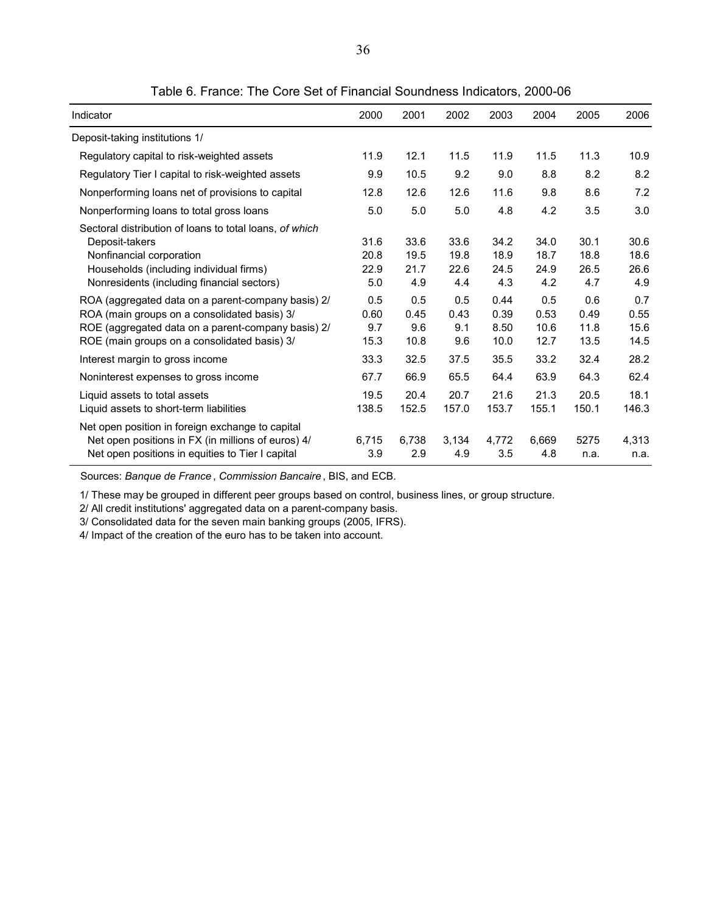Table 6. France: The Core Set of Financial Soundness Indicators, 2000-06

| Indicator | 2000 | 2001 | 2002 | 2003 | 2004 | 2005 | 2006 |
|---|---|---|---|---|---|---|---|
| Deposit-taking institutions 1/ | | | | | | | |
| Regulatory capital to risk-weighted assets | 11.9 | 12.1 | 11.5 | 11.9 | 11.5 | 11.3 | 10.9 |
| Regulatory Tier I capital to risk-weighted assets | 9.9 | 10.5 | 9.2 | 9.0 | 8.8 | 8.2 | 8.2 |
| Nonperforming loans net of provisions to capital | 12.8 | 12.6 | 12.6 | 11.6 | 9.8 | 8.6 | 7.2 |
| Nonperforming loans to total gross loans | 5.0 | 5.0 | 5.0 | 4.8 | 4.2 | 3.5 | 3.0 |
| Sectoral distribution of loans to total loans, *of which* | | | | | | | |
| Deposit-takers | 31.6 | 33.6 | 33.6 | 34.2 | 34.0 | 30.1 | 30.6 |
| Nonfinancial corporation | 20.8 | 19.5 | 19.8 | 18.9 | 18.7 | 18.8 | 18.6 |
| Households (including individual firms) | 22.9 | 21.7 | 22.6 | 24.5 | 24.9 | 26.5 | 26.6 |
| Nonresidents (including financial sectors) | 5.0 | 4.9 | 4.4 | 4.3 | 4.2 | 4.7 | 4.9 |
| ROA (aggregated data on a parent-company basis) 2/ | 0.5 | 0.5 | 0.5 | 0.44 | 0.5 | 0.6 | 0.7 |
| ROA (main groups on a consolidated basis) 3/ | 0.60 | 0.45 | 0.43 | 0.39 | 0.53 | 0.49 | 0.55 |
| ROE (aggregated data on a parent-company basis) 2/ | 9.7 | 9.6 | 9.1 | 8.50 | 10.6 | 11.8 | 15.6 |
| ROE (main groups on a consolidated basis) 3/ | 15.3 | 10.8 | 9.6 | 10.0 | 12.7 | 13.5 | 14.5 |
| Interest margin to gross income | 33.3 | 32.5 | 37.5 | 35.5 | 33.2 | 32.4 | 28.2 |
| Noninterest expenses to gross income | 67.7 | 66.9 | 65.5 | 64.4 | 63.9 | 64.3 | 62.4 |
| Liquid assets to total assets | 19.5 | 20.4 | 20.7 | 21.6 | 21.3 | 20.5 | 18.1 |
| Liquid assets to short-term liabilities | 138.5 | 152.5 | 157.0 | 153.7 | 155.1 | 150.1 | 146.3 |
| Net open position in foreign exchange to capital | | | | | | | |
| Net open positions in FX (in millions of euros) 4/ | 6,715 | 6,738 | 3,134 | 4,772 | 6,669 | 5275 | 4,313 |
| Net open positions in equities to Tier I capital | 3.9 | 2.9 | 4.9 | 3.5 | 4.8 | n.a. | n.a. |

Sources: *Banque de France*, *Commission Bancaire*, BIS, and ECB.

1/ These may be grouped in different peer groups based on control, business lines, or group structure.

2/ All credit institutions' aggregated data on a parent-company basis.

3/ Consolidated data for the seven main banking groups (2005, IFRS).

4/ Impact of the creation of the euro has to be taken into account.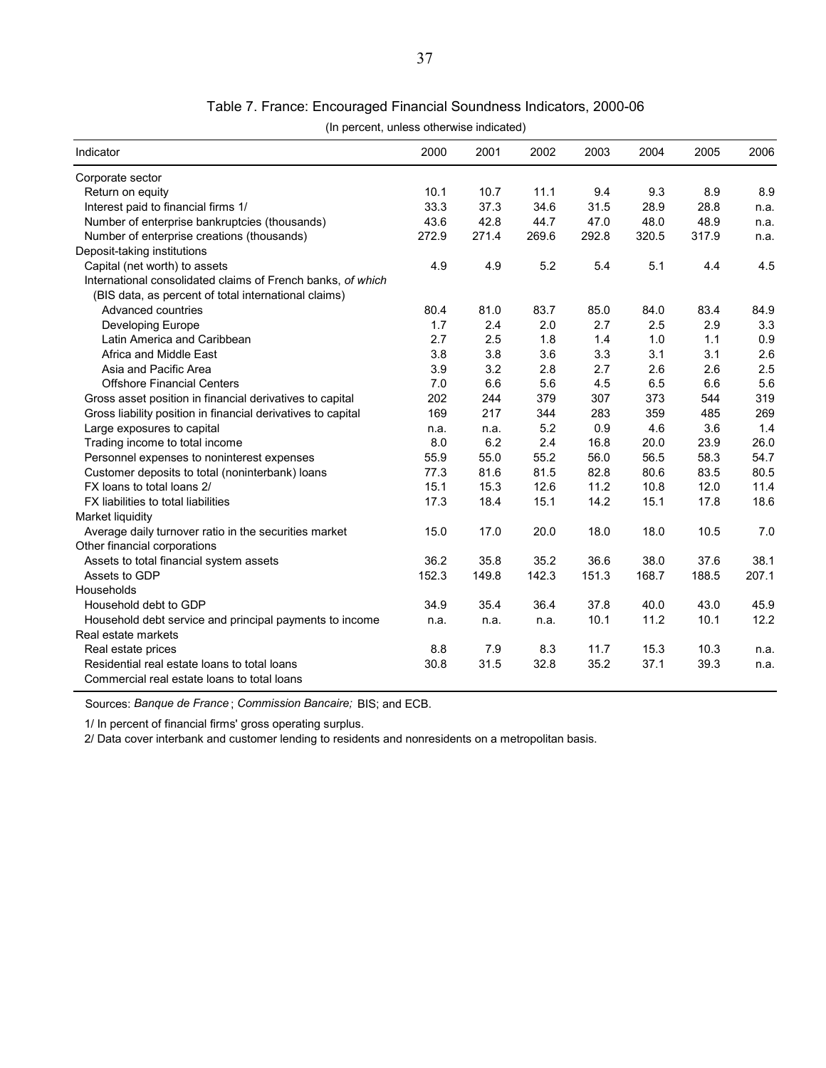# Table 7. France: Encouraged Financial Soundness Indicators, 2000-06

(In percent, unless otherwise indicated)

| Indicator | 2000 | 2001 | 2002 | 2003 | 2004 | 2005 | 2006 |
|---|---|---|---|---|---|---|---|
| Corporate sector | | | | | | | |
| Return on equity | 10.1 | 10.7 | 11.1 | 9.4 | 9.3 | 8.9 | 8.9 |
| Interest paid to financial firms 1/ | 33.3 | 37.3 | 34.6 | 31.5 | 28.9 | 28.8 | n.a. |
| Number of enterprise bankruptcies (thousands) | 43.6 | 42.8 | 44.7 | 47.0 | 48.0 | 48.9 | n.a. |
| Number of enterprise creations (thousands) | 272.9 | 271.4 | 269.6 | 292.8 | 320.5 | 317.9 | n.a. |
| Deposit-taking institutions | | | | | | | |
| Capital (net worth) to assets | 4.9 | 4.9 | 5.2 | 5.4 | 5.1 | 4.4 | 4.5 |
| International consolidated claims of French banks, *of which* (BIS data, as percent of total international claims) | | | | | | | |
| Advanced countries | 80.4 | 81.0 | 83.7 | 85.0 | 84.0 | 83.4 | 84.9 |
| Developing Europe | 1.7 | 2.4 | 2.0 | 2.7 | 2.5 | 2.9 | 3.3 |
| Latin America and Caribbean | 2.7 | 2.5 | 1.8 | 1.4 | 1.0 | 1.1 | 0.9 |
| Africa and Middle East | 3.8 | 3.8 | 3.6 | 3.3 | 3.1 | 3.1 | 2.6 |
| Asia and Pacific Area | 3.9 | 3.2 | 2.8 | 2.7 | 2.6 | 2.6 | 2.5 |
| Offshore Financial Centers | 7.0 | 6.6 | 5.6 | 4.5 | 6.5 | 6.6 | 5.6 |
| Gross asset position in financial derivatives to capital | 202 | 244 | 379 | 307 | 373 | 544 | 319 |
| Gross liability position in financial derivatives to capital | 169 | 217 | 344 | 283 | 359 | 485 | 269 |
| Large exposures to capital | n.a. | n.a. | 5.2 | 0.9 | 4.6 | 3.6 | 1.4 |
| Trading income to total income | 8.0 | 6.2 | 2.4 | 16.8 | 20.0 | 23.9 | 26.0 |
| Personnel expenses to noninterest expenses | 55.9 | 55.0 | 55.2 | 56.0 | 56.5 | 58.3 | 54.7 |
| Customer deposits to total (noninterbank) loans | 77.3 | 81.6 | 81.5 | 82.8 | 80.6 | 83.5 | 80.5 |
| FX loans to total loans 2/ | 15.1 | 15.3 | 12.6 | 11.2 | 10.8 | 12.0 | 11.4 |
| FX liabilities to total liabilities | 17.3 | 18.4 | 15.1 | 14.2 | 15.1 | 17.8 | 18.6 |
| Market liquidity | | | | | | | |
| Average daily turnover ratio in the securities market | 15.0 | 17.0 | 20.0 | 18.0 | 18.0 | 10.5 | 7.0 |
| Other financial corporations | | | | | | | |
| Assets to total financial system assets | 36.2 | 35.8 | 35.2 | 36.6 | 38.0 | 37.6 | 38.1 |
| Assets to GDP | 152.3 | 149.8 | 142.3 | 151.3 | 168.7 | 188.5 | 207.1 |
| Households | | | | | | | |
| Household debt to GDP | 34.9 | 35.4 | 36.4 | 37.8 | 40.0 | 43.0 | 45.9 |
| Household debt service and principal payments to income | n.a. | n.a. | n.a. | 10.1 | 11.2 | 10.1 | 12.2 |
| Real estate markets | | | | | | | |
| Real estate prices | 8.8 | 7.9 | 8.3 | 11.7 | 15.3 | 10.3 | n.a. |
| Residential real estate loans to total loans | 30.8 | 31.5 | 32.8 | 35.2 | 37.1 | 39.3 | n.a. |
| Commercial real estate loans to total loans | | | | | | | |

Sources: *Banque de France*; *Commission Bancaire;* BIS; and ECB.

1/ In percent of financial firms' gross operating surplus.

2/ Data cover interbank and customer lending to residents and nonresidents on a metropolitan basis.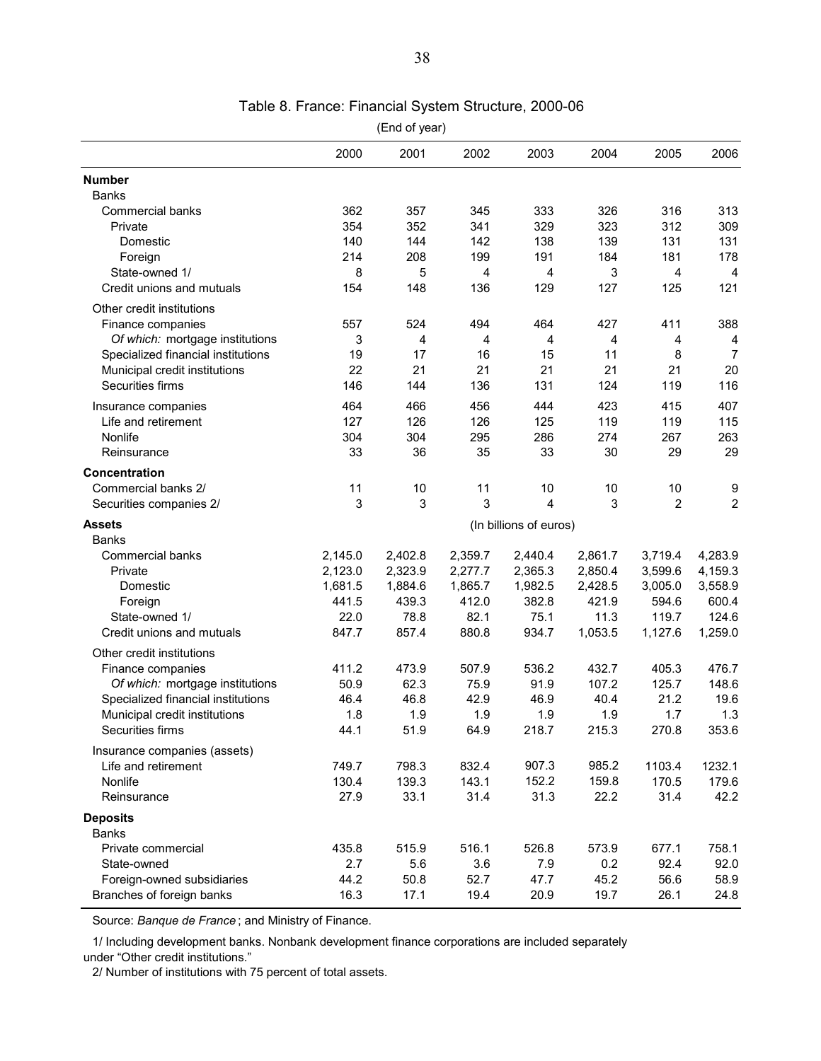# Table 8. France: Financial System Structure, 2000-06

(End of year)

| | 2000 | 2001 | 2002 | 2003 | 2004 | 2005 | 2006 |
|---|---|---|---|---|---|---|---|
| **Number** | | | | | | | |
| Banks | | | | | | | |
| Commercial banks | 362 | 357 | 345 | 333 | 326 | 316 | 313 |
| Private | 354 | 352 | 341 | 329 | 323 | 312 | 309 |
| Domestic | 140 | 144 | 142 | 138 | 139 | 131 | 131 |
| Foreign | 214 | 208 | 199 | 191 | 184 | 181 | 178 |
| State-owned 1/ | 8 | 5 | 4 | 4 | 3 | 4 | 4 |
| Credit unions and mutuals | 154 | 148 | 136 | 129 | 127 | 125 | 121 |
| Other credit institutions | | | | | | | |
| Finance companies | 557 | 524 | 494 | 464 | 427 | 411 | 388 |
| *Of which:* mortgage institutions | 3 | 4 | 4 | 4 | 4 | 4 | 4 |
| Specialized financial institutions | 19 | 17 | 16 | 15 | 11 | 8 | 7 |
| Municipal credit institutions | 22 | 21 | 21 | 21 | 21 | 21 | 20 |
| Securities firms | 146 | 144 | 136 | 131 | 124 | 119 | 116 |
| Insurance companies | 464 | 466 | 456 | 444 | 423 | 415 | 407 |
| Life and retirement | 127 | 126 | 126 | 125 | 119 | 119 | 115 |
| Nonlife | 304 | 304 | 295 | 286 | 274 | 267 | 263 |
| Reinsurance | 33 | 36 | 35 | 33 | 30 | 29 | 29 |
| **Concentration** | | | | | | | |
| Commercial banks 2/ | 11 | 10 | 11 | 10 | 10 | 10 | 9 |
| Securities companies 2/ | 3 | 3 | 3 | 4 | 3 | 2 | 2 |
| **Assets** | | | | (In billions of euros) | | | |
| Banks | | | | | | | |
| Commercial banks | 2,145.0 | 2,402.8 | 2,359.7 | 2,440.4 | 2,861.7 | 3,719.4 | 4,283.9 |
| Private | 2,123.0 | 2,323.9 | 2,277.7 | 2,365.3 | 2,850.4 | 3,599.6 | 4,159.3 |
| Domestic | 1,681.5 | 1,884.6 | 1,865.7 | 1,982.5 | 2,428.5 | 3,005.0 | 3,558.9 |
| Foreign | 441.5 | 439.3 | 412.0 | 382.8 | 421.9 | 594.6 | 600.4 |
| State-owned 1/ | 22.0 | 78.8 | 82.1 | 75.1 | 11.3 | 119.7 | 124.6 |
| Credit unions and mutuals | 847.7 | 857.4 | 880.8 | 934.7 | 1,053.5 | 1,127.6 | 1,259.0 |
| Other credit institutions | | | | | | | |
| Finance companies | 411.2 | 473.9 | 507.9 | 536.2 | 432.7 | 405.3 | 476.7 |
| *Of which:* mortgage institutions | 50.9 | 62.3 | 75.9 | 91.9 | 107.2 | 125.7 | 148.6 |
| Specialized financial institutions | 46.4 | 46.8 | 42.9 | 46.9 | 40.4 | 21.2 | 19.6 |
| Municipal credit institutions | 1.8 | 1.9 | 1.9 | 1.9 | 1.9 | 1.7 | 1.3 |
| Securities firms | 44.1 | 51.9 | 64.9 | 218.7 | 215.3 | 270.8 | 353.6 |
| Insurance companies (assets) | | | | | | | |
| Life and retirement | 749.7 | 798.3 | 832.4 | 907.3 | 985.2 | 1103.4 | 1232.1 |
| Nonlife | 130.4 | 139.3 | 143.1 | 152.2 | 159.8 | 170.5 | 179.6 |
| Reinsurance | 27.9 | 33.1 | 31.4 | 31.3 | 22.2 | 31.4 | 42.2 |
| **Deposits** | | | | | | | |
| Banks | | | | | | | |
| Private commercial | 435.8 | 515.9 | 516.1 | 526.8 | 573.9 | 677.1 | 758.1 |
| State-owned | 2.7 | 5.6 | 3.6 | 7.9 | 0.2 | 92.4 | 92.0 |
| Foreign-owned subsidiaries | 44.2 | 50.8 | 52.7 | 47.7 | 45.2 | 56.6 | 58.9 |
| Branches of foreign banks | 16.3 | 17.1 | 19.4 | 20.9 | 19.7 | 26.1 | 24.8 |

Source: *Banque de France*; and Ministry of Finance.

1/ Including development banks. Nonbank development finance corporations are included separately under "Other credit institutions."

2/ Number of institutions with 75 percent of total assets.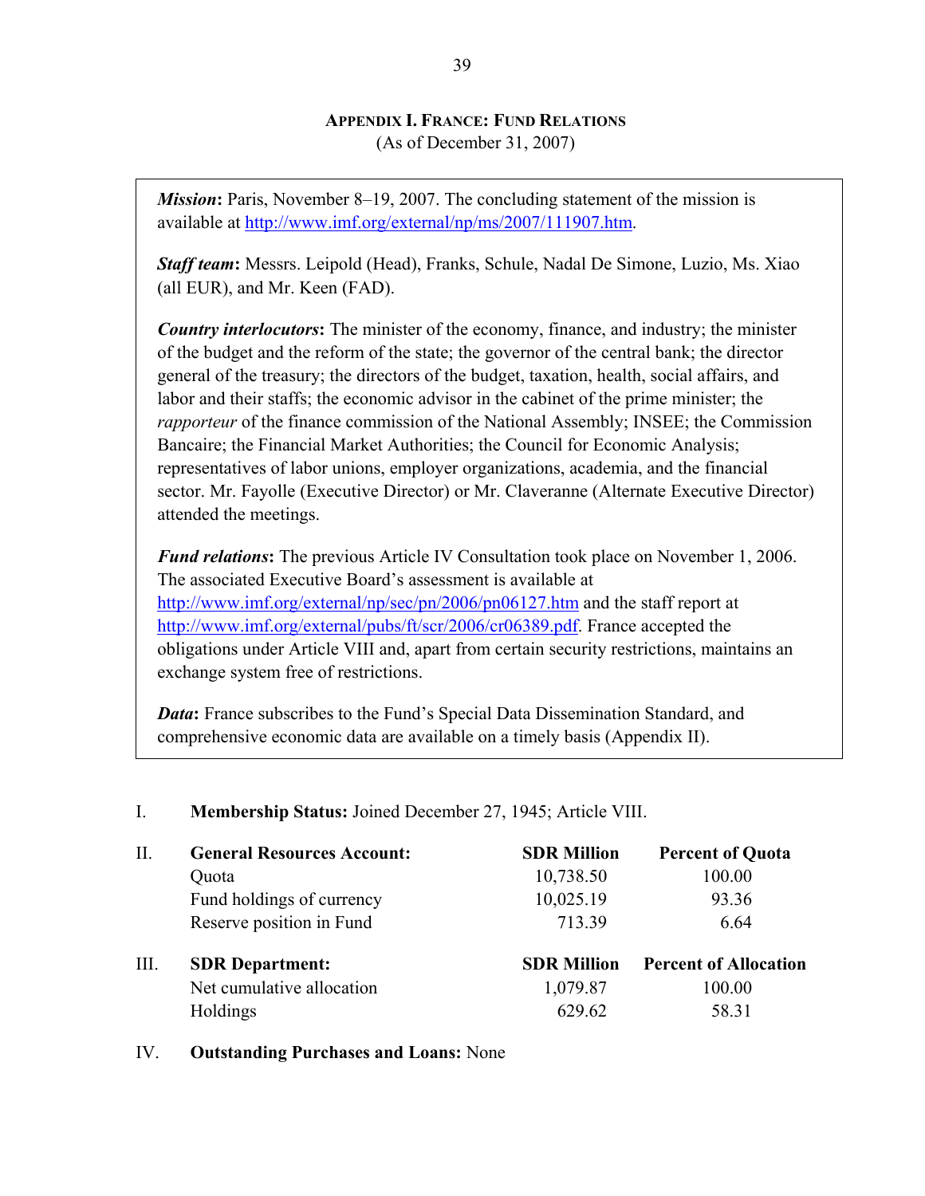# APPENDIX I. FRANCE: FUND RELATIONS

(As of December 31, 2007)

***Mission*:** Paris, November 8–19, 2007. The concluding statement of the mission is available at http://www.imf.org/external/np/ms/2007/111907.htm.

***Staff team*:** Messrs. Leipold (Head), Franks, Schule, Nadal De Simone, Luzio, Ms. Xiao (all EUR), and Mr. Keen (FAD).

***Country interlocutors*:** The minister of the economy, finance, and industry; the minister of the budget and the reform of the state; the governor of the central bank; the director general of the treasury; the directors of the budget, taxation, health, social affairs, and labor and their staffs; the economic advisor in the cabinet of the prime minister; the *rapporteur* of the finance commission of the National Assembly; INSEE; the Commission Bancaire; the Financial Market Authorities; the Council for Economic Analysis; representatives of labor unions, employer organizations, academia, and the financial sector. Mr. Fayolle (Executive Director) or Mr. Claveranne (Alternate Executive Director) attended the meetings.

***Fund relations*:** The previous Article IV Consultation took place on November 1, 2006. The associated Executive Board's assessment is available at http://www.imf.org/external/np/sec/pn/2006/pn06127.htm and the staff report at http://www.imf.org/external/pubs/ft/scr/2006/cr06389.pdf. France accepted the obligations under Article VIII and, apart from certain security restrictions, maintains an exchange system free of restrictions.

***Data*:** France subscribes to the Fund's Special Data Dissemination Standard, and comprehensive economic data are available on a timely basis (Appendix II).

I. **Membership Status:** Joined December 27, 1945; Article VIII.

| II. | **General Resources Account:** | **SDR Million** | **Percent of Quota** |
|---|---|---|---|
| | Quota | 10,738.50 | 100.00 |
| | Fund holdings of currency | 10,025.19 | 93.36 |
| | Reserve position in Fund | 713.39 | 6.64 |

| III. | **SDR Department:** | **SDR Million** | **Percent of Allocation** |
|---|---|---|---|
| | Net cumulative allocation | 1,079.87 | 100.00 |
| | Holdings | 629.62 | 58.31 |

IV. **Outstanding Purchases and Loans:** None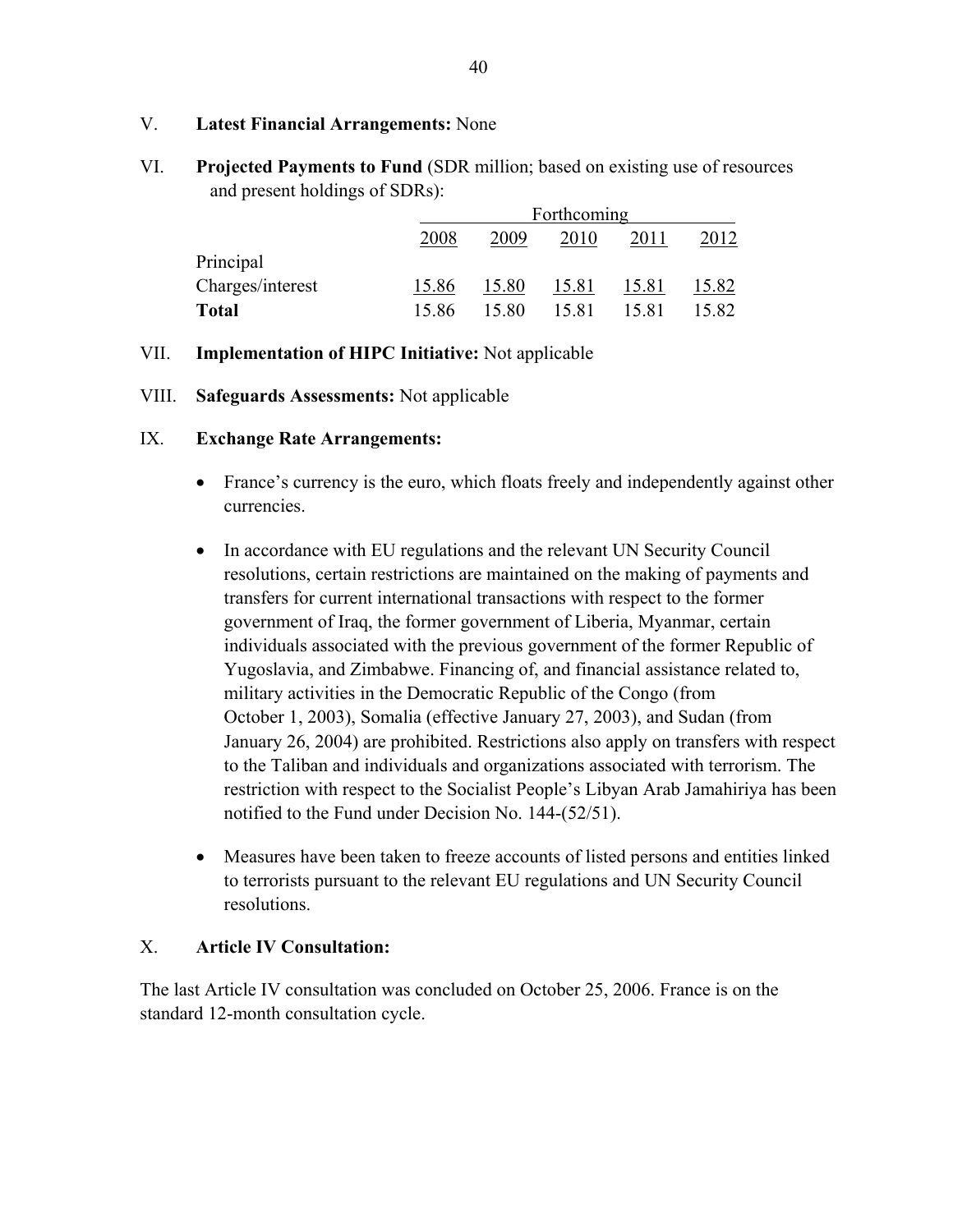V. **Latest Financial Arrangements:** None

VI. **Projected Payments to Fund** (SDR million; based on existing use of resources and present holdings of SDRs):

| | Forthcoming | | | | |
|---|---|---|---|---|---|
| | 2008 | 2009 | 2010 | 2011 | 2012 |
| Principal | | | | | |
| Charges/interest | 15.86 | 15.80 | 15.81 | 15.81 | 15.82 |
| **Total** | 15.86 | 15.80 | 15.81 | 15.81 | 15.82 |

VII. **Implementation of HIPC Initiative:** Not applicable

VIII. **Safeguards Assessments:** Not applicable

IX. **Exchange Rate Arrangements:**

- France's currency is the euro, which floats freely and independently against other currencies.

- In accordance with EU regulations and the relevant UN Security Council resolutions, certain restrictions are maintained on the making of payments and transfers for current international transactions with respect to the former government of Iraq, the former government of Liberia, Myanmar, certain individuals associated with the previous government of the former Republic of Yugoslavia, and Zimbabwe. Financing of, and financial assistance related to, military activities in the Democratic Republic of the Congo (from October 1, 2003), Somalia (effective January 27, 2003), and Sudan (from January 26, 2004) are prohibited. Restrictions also apply on transfers with respect to the Taliban and individuals and organizations associated with terrorism. The restriction with respect to the Socialist People's Libyan Arab Jamahiriya has been notified to the Fund under Decision No. 144-(52/51).

- Measures have been taken to freeze accounts of listed persons and entities linked to terrorists pursuant to the relevant EU regulations and UN Security Council resolutions.

X. **Article IV Consultation:**

The last Article IV consultation was concluded on October 25, 2006. France is on the standard 12-month consultation cycle.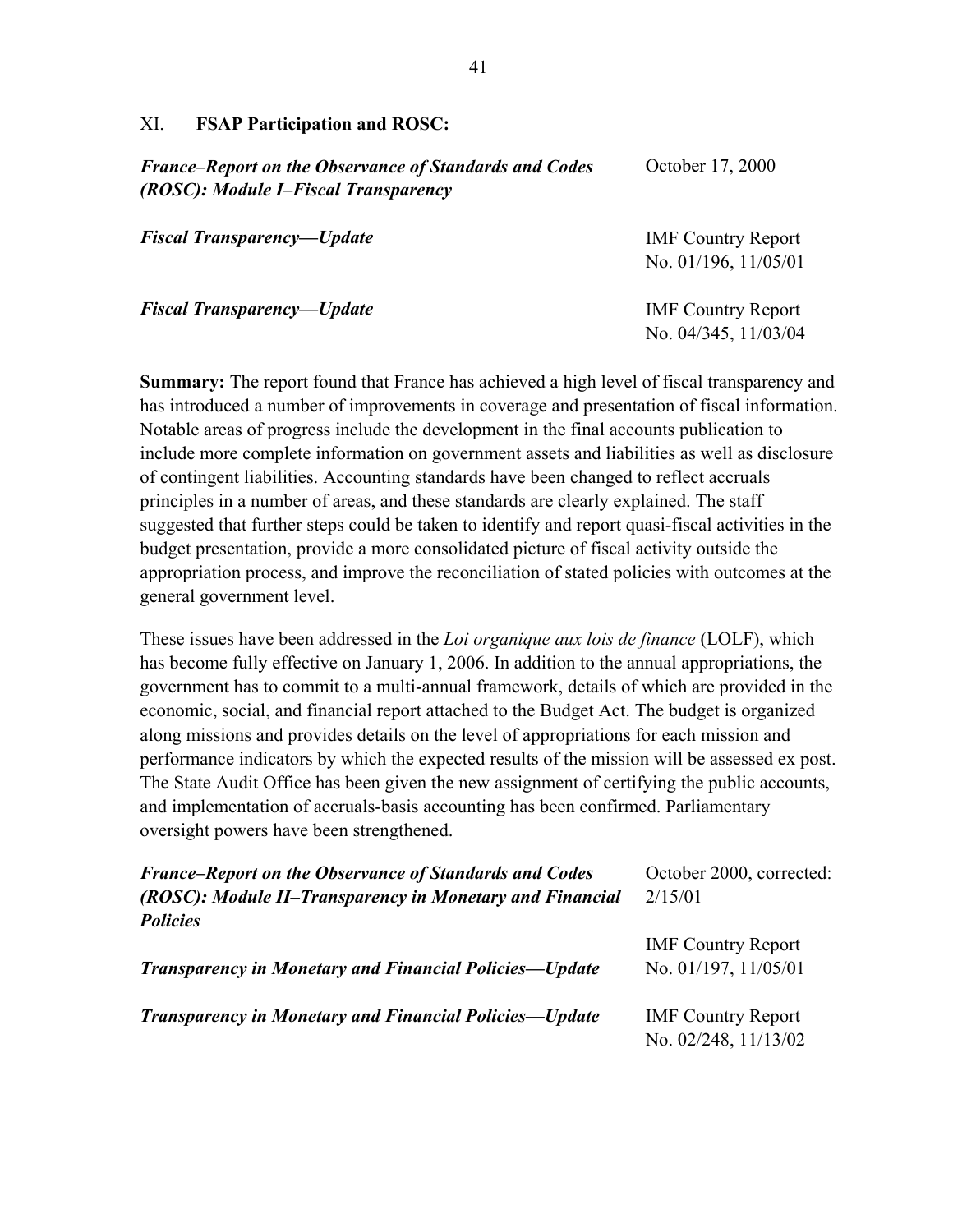## XI. FSAP Participation and ROSC:

***France–Report on the Observance of Standards and Codes (ROSC): Module I–Fiscal Transparency*** — October 17, 2000

***Fiscal Transparency—Update*** — IMF Country Report No. 01/196, 11/05/01

***Fiscal Transparency—Update*** — IMF Country Report No. 04/345, 11/03/04

**Summary:** The report found that France has achieved a high level of fiscal transparency and has introduced a number of improvements in coverage and presentation of fiscal information. Notable areas of progress include the development in the final accounts publication to include more complete information on government assets and liabilities as well as disclosure of contingent liabilities. Accounting standards have been changed to reflect accruals principles in a number of areas, and these standards are clearly explained. The staff suggested that further steps could be taken to identify and report quasi-fiscal activities in the budget presentation, provide a more consolidated picture of fiscal activity outside the appropriation process, and improve the reconciliation of stated policies with outcomes at the general government level.

These issues have been addressed in the *Loi organique aux lois de finance* (LOLF), which has become fully effective on January 1, 2006. In addition to the annual appropriations, the government has to commit to a multi-annual framework, details of which are provided in the economic, social, and financial report attached to the Budget Act. The budget is organized along missions and provides details on the level of appropriations for each mission and performance indicators by which the expected results of the mission will be assessed ex post. The State Audit Office has been given the new assignment of certifying the public accounts, and implementation of accruals-basis accounting has been confirmed. Parliamentary oversight powers have been strengthened.

***France–Report on the Observance of Standards and Codes (ROSC): Module II–Transparency in Monetary and Financial Policies*** — October 2000, corrected: 2/15/01

***Transparency in Monetary and Financial Policies—Update*** — IMF Country Report No. 01/197, 11/05/01

***Transparency in Monetary and Financial Policies—Update*** — IMF Country Report No. 02/248, 11/13/02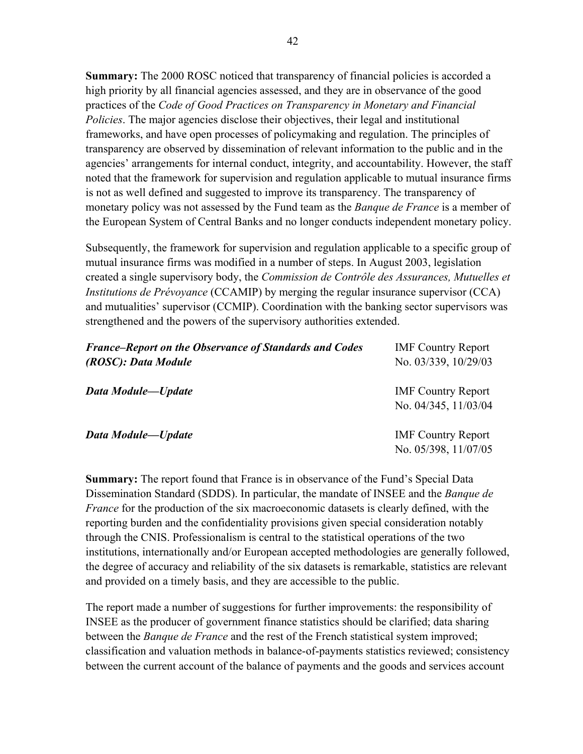**Summary:** The 2000 ROSC noticed that transparency of financial policies is accorded a high priority by all financial agencies assessed, and they are in observance of the good practices of the *Code of Good Practices on Transparency in Monetary and Financial Policies*. The major agencies disclose their objectives, their legal and institutional frameworks, and have open processes of policymaking and regulation. The principles of transparency are observed by dissemination of relevant information to the public and in the agencies' arrangements for internal conduct, integrity, and accountability. However, the staff noted that the framework for supervision and regulation applicable to mutual insurance firms is not as well defined and suggested to improve its transparency. The transparency of monetary policy was not assessed by the Fund team as the *Banque de France* is a member of the European System of Central Banks and no longer conducts independent monetary policy.

Subsequently, the framework for supervision and regulation applicable to a specific group of mutual insurance firms was modified in a number of steps. In August 2003, legislation created a single supervisory body, the *Commission de Contrôle des Assurances, Mutuelles et Institutions de Prévoyance* (CCAMIP) by merging the regular insurance supervisor (CCA) and mutualities' supervisor (CCMIP). Coordination with the banking sector supervisors was strengthened and the powers of the supervisory authorities extended.

| | |
|---|---|
| ***France–Report on the Observance of Standards and Codes (ROSC): Data Module*** | IMF Country Report No. 03/339, 10/29/03 |
| ***Data Module—Update*** | IMF Country Report No. 04/345, 11/03/04 |
| ***Data Module—Update*** | IMF Country Report No. 05/398, 11/07/05 |

**Summary:** The report found that France is in observance of the Fund's Special Data Dissemination Standard (SDDS). In particular, the mandate of INSEE and the *Banque de France* for the production of the six macroeconomic datasets is clearly defined, with the reporting burden and the confidentiality provisions given special consideration notably through the CNIS. Professionalism is central to the statistical operations of the two institutions, internationally and/or European accepted methodologies are generally followed, the degree of accuracy and reliability of the six datasets is remarkable, statistics are relevant and provided on a timely basis, and they are accessible to the public.

The report made a number of suggestions for further improvements: the responsibility of INSEE as the producer of government finance statistics should be clarified; data sharing between the *Banque de France* and the rest of the French statistical system improved; classification and valuation methods in balance-of-payments statistics reviewed; consistency between the current account of the balance of payments and the goods and services account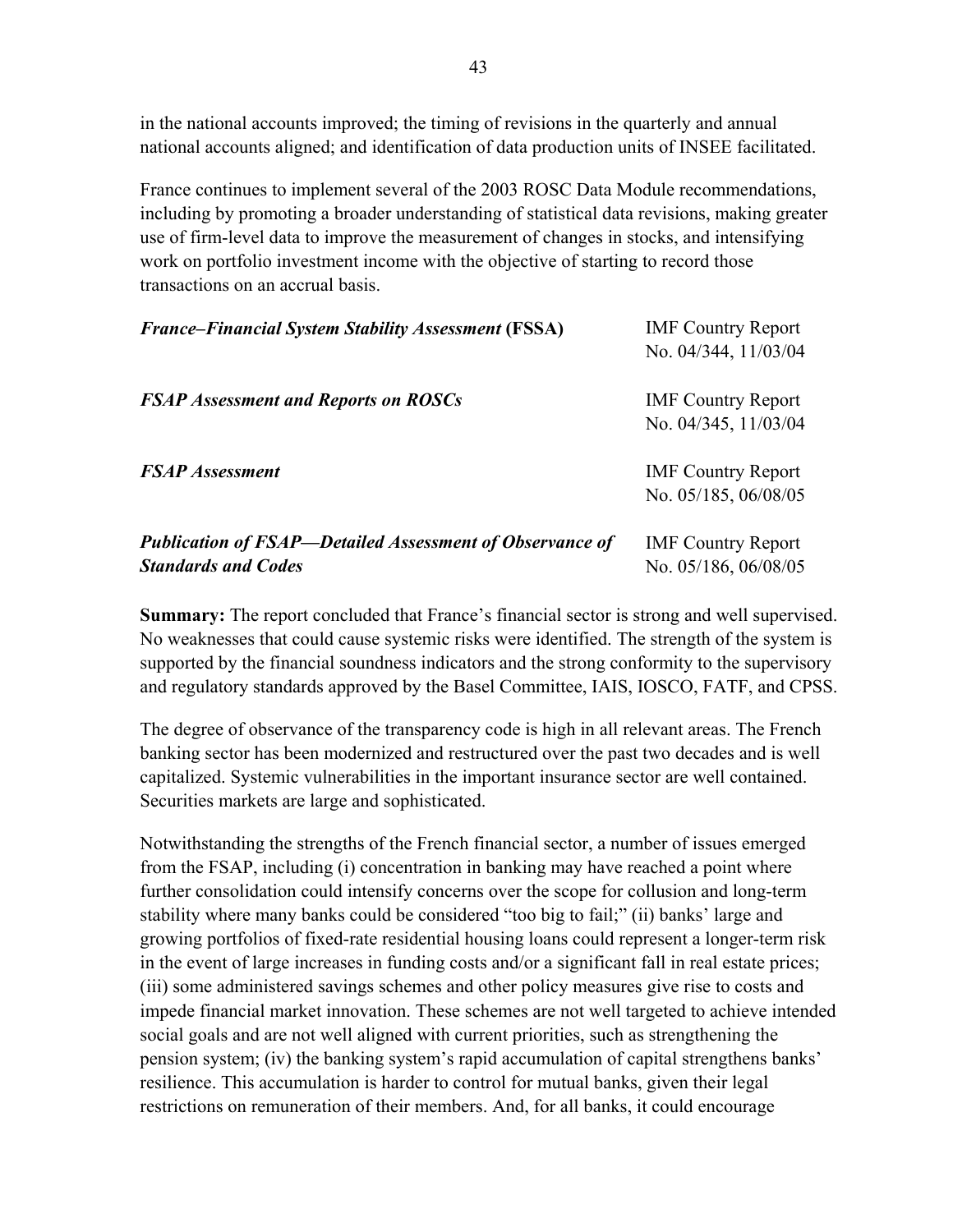in the national accounts improved; the timing of revisions in the quarterly and annual national accounts aligned; and identification of data production units of INSEE facilitated.

France continues to implement several of the 2003 ROSC Data Module recommendations, including by promoting a broader understanding of statistical data revisions, making greater use of firm-level data to improve the measurement of changes in stocks, and intensifying work on portfolio investment income with the objective of starting to record those transactions on an accrual basis.

| | |
|---|---|
| ***France–Financial System Stability Assessment* (FSSA)** | IMF Country Report No. 04/344, 11/03/04 |
| ***FSAP Assessment and Reports on ROSCs*** | IMF Country Report No. 04/345, 11/03/04 |
| ***FSAP Assessment*** | IMF Country Report No. 05/185, 06/08/05 |
| ***Publication of FSAP—Detailed Assessment of Observance of Standards and Codes*** | IMF Country Report No. 05/186, 06/08/05 |

**Summary:** The report concluded that France's financial sector is strong and well supervised. No weaknesses that could cause systemic risks were identified. The strength of the system is supported by the financial soundness indicators and the strong conformity to the supervisory and regulatory standards approved by the Basel Committee, IAIS, IOSCO, FATF, and CPSS.

The degree of observance of the transparency code is high in all relevant areas. The French banking sector has been modernized and restructured over the past two decades and is well capitalized. Systemic vulnerabilities in the important insurance sector are well contained. Securities markets are large and sophisticated.

Notwithstanding the strengths of the French financial sector, a number of issues emerged from the FSAP, including (i) concentration in banking may have reached a point where further consolidation could intensify concerns over the scope for collusion and long-term stability where many banks could be considered "too big to fail;" (ii) banks' large and growing portfolios of fixed-rate residential housing loans could represent a longer-term risk in the event of large increases in funding costs and/or a significant fall in real estate prices; (iii) some administered savings schemes and other policy measures give rise to costs and impede financial market innovation. These schemes are not well targeted to achieve intended social goals and are not well aligned with current priorities, such as strengthening the pension system; (iv) the banking system's rapid accumulation of capital strengthens banks' resilience. This accumulation is harder to control for mutual banks, given their legal restrictions on remuneration of their members. And, for all banks, it could encourage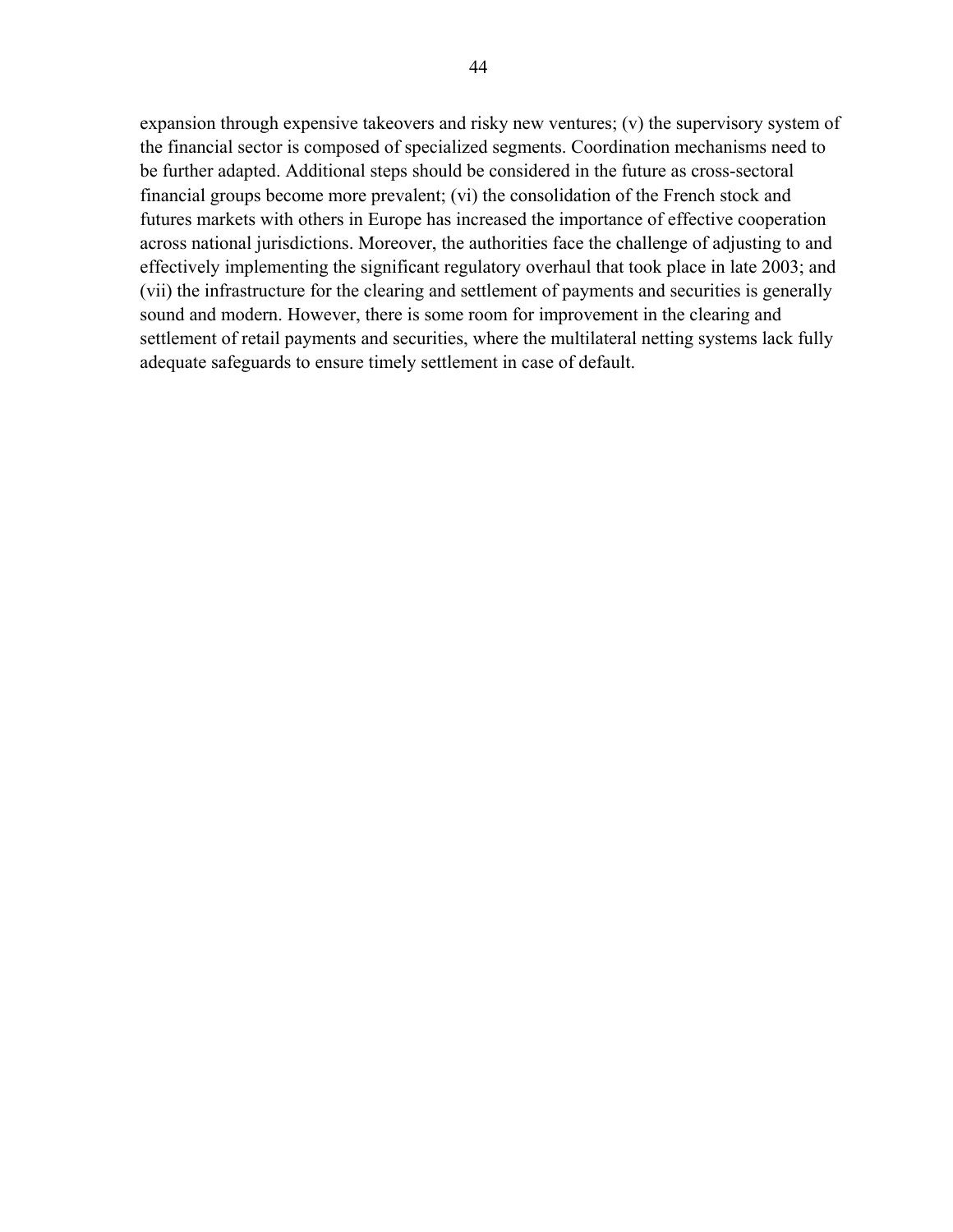expansion through expensive takeovers and risky new ventures; (v) the supervisory system of the financial sector is composed of specialized segments. Coordination mechanisms need to be further adapted. Additional steps should be considered in the future as cross-sectoral financial groups become more prevalent; (vi) the consolidation of the French stock and futures markets with others in Europe has increased the importance of effective cooperation across national jurisdictions. Moreover, the authorities face the challenge of adjusting to and effectively implementing the significant regulatory overhaul that took place in late 2003; and (vii) the infrastructure for the clearing and settlement of payments and securities is generally sound and modern. However, there is some room for improvement in the clearing and settlement of retail payments and securities, where the multilateral netting systems lack fully adequate safeguards to ensure timely settlement in case of default.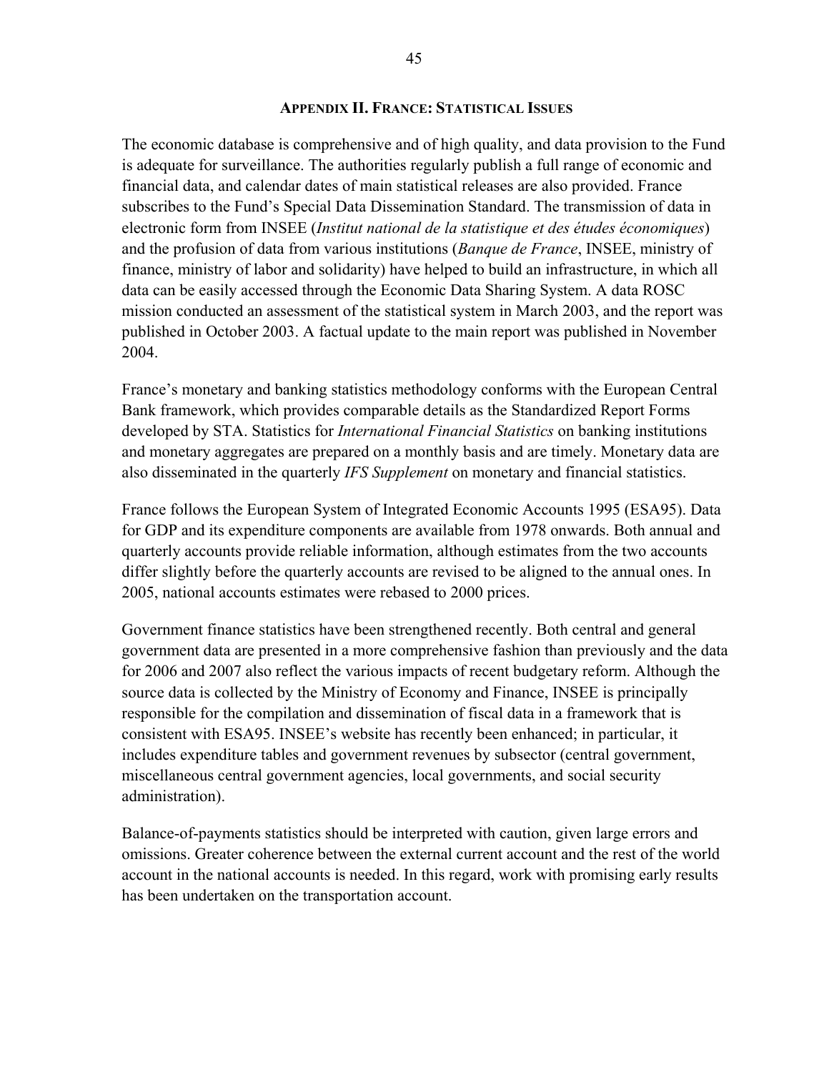## APPENDIX II. FRANCE: STATISTICAL ISSUES

The economic database is comprehensive and of high quality, and data provision to the Fund is adequate for surveillance. The authorities regularly publish a full range of economic and financial data, and calendar dates of main statistical releases are also provided. France subscribes to the Fund's Special Data Dissemination Standard. The transmission of data in electronic form from INSEE (*Institut national de la statistique et des études économiques*) and the profusion of data from various institutions (*Banque de France*, INSEE, ministry of finance, ministry of labor and solidarity) have helped to build an infrastructure, in which all data can be easily accessed through the Economic Data Sharing System. A data ROSC mission conducted an assessment of the statistical system in March 2003, and the report was published in October 2003. A factual update to the main report was published in November 2004.

France's monetary and banking statistics methodology conforms with the European Central Bank framework, which provides comparable details as the Standardized Report Forms developed by STA. Statistics for *International Financial Statistics* on banking institutions and monetary aggregates are prepared on a monthly basis and are timely. Monetary data are also disseminated in the quarterly *IFS Supplement* on monetary and financial statistics.

France follows the European System of Integrated Economic Accounts 1995 (ESA95). Data for GDP and its expenditure components are available from 1978 onwards. Both annual and quarterly accounts provide reliable information, although estimates from the two accounts differ slightly before the quarterly accounts are revised to be aligned to the annual ones. In 2005, national accounts estimates were rebased to 2000 prices.

Government finance statistics have been strengthened recently. Both central and general government data are presented in a more comprehensive fashion than previously and the data for 2006 and 2007 also reflect the various impacts of recent budgetary reform. Although the source data is collected by the Ministry of Economy and Finance, INSEE is principally responsible for the compilation and dissemination of fiscal data in a framework that is consistent with ESA95. INSEE's website has recently been enhanced; in particular, it includes expenditure tables and government revenues by subsector (central government, miscellaneous central government agencies, local governments, and social security administration).

Balance-of-payments statistics should be interpreted with caution, given large errors and omissions. Greater coherence between the external current account and the rest of the world account in the national accounts is needed. In this regard, work with promising early results has been undertaken on the transportation account.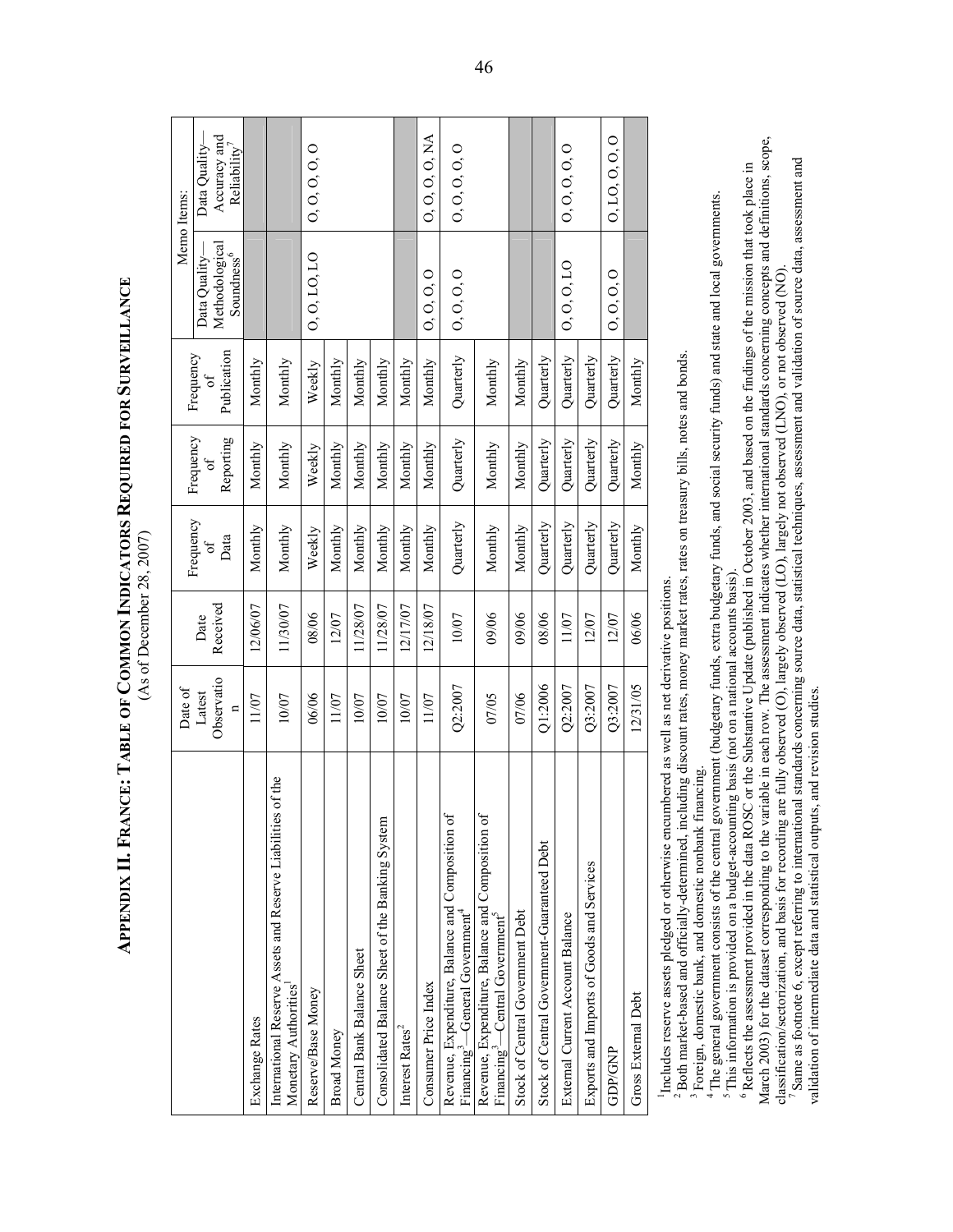# APPENDIX II. FRANCE: TABLE OF COMMON INDICATORS REQUIRED FOR SURVEILLANCE

(As of December 28, 2007)

| | Date of Latest Observation | Date Received | Frequency of Data | Frequency of Reporting | Frequency of Publication | Memo Items: | |
|---|---|---|---|---|---|---|---|
| | | | | | | Data Quality—Methodological Soundness[6] | Data Quality—Accuracy and Reliability[7] |
| Exchange Rates | 11/07 | 12/06/07 | Monthly | Monthly | Monthly | | |
| International Reserve Assets and Reserve Liabilities of the Monetary Authorities[1] | 10/07 | 11/30/07 | Monthly | Monthly | Monthly | | |
| Reserve/Base Money | 06/06 | 08/06 | Weekly | Weekly | Weekly | O, O, LO, LO | O, O, O, O, O |
| Broad Money | 11/07 | 12/07 | Monthly | Monthly | Monthly | | |
| Central Bank Balance Sheet | 10/07 | 11/28/07 | Monthly | Monthly | Monthly | | |
| Consolidated Balance Sheet of the Banking System | 10/07 | 11/28/07 | Monthly | Monthly | Monthly | | |
| Interest Rates[2] | 10/07 | 12/17/07 | Monthly | Monthly | Monthly | | |
| Consumer Price Index | 11/07 | 12/18/07 | Monthly | Monthly | Monthly | O, O, O, O | O, O, O, O, NA |
| Revenue, Expenditure, Balance and Composition of Financing[3]—General Government[4] | Q2:2007 | 10/07 | Quarterly | Quarterly | Quarterly | O, O, O, O | O, O, O, O, O |
| Revenue, Expenditure, Balance and Composition of Financing[3]—Central Government[5] | 07/05 | 09/06 | Monthly | Monthly | Monthly | | |
| Stock of Central Government Debt | 07/06 | 09/06 | Monthly | Monthly | Monthly | | |
| Stock of Central Government-Guaranteed Debt | Q1:2006 | 08/06 | Quarterly | Quarterly | Quarterly | | |
| External Current Account Balance | Q2:2007 | 11/07 | Quarterly | Quarterly | Quarterly | O, O, O, LO | O, O, O, O, O |
| Exports and Imports of Goods and Services | Q3:2007 | 12/07 | Quarterly | Quarterly | Quarterly | | |
| GDP/GNP | Q3:2007 | 12/07 | Quarterly | Quarterly | Quarterly | O, O, O, O | O, LO, O, O, O |
| Gross External Debt | 12/31/05 | 06/06 | Monthly | Monthly | Monthly | | |

[1] Includes reserve assets pledged or otherwise encumbered as well as net derivative positions.

[2] Both market-based and officially-determined, including discount rates, money market rates, rates on treasury bills, notes and bonds.

[3] Foreign, domestic bank, and domestic nonbank financing.

[4] The general government consists of the central government (budgetary funds, extra budgetary funds, and social security funds) and state and local governments.

[5] This information is provided on a budget-accounting basis (not on a national accounts basis).

[6] Reflects the assessment provided in the data ROSC or the Substantive Update (published in October 2003, and based on the findings of the mission that took place in March 2003) for the dataset corresponding to the variable in each row. The assessment indicates whether international standards concerning concepts and definitions, scope, classification/sectorization, and basis for recording are fully observed (O), largely observed (LO), largely not observed (LNO), or not observed (NO).

[7] Same as footnote 6, except referring to international standards concerning source data, statistical techniques, assessment and validation of source data, assessment and validation of intermediate data and statistical outputs, and revision studies.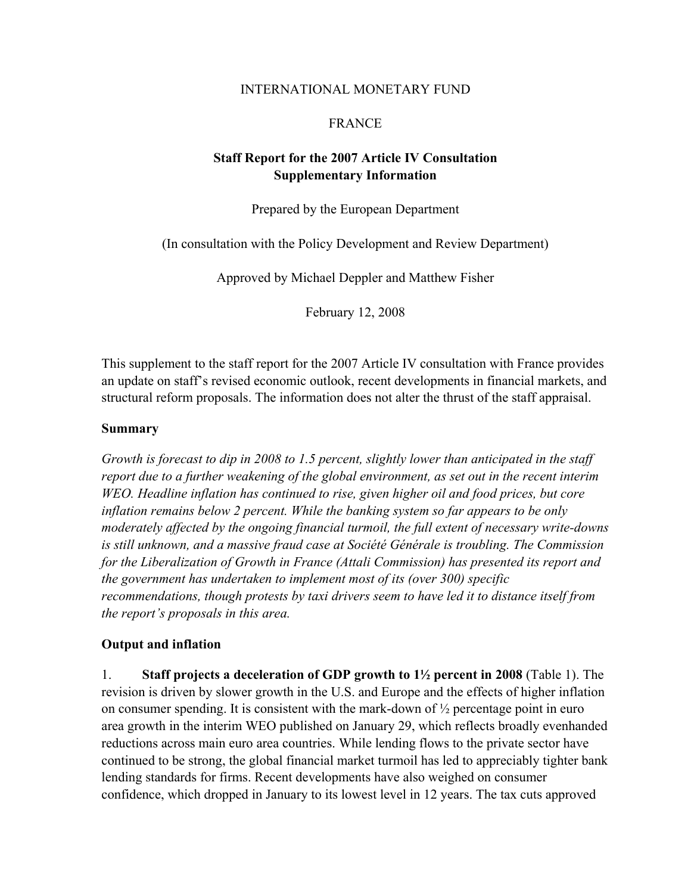INTERNATIONAL MONETARY FUND

FRANCE

**Staff Report for the 2007 Article IV Consultation**
**Supplementary Information**

Prepared by the European Department

(In consultation with the Policy Development and Review Department)

Approved by Michael Deppler and Matthew Fisher

February 12, 2008

This supplement to the staff report for the 2007 Article IV consultation with France provides an update on staff's revised economic outlook, recent developments in financial markets, and structural reform proposals. The information does not alter the thrust of the staff appraisal.

**Summary**

*Growth is forecast to dip in 2008 to 1.5 percent, slightly lower than anticipated in the staff report due to a further weakening of the global environment, as set out in the recent interim WEO. Headline inflation has continued to rise, given higher oil and food prices, but core inflation remains below 2 percent. While the banking system so far appears to be only moderately affected by the ongoing financial turmoil, the full extent of necessary write-downs is still unknown, and a massive fraud case at Société Générale is troubling. The Commission for the Liberalization of Growth in France (Attali Commission) has presented its report and the government has undertaken to implement most of its (over 300) specific recommendations, though protests by taxi drivers seem to have led it to distance itself from the report's proposals in this area.*

**Output and inflation**

1. **Staff projects a deceleration of GDP growth to 1½ percent in 2008** (Table 1). The revision is driven by slower growth in the U.S. and Europe and the effects of higher inflation on consumer spending. It is consistent with the mark-down of ½ percentage point in euro area growth in the interim WEO published on January 29, which reflects broadly evenhanded reductions across main euro area countries. While lending flows to the private sector have continued to be strong, the global financial market turmoil has led to appreciably tighter bank lending standards for firms. Recent developments have also weighed on consumer confidence, which dropped in January to its lowest level in 12 years. The tax cuts approved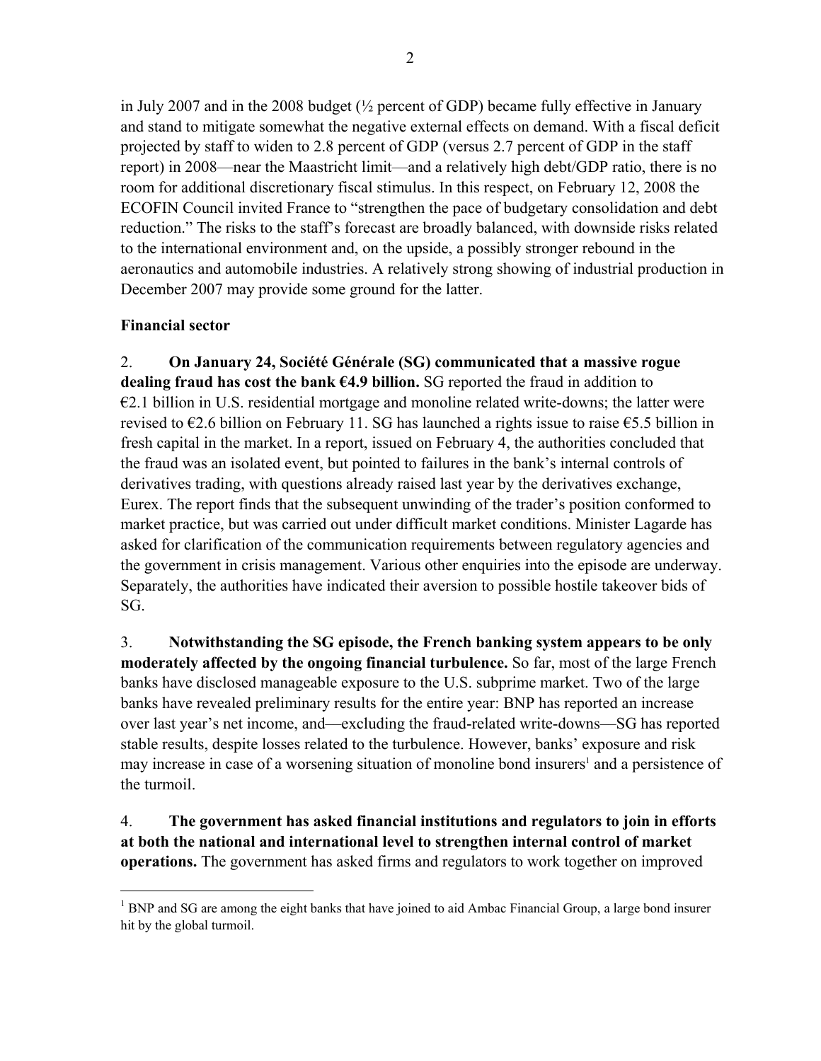in July 2007 and in the 2008 budget (½ percent of GDP) became fully effective in January and stand to mitigate somewhat the negative external effects on demand. With a fiscal deficit projected by staff to widen to 2.8 percent of GDP (versus 2.7 percent of GDP in the staff report) in 2008—near the Maastricht limit—and a relatively high debt/GDP ratio, there is no room for additional discretionary fiscal stimulus. In this respect, on February 12, 2008 the ECOFIN Council invited France to "strengthen the pace of budgetary consolidation and debt reduction." The risks to the staff's forecast are broadly balanced, with downside risks related to the international environment and, on the upside, a possibly stronger rebound in the aeronautics and automobile industries. A relatively strong showing of industrial production in December 2007 may provide some ground for the latter.

**Financial sector**

2. **On January 24, Société Générale (SG) communicated that a massive rogue dealing fraud has cost the bank €4.9 billion.** SG reported the fraud in addition to €2.1 billion in U.S. residential mortgage and monoline related write-downs; the latter were revised to €2.6 billion on February 11. SG has launched a rights issue to raise €5.5 billion in fresh capital in the market. In a report, issued on February 4, the authorities concluded that the fraud was an isolated event, but pointed to failures in the bank's internal controls of derivatives trading, with questions already raised last year by the derivatives exchange, Eurex. The report finds that the subsequent unwinding of the trader's position conformed to market practice, but was carried out under difficult market conditions. Minister Lagarde has asked for clarification of the communication requirements between regulatory agencies and the government in crisis management. Various other enquiries into the episode are underway. Separately, the authorities have indicated their aversion to possible hostile takeover bids of SG.

3. **Notwithstanding the SG episode, the French banking system appears to be only moderately affected by the ongoing financial turbulence.** So far, most of the large French banks have disclosed manageable exposure to the U.S. subprime market. Two of the large banks have revealed preliminary results for the entire year: BNP has reported an increase over last year's net income, and—excluding the fraud-related write-downs—SG has reported stable results, despite losses related to the turbulence. However, banks' exposure and risk may increase in case of a worsening situation of monoline bond insurers[1] and a persistence of the turmoil.

4. **The government has asked financial institutions and regulators to join in efforts at both the national and international level to strengthen internal control of market operations.** The government has asked firms and regulators to work together on improved

[1] BNP and SG are among the eight banks that have joined to aid Ambac Financial Group, a large bond insurer hit by the global turmoil.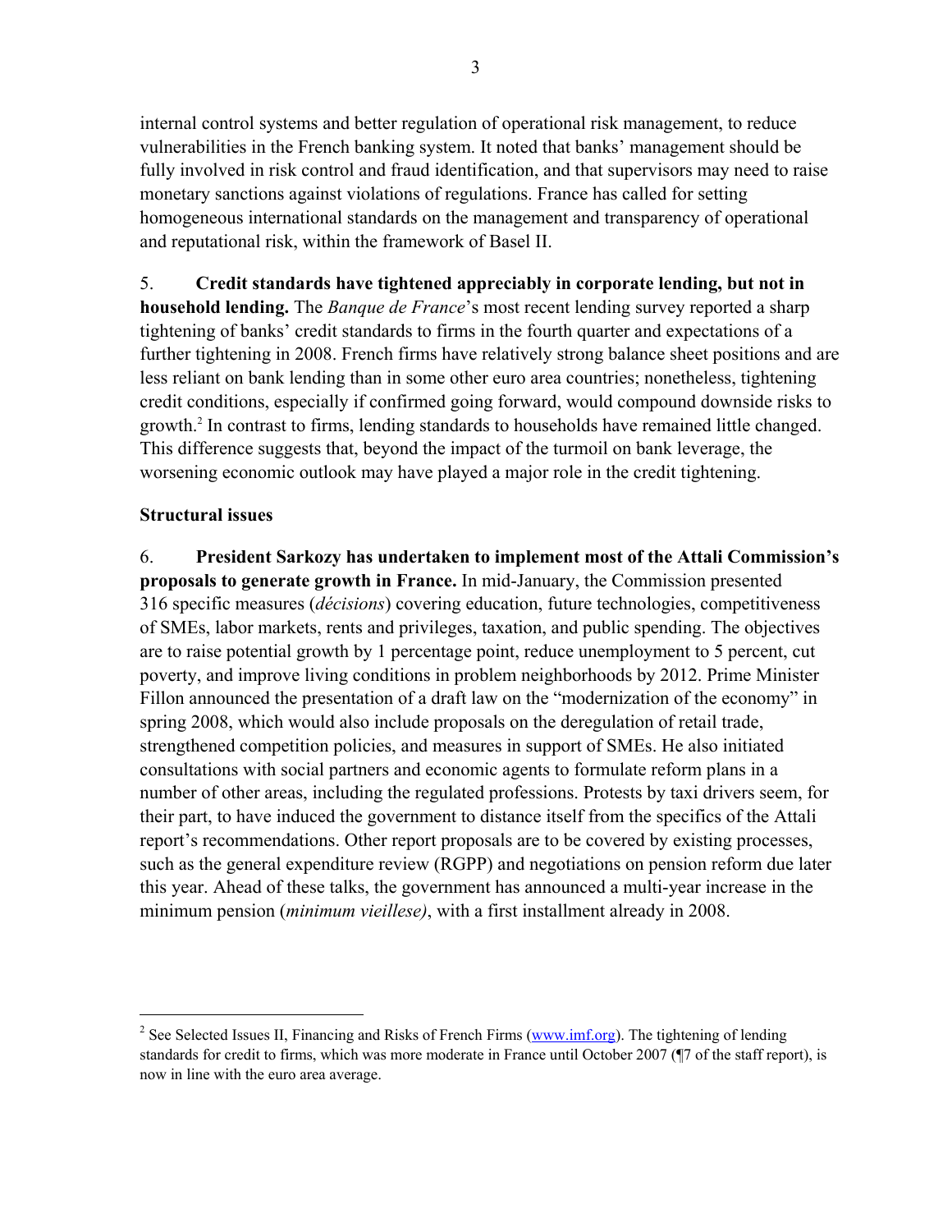internal control systems and better regulation of operational risk management, to reduce vulnerabilities in the French banking system. It noted that banks' management should be fully involved in risk control and fraud identification, and that supervisors may need to raise monetary sanctions against violations of regulations. France has called for setting homogeneous international standards on the management and transparency of operational and reputational risk, within the framework of Basel II.

5. **Credit standards have tightened appreciably in corporate lending, but not in household lending.** The *Banque de France*'s most recent lending survey reported a sharp tightening of banks' credit standards to firms in the fourth quarter and expectations of a further tightening in 2008. French firms have relatively strong balance sheet positions and are less reliant on bank lending than in some other euro area countries; nonetheless, tightening credit conditions, especially if confirmed going forward, would compound downside risks to growth.[2] In contrast to firms, lending standards to households have remained little changed. This difference suggests that, beyond the impact of the turmoil on bank leverage, the worsening economic outlook may have played a major role in the credit tightening.

### Structural issues

6. **President Sarkozy has undertaken to implement most of the Attali Commission's proposals to generate growth in France.** In mid-January, the Commission presented 316 specific measures (*décisions*) covering education, future technologies, competitiveness of SMEs, labor markets, rents and privileges, taxation, and public spending. The objectives are to raise potential growth by 1 percentage point, reduce unemployment to 5 percent, cut poverty, and improve living conditions in problem neighborhoods by 2012. Prime Minister Fillon announced the presentation of a draft law on the "modernization of the economy" in spring 2008, which would also include proposals on the deregulation of retail trade, strengthened competition policies, and measures in support of SMEs. He also initiated consultations with social partners and economic agents to formulate reform plans in a number of other areas, including the regulated professions. Protests by taxi drivers seem, for their part, to have induced the government to distance itself from the specifics of the Attali report's recommendations. Other report proposals are to be covered by existing processes, such as the general expenditure review (RGPP) and negotiations on pension reform due later this year. Ahead of these talks, the government has announced a multi-year increase in the minimum pension (*minimum vieillese)*, with a first installment already in 2008.

---

[2] See Selected Issues II, Financing and Risks of French Firms (www.imf.org). The tightening of lending standards for credit to firms, which was more moderate in France until October 2007 (¶7 of the staff report), is now in line with the euro area average.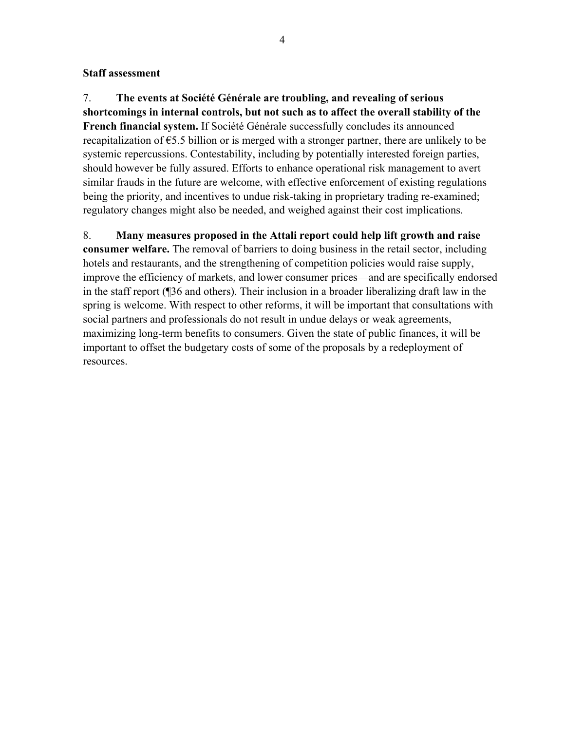**Staff assessment**

7. **The events at Société Générale are troubling, and revealing of serious shortcomings in internal controls, but not such as to affect the overall stability of the French financial system.** If Société Générale successfully concludes its announced recapitalization of €5.5 billion or is merged with a stronger partner, there are unlikely to be systemic repercussions. Contestability, including by potentially interested foreign parties, should however be fully assured. Efforts to enhance operational risk management to avert similar frauds in the future are welcome, with effective enforcement of existing regulations being the priority, and incentives to undue risk-taking in proprietary trading re-examined; regulatory changes might also be needed, and weighed against their cost implications.

8. **Many measures proposed in the Attali report could help lift growth and raise consumer welfare.** The removal of barriers to doing business in the retail sector, including hotels and restaurants, and the strengthening of competition policies would raise supply, improve the efficiency of markets, and lower consumer prices—and are specifically endorsed in the staff report (¶36 and others). Their inclusion in a broader liberalizing draft law in the spring is welcome. With respect to other reforms, it will be important that consultations with social partners and professionals do not result in undue delays or weak agreements, maximizing long-term benefits to consumers. Given the state of public finances, it will be important to offset the budgetary costs of some of the proposals by a redeployment of resources.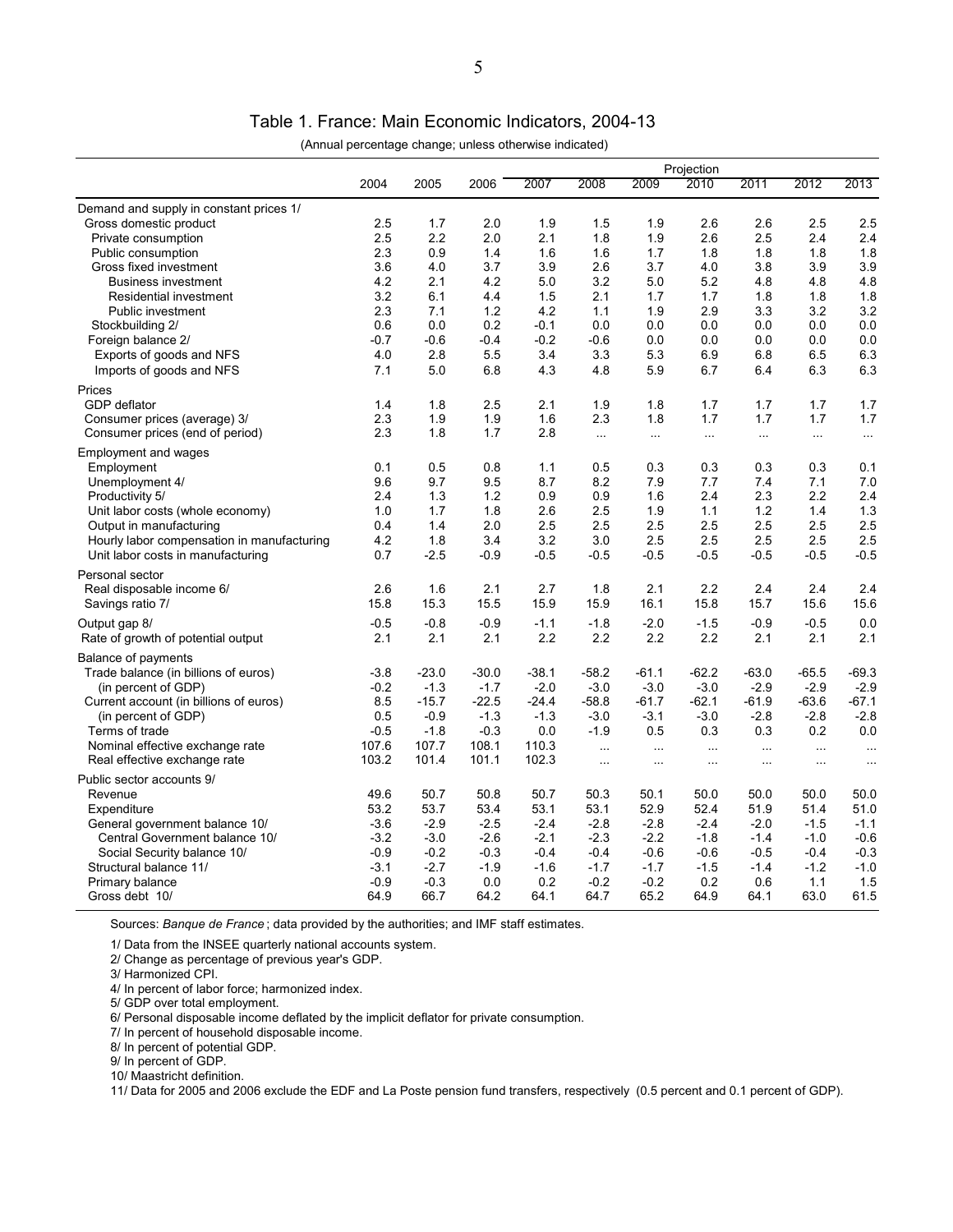# Table 1. France: Main Economic Indicators, 2004-13

(Annual percentage change; unless otherwise indicated)

| | 2004 | 2005 | 2006 | Projection 2007 | 2008 | 2009 | 2010 | 2011 | 2012 | 2013 |
|---|---|---|---|---|---|---|---|---|---|---|
| **Demand and supply in constant prices 1/** | | | | | | | | | | |
| Gross domestic product | 2.5 | 1.7 | 2.0 | 1.9 | 1.5 | 1.9 | 2.6 | 2.6 | 2.5 | 2.5 |
| Private consumption | 2.5 | 2.2 | 2.0 | 2.1 | 1.8 | 1.9 | 2.6 | 2.5 | 2.4 | 2.4 |
| Public consumption | 2.3 | 0.9 | 1.4 | 1.6 | 1.6 | 1.7 | 1.8 | 1.8 | 1.8 | 1.8 |
| Gross fixed investment | 3.6 | 4.0 | 3.7 | 3.9 | 2.6 | 3.7 | 4.0 | 3.8 | 3.9 | 3.9 |
| Business investment | 4.2 | 2.1 | 4.2 | 5.0 | 3.2 | 5.0 | 5.2 | 4.8 | 4.8 | 4.8 |
| Residential investment | 3.2 | 6.1 | 4.4 | 1.5 | 2.1 | 1.7 | 1.7 | 1.8 | 1.8 | 1.8 |
| Public investment | 2.3 | 7.1 | 1.2 | 4.2 | 1.1 | 1.9 | 2.9 | 3.3 | 3.2 | 3.2 |
| Stockbuilding 2/ | 0.6 | 0.0 | 0.2 | -0.1 | 0.0 | 0.0 | 0.0 | 0.0 | 0.0 | 0.0 |
| Foreign balance 2/ | -0.7 | -0.6 | -0.4 | -0.2 | -0.6 | 0.0 | 0.0 | 0.0 | 0.0 | 0.0 |
| Exports of goods and NFS | 4.0 | 2.8 | 5.5 | 3.4 | 3.3 | 5.3 | 6.9 | 6.8 | 6.5 | 6.3 |
| Imports of goods and NFS | 7.1 | 5.0 | 6.8 | 4.3 | 4.8 | 5.9 | 6.7 | 6.4 | 6.3 | 6.3 |
| **Prices** | | | | | | | | | | |
| GDP deflator | 1.4 | 1.8 | 2.5 | 2.1 | 1.9 | 1.8 | 1.7 | 1.7 | 1.7 | 1.7 |
| Consumer prices (average) 3/ | 2.3 | 1.9 | 1.9 | 1.6 | 2.3 | 1.8 | 1.7 | 1.7 | 1.7 | 1.7 |
| Consumer prices (end of period) | 2.3 | 1.8 | 1.7 | 2.8 | ... | ... | ... | ... | ... | ... |
| **Employment and wages** | | | | | | | | | | |
| Employment | 0.1 | 0.5 | 0.8 | 1.1 | 0.5 | 0.3 | 0.3 | 0.3 | 0.3 | 0.1 |
| Unemployment 4/ | 9.6 | 9.7 | 9.5 | 8.7 | 8.2 | 7.9 | 7.7 | 7.4 | 7.1 | 7.0 |
| Productivity 5/ | 2.4 | 1.3 | 1.2 | 0.9 | 0.9 | 1.6 | 2.4 | 2.3 | 2.2 | 2.4 |
| Unit labor costs (whole economy) | 1.0 | 1.7 | 1.8 | 2.6 | 2.5 | 1.9 | 1.1 | 1.2 | 1.4 | 1.3 |
| Output in manufacturing | 0.4 | 1.4 | 2.0 | 2.5 | 2.5 | 2.5 | 2.5 | 2.5 | 2.5 | 2.5 |
| Hourly labor compensation in manufacturing | 4.2 | 1.8 | 3.4 | 3.2 | 3.0 | 2.5 | 2.5 | 2.5 | 2.5 | 2.5 |
| Unit labor costs in manufacturing | 0.7 | -2.5 | -0.9 | -0.5 | -0.5 | -0.5 | -0.5 | -0.5 | -0.5 | -0.5 |
| **Personal sector** | | | | | | | | | | |
| Real disposable income 6/ | 2.6 | 1.6 | 2.1 | 2.7 | 1.8 | 2.1 | 2.2 | 2.4 | 2.4 | 2.4 |
| Savings ratio 7/ | 15.8 | 15.3 | 15.5 | 15.9 | 15.9 | 16.1 | 15.8 | 15.7 | 15.6 | 15.6 |
| Output gap 8/ | -0.5 | -0.8 | -0.9 | -1.1 | -1.8 | -2.0 | -1.5 | -0.9 | -0.5 | 0.0 |
| Rate of growth of potential output | 2.1 | 2.1 | 2.1 | 2.2 | 2.2 | 2.2 | 2.2 | 2.1 | 2.1 | 2.1 |
| **Balance of payments** | | | | | | | | | | |
| Trade balance (in billions of euros) | -3.8 | -23.0 | -30.0 | -38.1 | -58.2 | -61.1 | -62.2 | -63.0 | -65.5 | -69.3 |
| (in percent of GDP) | -0.2 | -1.3 | -1.7 | -2.0 | -3.0 | -3.0 | -3.0 | -2.9 | -2.9 | -2.9 |
| Current account (in billions of euros) | 8.5 | -15.7 | -22.5 | -24.4 | -58.8 | -61.7 | -62.1 | -61.9 | -63.6 | -67.1 |
| (in percent of GDP) | 0.5 | -0.9 | -1.3 | -1.3 | -3.0 | -3.1 | -3.0 | -2.8 | -2.8 | -2.8 |
| Terms of trade | -0.5 | -1.8 | -0.3 | 0.0 | -1.9 | 0.5 | 0.3 | 0.3 | 0.2 | 0.0 |
| Nominal effective exchange rate | 107.6 | 107.7 | 108.1 | 110.3 | ... | ... | ... | ... | ... | ... |
| Real effective exchange rate | 103.2 | 101.4 | 101.1 | 102.3 | ... | ... | ... | ... | ... | ... |
| **Public sector accounts 9/** | | | | | | | | | | |
| Revenue | 49.6 | 50.7 | 50.8 | 50.7 | 50.3 | 50.1 | 50.0 | 50.0 | 50.0 | 50.0 |
| Expenditure | 53.2 | 53.7 | 53.4 | 53.1 | 53.1 | 52.9 | 52.4 | 51.9 | 51.4 | 51.0 |
| General government balance 10/ | -3.6 | -2.9 | -2.5 | -2.4 | -2.8 | -2.8 | -2.4 | -2.0 | -1.5 | -1.1 |
| Central Government balance 10/ | -3.2 | -3.0 | -2.6 | -2.1 | -2.3 | -2.2 | -1.8 | -1.4 | -1.0 | -0.6 |
| Social Security balance 10/ | -0.9 | -0.2 | -0.3 | -0.4 | -0.4 | -0.6 | -0.6 | -0.5 | -0.4 | -0.3 |
| Structural balance 11/ | -3.1 | -2.7 | -1.9 | -1.6 | -1.7 | -1.7 | -1.5 | -1.4 | -1.2 | -1.0 |
| Primary balance | -0.9 | -0.3 | 0.0 | 0.2 | -0.2 | -0.2 | 0.2 | 0.6 | 1.1 | 1.5 |
| Gross debt 10/ | 64.9 | 66.7 | 64.2 | 64.1 | 64.7 | 65.2 | 64.9 | 64.1 | 63.0 | 61.5 |

Sources: *Banque de France*; data provided by the authorities; and IMF staff estimates.

1/ Data from the INSEE quarterly national accounts system.

2/ Change as percentage of previous year's GDP.

3/ Harmonized CPI.

4/ In percent of labor force; harmonized index.

5/ GDP over total employment.

6/ Personal disposable income deflated by the implicit deflator for private consumption.

7/ In percent of household disposable income.

8/ In percent of potential GDP.

9/ In percent of GDP.

10/ Maastricht definition.

11/ Data for 2005 and 2006 exclude the EDF and La Poste pension fund transfers, respectively (0.5 percent and 0.1 percent of GDP).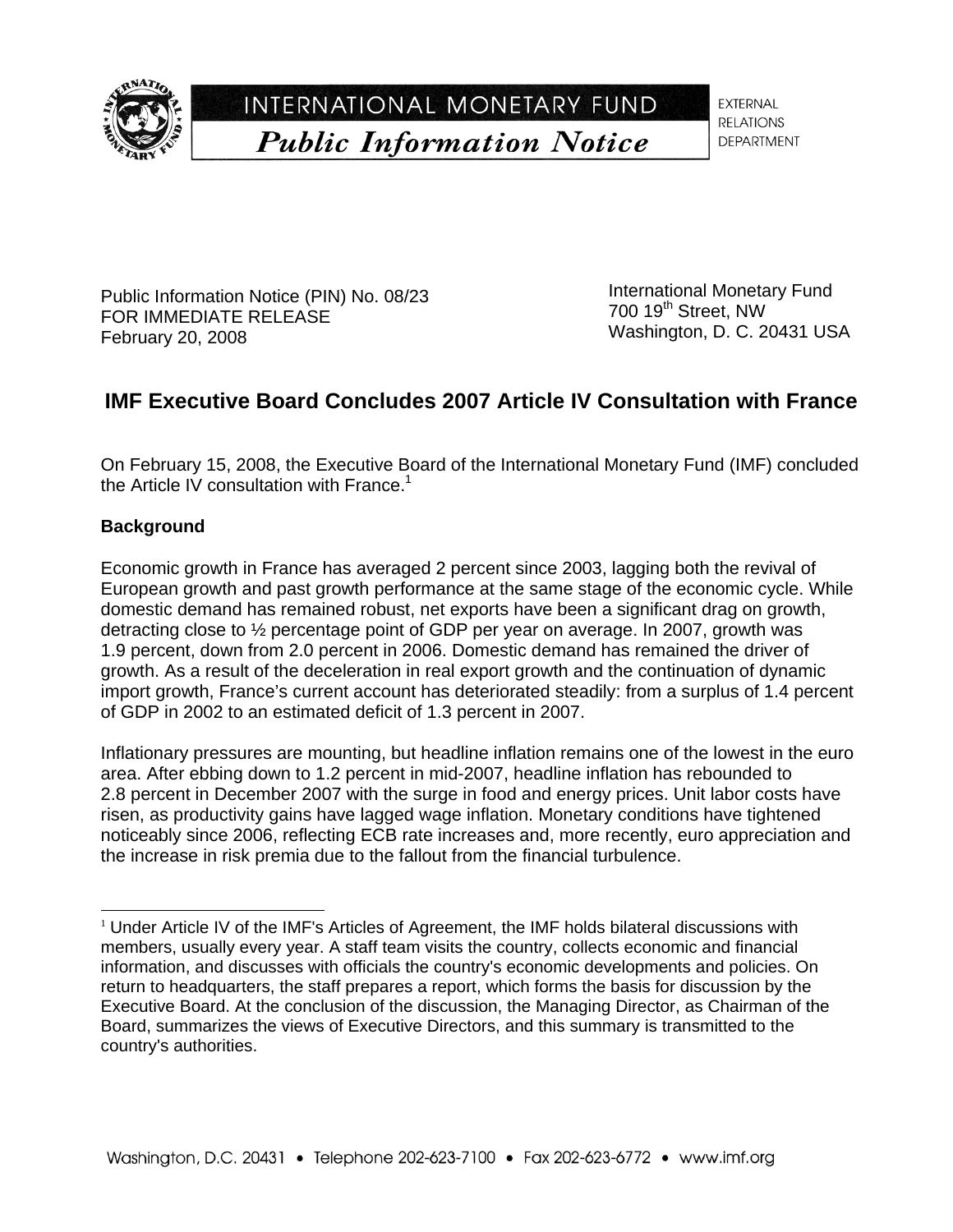INTERNATIONAL MONETARY FUND

*Public Information Notice*

EXTERNAL RELATIONS DEPARTMENT

Public Information Notice (PIN) No. 08/23
FOR IMMEDIATE RELEASE
February 20, 2008

International Monetary Fund
700 19th Street, NW
Washington, D. C. 20431 USA

## IMF Executive Board Concludes 2007 Article IV Consultation with France

On February 15, 2008, the Executive Board of the International Monetary Fund (IMF) concluded the Article IV consultation with France.[1]

### Background

Economic growth in France has averaged 2 percent since 2003, lagging both the revival of European growth and past growth performance at the same stage of the economic cycle. While domestic demand has remained robust, net exports have been a significant drag on growth, detracting close to ½ percentage point of GDP per year on average. In 2007, growth was 1.9 percent, down from 2.0 percent in 2006. Domestic demand has remained the driver of growth. As a result of the deceleration in real export growth and the continuation of dynamic import growth, France's current account has deteriorated steadily: from a surplus of 1.4 percent of GDP in 2002 to an estimated deficit of 1.3 percent in 2007.

Inflationary pressures are mounting, but headline inflation remains one of the lowest in the euro area. After ebbing down to 1.2 percent in mid-2007, headline inflation has rebounded to 2.8 percent in December 2007 with the surge in food and energy prices. Unit labor costs have risen, as productivity gains have lagged wage inflation. Monetary conditions have tightened noticeably since 2006, reflecting ECB rate increases and, more recently, euro appreciation and the increase in risk premia due to the fallout from the financial turbulence.

[1] Under Article IV of the IMF's Articles of Agreement, the IMF holds bilateral discussions with members, usually every year. A staff team visits the country, collects economic and financial information, and discusses with officials the country's economic developments and policies. On return to headquarters, the staff prepares a report, which forms the basis for discussion by the Executive Board. At the conclusion of the discussion, the Managing Director, as Chairman of the Board, summarizes the views of Executive Directors, and this summary is transmitted to the country's authorities.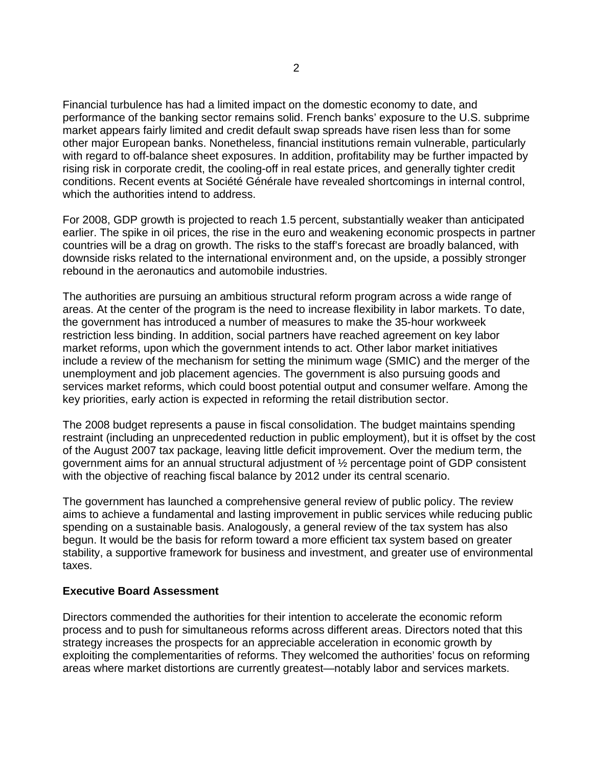Financial turbulence has had a limited impact on the domestic economy to date, and performance of the banking sector remains solid. French banks' exposure to the U.S. subprime market appears fairly limited and credit default swap spreads have risen less than for some other major European banks. Nonetheless, financial institutions remain vulnerable, particularly with regard to off-balance sheet exposures. In addition, profitability may be further impacted by rising risk in corporate credit, the cooling-off in real estate prices, and generally tighter credit conditions. Recent events at Société Générale have revealed shortcomings in internal control, which the authorities intend to address.

For 2008, GDP growth is projected to reach 1.5 percent, substantially weaker than anticipated earlier. The spike in oil prices, the rise in the euro and weakening economic prospects in partner countries will be a drag on growth. The risks to the staff's forecast are broadly balanced, with downside risks related to the international environment and, on the upside, a possibly stronger rebound in the aeronautics and automobile industries.

The authorities are pursuing an ambitious structural reform program across a wide range of areas. At the center of the program is the need to increase flexibility in labor markets. To date, the government has introduced a number of measures to make the 35-hour workweek restriction less binding. In addition, social partners have reached agreement on key labor market reforms, upon which the government intends to act. Other labor market initiatives include a review of the mechanism for setting the minimum wage (SMIC) and the merger of the unemployment and job placement agencies. The government is also pursuing goods and services market reforms, which could boost potential output and consumer welfare. Among the key priorities, early action is expected in reforming the retail distribution sector.

The 2008 budget represents a pause in fiscal consolidation. The budget maintains spending restraint (including an unprecedented reduction in public employment), but it is offset by the cost of the August 2007 tax package, leaving little deficit improvement. Over the medium term, the government aims for an annual structural adjustment of ½ percentage point of GDP consistent with the objective of reaching fiscal balance by 2012 under its central scenario.

The government has launched a comprehensive general review of public policy. The review aims to achieve a fundamental and lasting improvement in public services while reducing public spending on a sustainable basis. Analogously, a general review of the tax system has also begun. It would be the basis for reform toward a more efficient tax system based on greater stability, a supportive framework for business and investment, and greater use of environmental taxes.

**Executive Board Assessment**

Directors commended the authorities for their intention to accelerate the economic reform process and to push for simultaneous reforms across different areas. Directors noted that this strategy increases the prospects for an appreciable acceleration in economic growth by exploiting the complementarities of reforms. They welcomed the authorities' focus on reforming areas where market distortions are currently greatest—notably labor and services markets.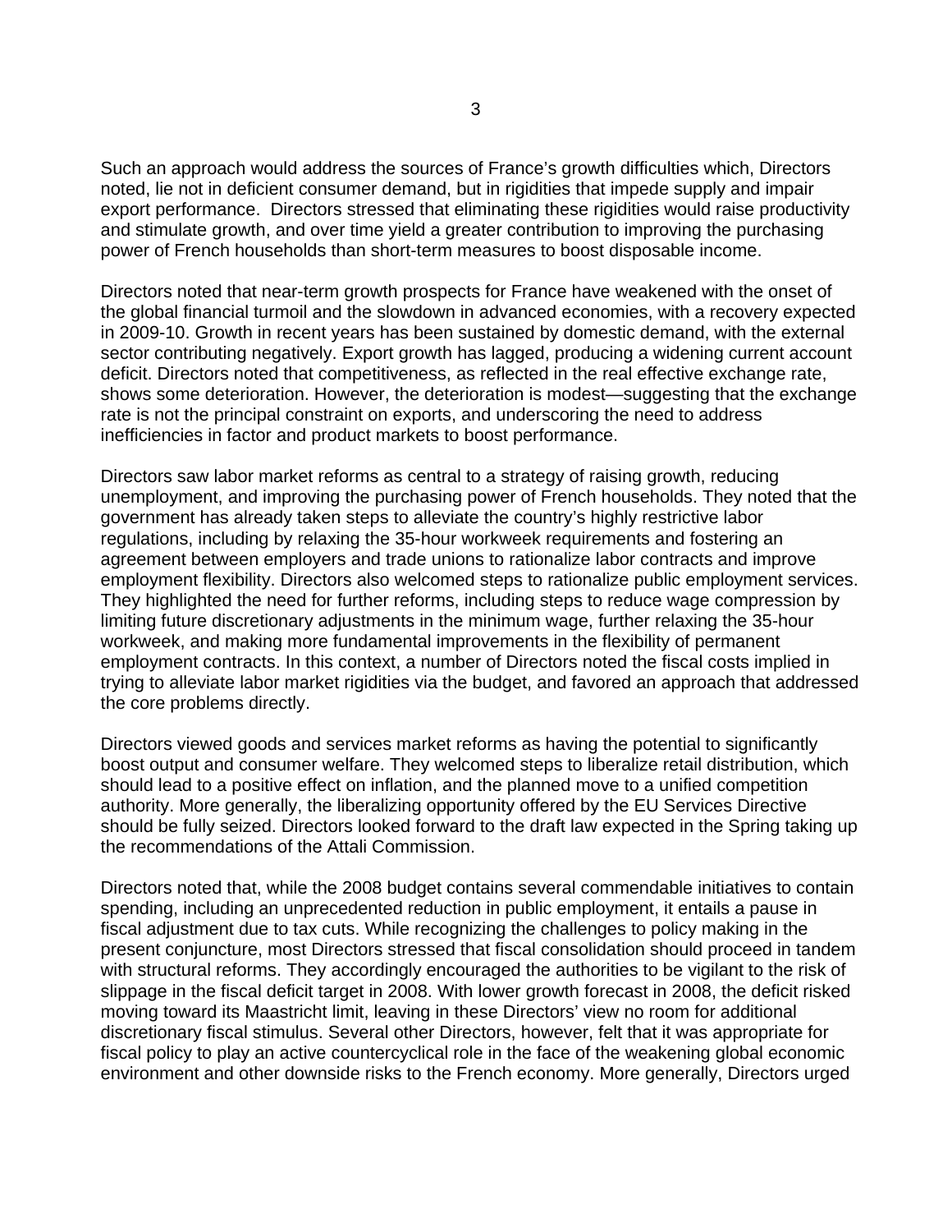Such an approach would address the sources of France's growth difficulties which, Directors noted, lie not in deficient consumer demand, but in rigidities that impede supply and impair export performance. Directors stressed that eliminating these rigidities would raise productivity and stimulate growth, and over time yield a greater contribution to improving the purchasing power of French households than short-term measures to boost disposable income.

Directors noted that near-term growth prospects for France have weakened with the onset of the global financial turmoil and the slowdown in advanced economies, with a recovery expected in 2009-10. Growth in recent years has been sustained by domestic demand, with the external sector contributing negatively. Export growth has lagged, producing a widening current account deficit. Directors noted that competitiveness, as reflected in the real effective exchange rate, shows some deterioration. However, the deterioration is modest—suggesting that the exchange rate is not the principal constraint on exports, and underscoring the need to address inefficiencies in factor and product markets to boost performance.

Directors saw labor market reforms as central to a strategy of raising growth, reducing unemployment, and improving the purchasing power of French households. They noted that the government has already taken steps to alleviate the country's highly restrictive labor regulations, including by relaxing the 35-hour workweek requirements and fostering an agreement between employers and trade unions to rationalize labor contracts and improve employment flexibility. Directors also welcomed steps to rationalize public employment services. They highlighted the need for further reforms, including steps to reduce wage compression by limiting future discretionary adjustments in the minimum wage, further relaxing the 35-hour workweek, and making more fundamental improvements in the flexibility of permanent employment contracts. In this context, a number of Directors noted the fiscal costs implied in trying to alleviate labor market rigidities via the budget, and favored an approach that addressed the core problems directly.

Directors viewed goods and services market reforms as having the potential to significantly boost output and consumer welfare. They welcomed steps to liberalize retail distribution, which should lead to a positive effect on inflation, and the planned move to a unified competition authority. More generally, the liberalizing opportunity offered by the EU Services Directive should be fully seized. Directors looked forward to the draft law expected in the Spring taking up the recommendations of the Attali Commission.

Directors noted that, while the 2008 budget contains several commendable initiatives to contain spending, including an unprecedented reduction in public employment, it entails a pause in fiscal adjustment due to tax cuts. While recognizing the challenges to policy making in the present conjuncture, most Directors stressed that fiscal consolidation should proceed in tandem with structural reforms. They accordingly encouraged the authorities to be vigilant to the risk of slippage in the fiscal deficit target in 2008. With lower growth forecast in 2008, the deficit risked moving toward its Maastricht limit, leaving in these Directors' view no room for additional discretionary fiscal stimulus. Several other Directors, however, felt that it was appropriate for fiscal policy to play an active countercyclical role in the face of the weakening global economic environment and other downside risks to the French economy. More generally, Directors urged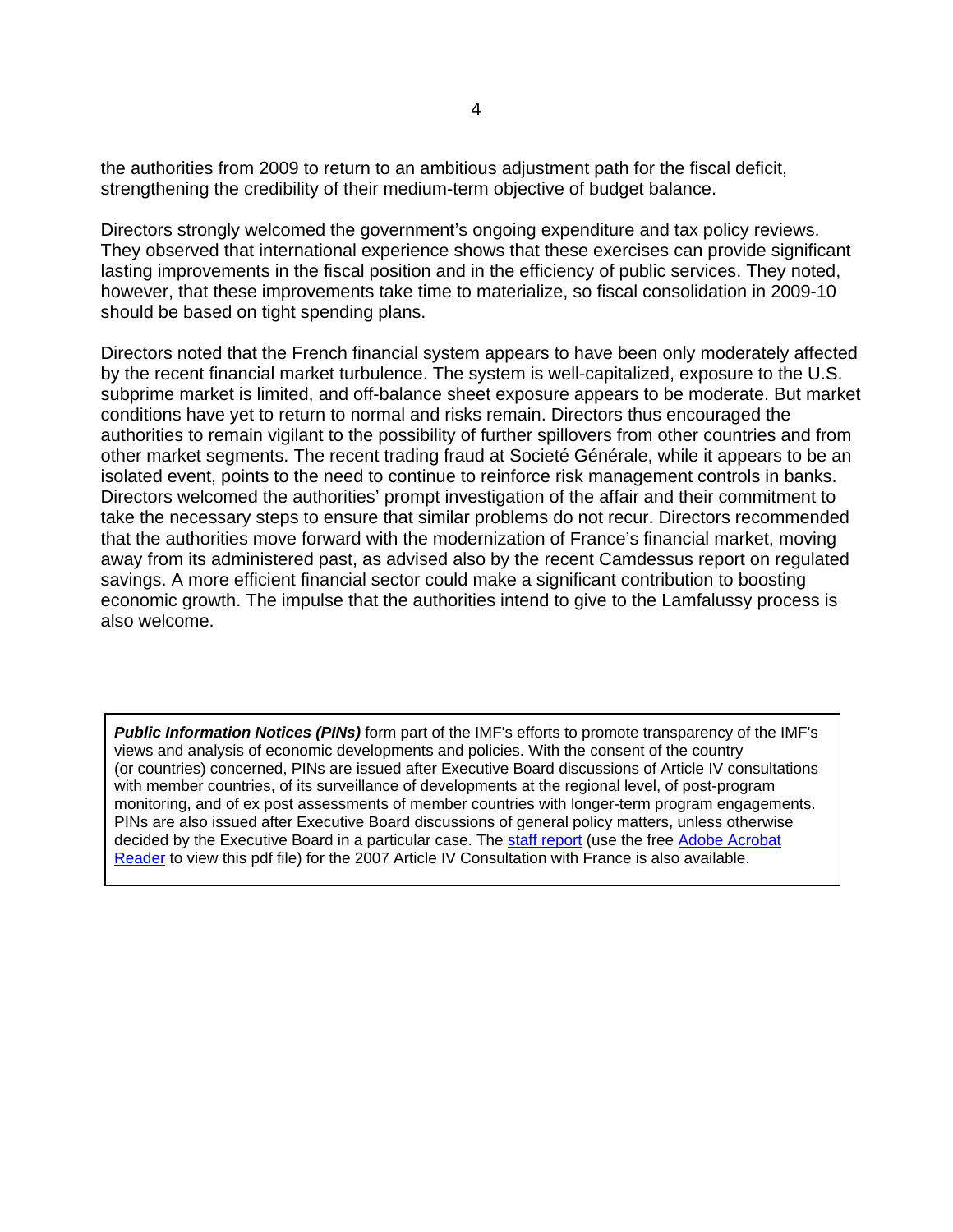the authorities from 2009 to return to an ambitious adjustment path for the fiscal deficit, strengthening the credibility of their medium-term objective of budget balance.

Directors strongly welcomed the government's ongoing expenditure and tax policy reviews. They observed that international experience shows that these exercises can provide significant lasting improvements in the fiscal position and in the efficiency of public services. They noted, however, that these improvements take time to materialize, so fiscal consolidation in 2009-10 should be based on tight spending plans.

Directors noted that the French financial system appears to have been only moderately affected by the recent financial market turbulence. The system is well-capitalized, exposure to the U.S. subprime market is limited, and off-balance sheet exposure appears to be moderate. But market conditions have yet to return to normal and risks remain. Directors thus encouraged the authorities to remain vigilant to the possibility of further spillovers from other countries and from other market segments. The recent trading fraud at Societé Générale, while it appears to be an isolated event, points to the need to continue to reinforce risk management controls in banks. Directors welcomed the authorities' prompt investigation of the affair and their commitment to take the necessary steps to ensure that similar problems do not recur. Directors recommended that the authorities move forward with the modernization of France's financial market, moving away from its administered past, as advised also by the recent Camdessus report on regulated savings. A more efficient financial sector could make a significant contribution to boosting economic growth. The impulse that the authorities intend to give to the Lamfalussy process is also welcome.

***Public Information Notices (PINs)*** form part of the IMF's efforts to promote transparency of the IMF's views and analysis of economic developments and policies. With the consent of the country (or countries) concerned, PINs are issued after Executive Board discussions of Article IV consultations with member countries, of its surveillance of developments at the regional level, of post-program monitoring, and of ex post assessments of member countries with longer-term program engagements. PINs are also issued after Executive Board discussions of general policy matters, unless otherwise decided by the Executive Board in a particular case. The staff report (use the free Adobe Acrobat Reader to view this pdf file) for the 2007 Article IV Consultation with France is also available.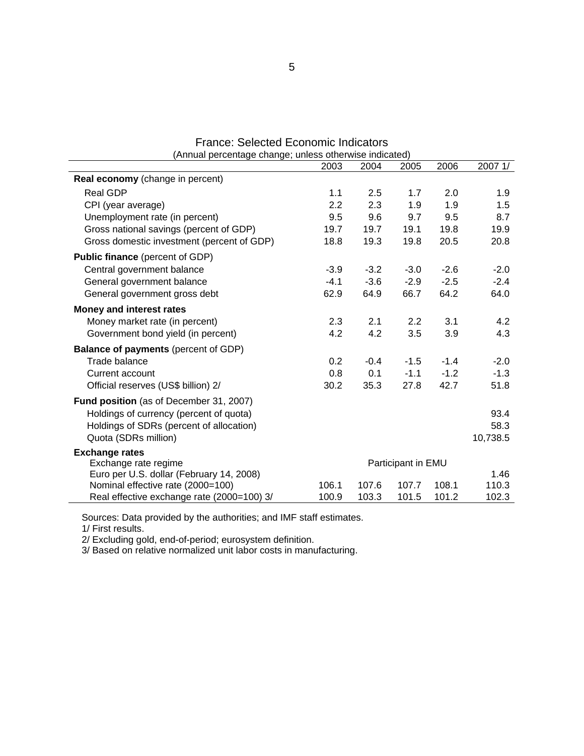## France: Selected Economic Indicators

(Annual percentage change; unless otherwise indicated)

| | 2003 | 2004 | 2005 | 2006 | 2007 1/ |
|---|---|---|---|---|---|
| **Real economy** (change in percent) | | | | | |
| Real GDP | 1.1 | 2.5 | 1.7 | 2.0 | 1.9 |
| CPI (year average) | 2.2 | 2.3 | 1.9 | 1.9 | 1.5 |
| Unemployment rate (in percent) | 9.5 | 9.6 | 9.7 | 9.5 | 8.7 |
| Gross national savings (percent of GDP) | 19.7 | 19.7 | 19.1 | 19.8 | 19.9 |
| Gross domestic investment (percent of GDP) | 18.8 | 19.3 | 19.8 | 20.5 | 20.8 |
| **Public finance** (percent of GDP) | | | | | |
| Central government balance | -3.9 | -3.2 | -3.0 | -2.6 | -2.0 |
| General government balance | -4.1 | -3.6 | -2.9 | -2.5 | -2.4 |
| General government gross debt | 62.9 | 64.9 | 66.7 | 64.2 | 64.0 |
| **Money and interest rates** | | | | | |
| Money market rate (in percent) | 2.3 | 2.1 | 2.2 | 3.1 | 4.2 |
| Government bond yield (in percent) | 4.2 | 4.2 | 3.5 | 3.9 | 4.3 |
| **Balance of payments** (percent of GDP) | | | | | |
| Trade balance | 0.2 | -0.4 | -1.5 | -1.4 | -2.0 |
| Current account | 0.8 | 0.1 | -1.1 | -1.2 | -1.3 |
| Official reserves (US$ billion) 2/ | 30.2 | 35.3 | 27.8 | 42.7 | 51.8 |
| **Fund position** (as of December 31, 2007) | | | | | |
| Holdings of currency (percent of quota) | | | | | 93.4 |
| Holdings of SDRs (percent of allocation) | | | | | 58.3 |
| Quota (SDRs million) | | | | | 10,738.5 |
| **Exchange rates** | | | | | |
| Exchange rate regime | | | Participant in EMU | | |
| Euro per U.S. dollar (February 14, 2008) | | | | | 1.46 |
| Nominal effective rate (2000=100) | 106.1 | 107.6 | 107.7 | 108.1 | 110.3 |
| Real effective exchange rate (2000=100) 3/ | 100.9 | 103.3 | 101.5 | 101.2 | 102.3 |

Sources: Data provided by the authorities; and IMF staff estimates.

1/ First results.

2/ Excluding gold, end-of-period; eurosystem definition.

3/ Based on relative normalized unit labor costs in manufacturing.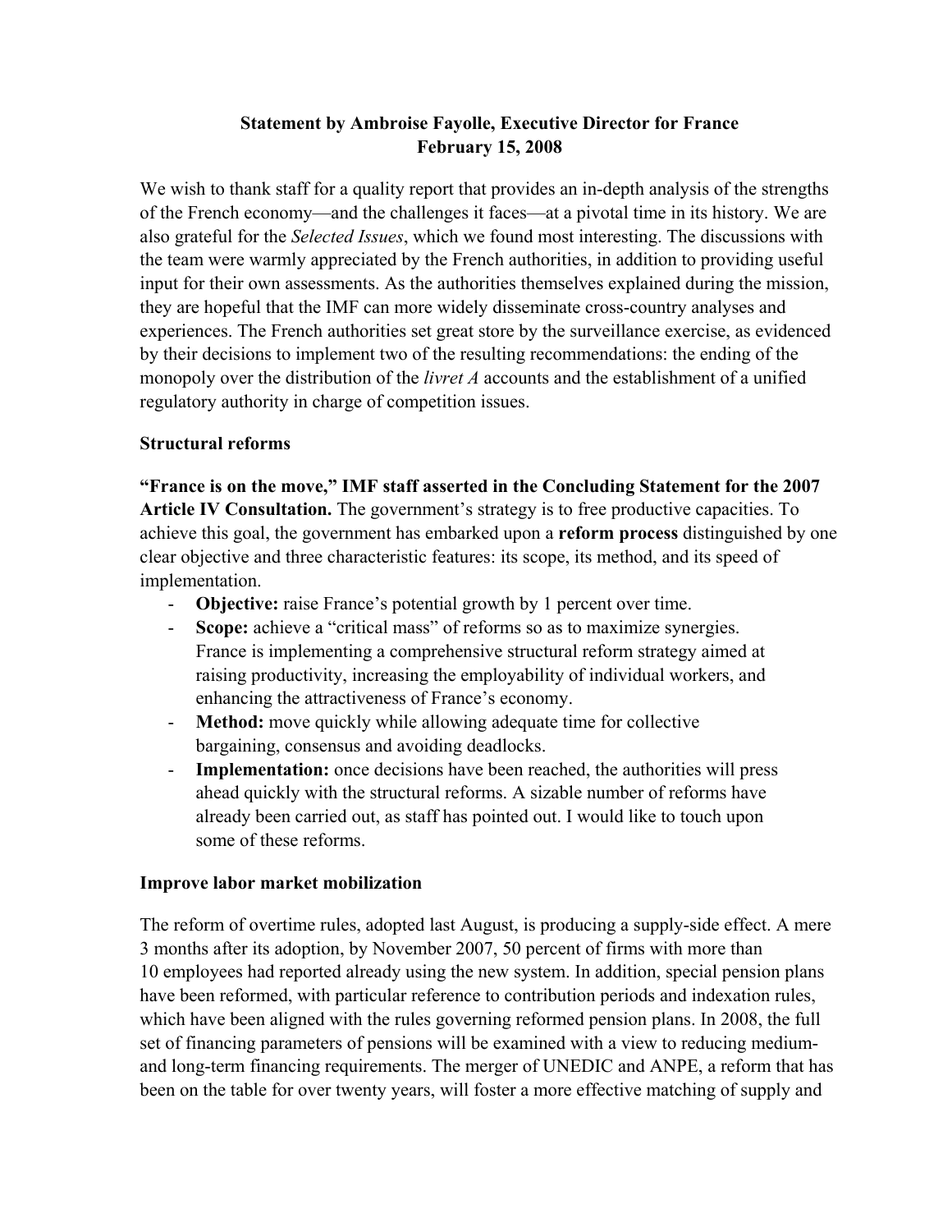**Statement by Ambroise Fayolle, Executive Director for France**
**February 15, 2008**

We wish to thank staff for a quality report that provides an in-depth analysis of the strengths of the French economy—and the challenges it faces—at a pivotal time in its history. We are also grateful for the *Selected Issues*, which we found most interesting. The discussions with the team were warmly appreciated by the French authorities, in addition to providing useful input for their own assessments. As the authorities themselves explained during the mission, they are hopeful that the IMF can more widely disseminate cross-country analyses and experiences. The French authorities set great store by the surveillance exercise, as evidenced by their decisions to implement two of the resulting recommendations: the ending of the monopoly over the distribution of the *livret A* accounts and the establishment of a unified regulatory authority in charge of competition issues.

## Structural reforms

**"France is on the move," IMF staff asserted in the Concluding Statement for the 2007 Article IV Consultation.** The government's strategy is to free productive capacities. To achieve this goal, the government has embarked upon a **reform process** distinguished by one clear objective and three characteristic features: its scope, its method, and its speed of implementation.

- **Objective:** raise France's potential growth by 1 percent over time.
- **Scope:** achieve a "critical mass" of reforms so as to maximize synergies. France is implementing a comprehensive structural reform strategy aimed at raising productivity, increasing the employability of individual workers, and enhancing the attractiveness of France's economy.
- **Method:** move quickly while allowing adequate time for collective bargaining, consensus and avoiding deadlocks.
- **Implementation:** once decisions have been reached, the authorities will press ahead quickly with the structural reforms. A sizable number of reforms have already been carried out, as staff has pointed out. I would like to touch upon some of these reforms.

## Improve labor market mobilization

The reform of overtime rules, adopted last August, is producing a supply-side effect. A mere 3 months after its adoption, by November 2007, 50 percent of firms with more than 10 employees had reported already using the new system. In addition, special pension plans have been reformed, with particular reference to contribution periods and indexation rules, which have been aligned with the rules governing reformed pension plans. In 2008, the full set of financing parameters of pensions will be examined with a view to reducing medium- and long-term financing requirements. The merger of UNEDIC and ANPE, a reform that has been on the table for over twenty years, will foster a more effective matching of supply and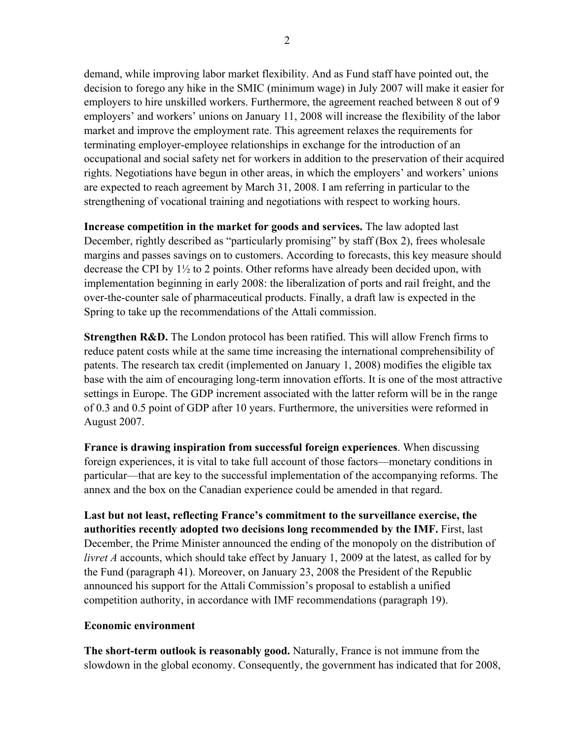demand, while improving labor market flexibility. And as Fund staff have pointed out, the decision to forego any hike in the SMIC (minimum wage) in July 2007 will make it easier for employers to hire unskilled workers. Furthermore, the agreement reached between 8 out of 9 employers' and workers' unions on January 11, 2008 will increase the flexibility of the labor market and improve the employment rate. This agreement relaxes the requirements for terminating employer-employee relationships in exchange for the introduction of an occupational and social safety net for workers in addition to the preservation of their acquired rights. Negotiations have begun in other areas, in which the employers' and workers' unions are expected to reach agreement by March 31, 2008. I am referring in particular to the strengthening of vocational training and negotiations with respect to working hours.

**Increase competition in the market for goods and services.** The law adopted last December, rightly described as "particularly promising" by staff (Box 2), frees wholesale margins and passes savings on to customers. According to forecasts, this key measure should decrease the CPI by 1½ to 2 points. Other reforms have already been decided upon, with implementation beginning in early 2008: the liberalization of ports and rail freight, and the over-the-counter sale of pharmaceutical products. Finally, a draft law is expected in the Spring to take up the recommendations of the Attali commission.

**Strengthen R&D.** The London protocol has been ratified. This will allow French firms to reduce patent costs while at the same time increasing the international comprehensibility of patents. The research tax credit (implemented on January 1, 2008) modifies the eligible tax base with the aim of encouraging long-term innovation efforts. It is one of the most attractive settings in Europe. The GDP increment associated with the latter reform will be in the range of 0.3 and 0.5 point of GDP after 10 years. Furthermore, the universities were reformed in August 2007.

**France is drawing inspiration from successful foreign experiences**. When discussing foreign experiences, it is vital to take full account of those factors—monetary conditions in particular—that are key to the successful implementation of the accompanying reforms. The annex and the box on the Canadian experience could be amended in that regard.

**Last but not least, reflecting France's commitment to the surveillance exercise, the authorities recently adopted two decisions long recommended by the IMF.** First, last December, the Prime Minister announced the ending of the monopoly on the distribution of *livret A* accounts, which should take effect by January 1, 2009 at the latest, as called for by the Fund (paragraph 41). Moreover, on January 23, 2008 the President of the Republic announced his support for the Attali Commission's proposal to establish a unified competition authority, in accordance with IMF recommendations (paragraph 19).

**Economic environment**

**The short-term outlook is reasonably good.** Naturally, France is not immune from the slowdown in the global economy. Consequently, the government has indicated that for 2008,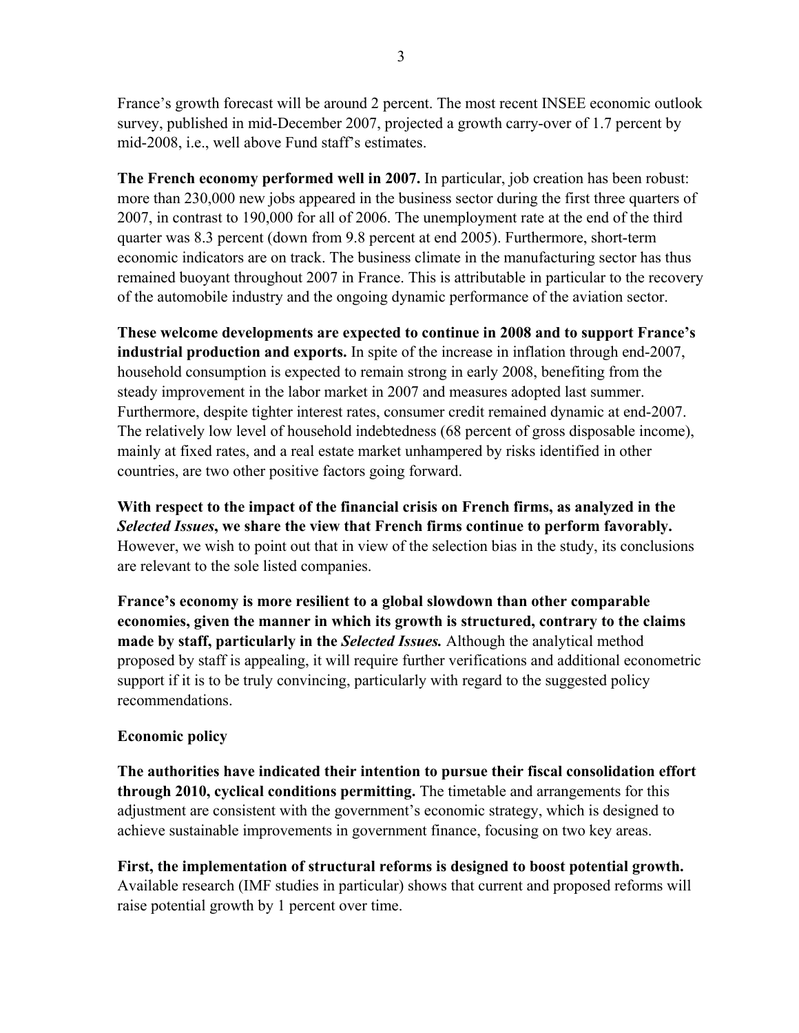France's growth forecast will be around 2 percent. The most recent INSEE economic outlook survey, published in mid-December 2007, projected a growth carry-over of 1.7 percent by mid-2008, i.e., well above Fund staff's estimates.

**The French economy performed well in 2007.** In particular, job creation has been robust: more than 230,000 new jobs appeared in the business sector during the first three quarters of 2007, in contrast to 190,000 for all of 2006. The unemployment rate at the end of the third quarter was 8.3 percent (down from 9.8 percent at end 2005). Furthermore, short-term economic indicators are on track. The business climate in the manufacturing sector has thus remained buoyant throughout 2007 in France. This is attributable in particular to the recovery of the automobile industry and the ongoing dynamic performance of the aviation sector.

**These welcome developments are expected to continue in 2008 and to support France's industrial production and exports.** In spite of the increase in inflation through end-2007, household consumption is expected to remain strong in early 2008, benefiting from the steady improvement in the labor market in 2007 and measures adopted last summer. Furthermore, despite tighter interest rates, consumer credit remained dynamic at end-2007. The relatively low level of household indebtedness (68 percent of gross disposable income), mainly at fixed rates, and a real estate market unhampered by risks identified in other countries, are two other positive factors going forward.

**With respect to the impact of the financial crisis on French firms, as analyzed in the *Selected Issues*, we share the view that French firms continue to perform favorably.** However, we wish to point out that in view of the selection bias in the study, its conclusions are relevant to the sole listed companies.

**France's economy is more resilient to a global slowdown than other comparable economies, given the manner in which its growth is structured, contrary to the claims made by staff, particularly in the *Selected Issues.*** Although the analytical method proposed by staff is appealing, it will require further verifications and additional econometric support if it is to be truly convincing, particularly with regard to the suggested policy recommendations.

**Economic policy**

**The authorities have indicated their intention to pursue their fiscal consolidation effort through 2010, cyclical conditions permitting.** The timetable and arrangements for this adjustment are consistent with the government's economic strategy, which is designed to achieve sustainable improvements in government finance, focusing on two key areas.

**First, the implementation of structural reforms is designed to boost potential growth.** Available research (IMF studies in particular) shows that current and proposed reforms will raise potential growth by 1 percent over time.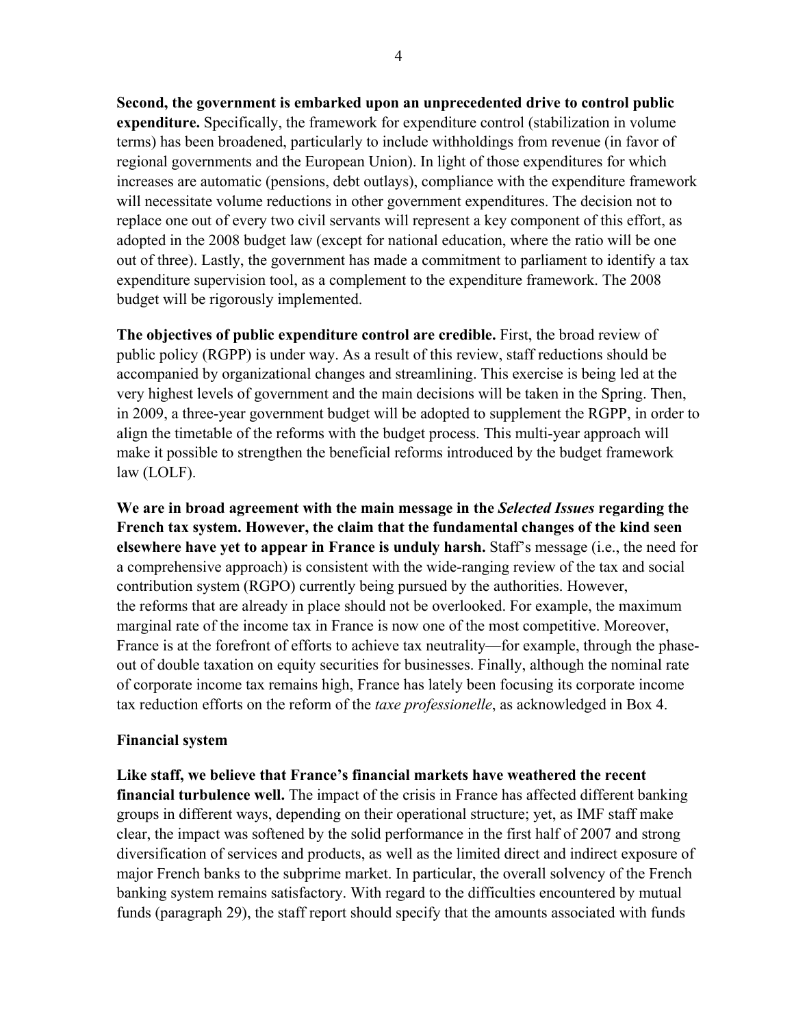**Second, the government is embarked upon an unprecedented drive to control public expenditure.** Specifically, the framework for expenditure control (stabilization in volume terms) has been broadened, particularly to include withholdings from revenue (in favor of regional governments and the European Union). In light of those expenditures for which increases are automatic (pensions, debt outlays), compliance with the expenditure framework will necessitate volume reductions in other government expenditures. The decision not to replace one out of every two civil servants will represent a key component of this effort, as adopted in the 2008 budget law (except for national education, where the ratio will be one out of three). Lastly, the government has made a commitment to parliament to identify a tax expenditure supervision tool, as a complement to the expenditure framework. The 2008 budget will be rigorously implemented.

**The objectives of public expenditure control are credible.** First, the broad review of public policy (RGPP) is under way. As a result of this review, staff reductions should be accompanied by organizational changes and streamlining. This exercise is being led at the very highest levels of government and the main decisions will be taken in the Spring. Then, in 2009, a three-year government budget will be adopted to supplement the RGPP, in order to align the timetable of the reforms with the budget process. This multi-year approach will make it possible to strengthen the beneficial reforms introduced by the budget framework law (LOLF).

**We are in broad agreement with the main message in the *Selected Issues* regarding the French tax system. However, the claim that the fundamental changes of the kind seen elsewhere have yet to appear in France is unduly harsh.** Staff's message (i.e., the need for a comprehensive approach) is consistent with the wide-ranging review of the tax and social contribution system (RGPO) currently being pursued by the authorities. However, the reforms that are already in place should not be overlooked. For example, the maximum marginal rate of the income tax in France is now one of the most competitive. Moreover, France is at the forefront of efforts to achieve tax neutrality—for example, through the phase-out of double taxation on equity securities for businesses. Finally, although the nominal rate of corporate income tax remains high, France has lately been focusing its corporate income tax reduction efforts on the reform of the *taxe professionelle*, as acknowledged in Box 4.

**Financial system**

**Like staff, we believe that France's financial markets have weathered the recent financial turbulence well.** The impact of the crisis in France has affected different banking groups in different ways, depending on their operational structure; yet, as IMF staff make clear, the impact was softened by the solid performance in the first half of 2007 and strong diversification of services and products, as well as the limited direct and indirect exposure of major French banks to the subprime market. In particular, the overall solvency of the French banking system remains satisfactory. With regard to the difficulties encountered by mutual funds (paragraph 29), the staff report should specify that the amounts associated with funds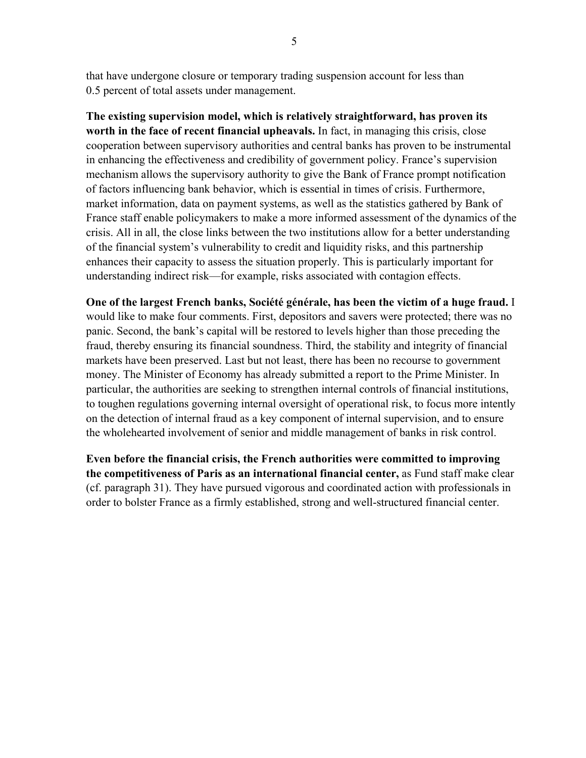that have undergone closure or temporary trading suspension account for less than 0.5 percent of total assets under management.

**The existing supervision model, which is relatively straightforward, has proven its worth in the face of recent financial upheavals.** In fact, in managing this crisis, close cooperation between supervisory authorities and central banks has proven to be instrumental in enhancing the effectiveness and credibility of government policy. France's supervision mechanism allows the supervisory authority to give the Bank of France prompt notification of factors influencing bank behavior, which is essential in times of crisis. Furthermore, market information, data on payment systems, as well as the statistics gathered by Bank of France staff enable policymakers to make a more informed assessment of the dynamics of the crisis. All in all, the close links between the two institutions allow for a better understanding of the financial system's vulnerability to credit and liquidity risks, and this partnership enhances their capacity to assess the situation properly. This is particularly important for understanding indirect risk—for example, risks associated with contagion effects.

**One of the largest French banks, Société générale, has been the victim of a huge fraud.** I would like to make four comments. First, depositors and savers were protected; there was no panic. Second, the bank's capital will be restored to levels higher than those preceding the fraud, thereby ensuring its financial soundness. Third, the stability and integrity of financial markets have been preserved. Last but not least, there has been no recourse to government money. The Minister of Economy has already submitted a report to the Prime Minister. In particular, the authorities are seeking to strengthen internal controls of financial institutions, to toughen regulations governing internal oversight of operational risk, to focus more intently on the detection of internal fraud as a key component of internal supervision, and to ensure the wholehearted involvement of senior and middle management of banks in risk control.

**Even before the financial crisis, the French authorities were committed to improving the competitiveness of Paris as an international financial center,** as Fund staff make clear (cf. paragraph 31). They have pursued vigorous and coordinated action with professionals in order to bolster France as a firmly established, strong and well-structured financial center.